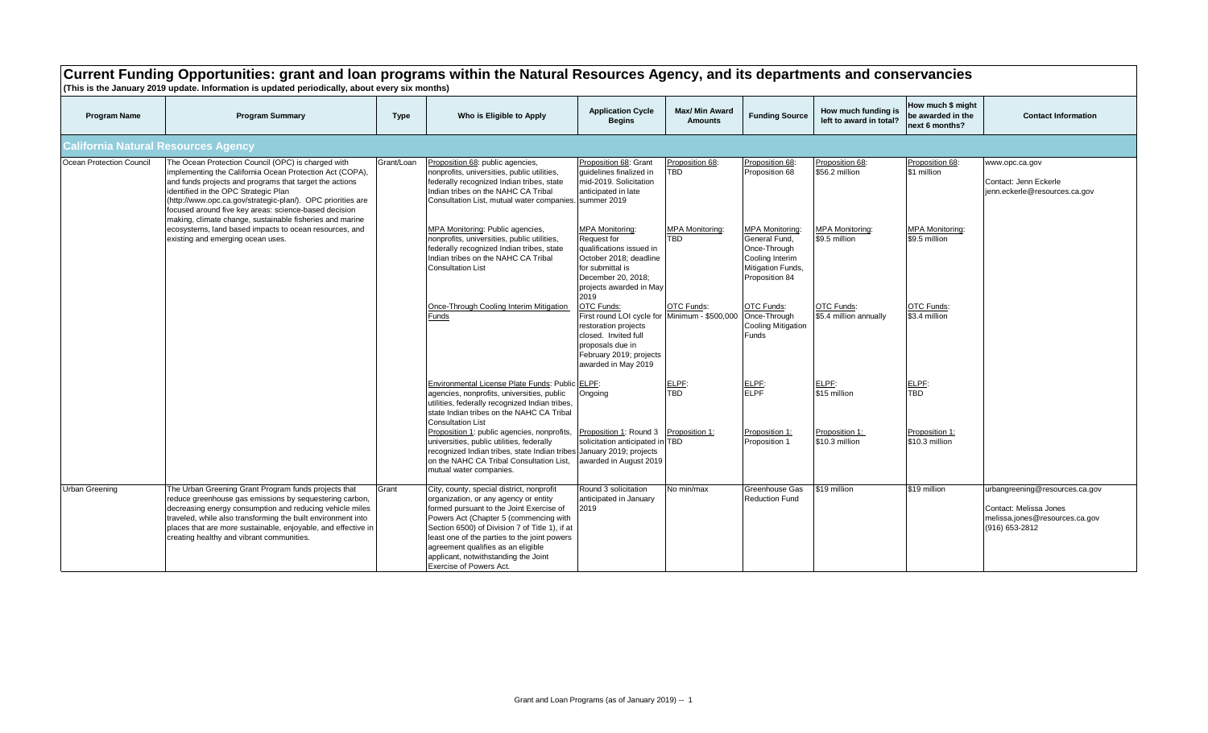# Current Funding Opportunities: grant and loan programs within the Natural Resources Agency, and its departments and conservancies

**(This is the January 2019 update. Information is updated periodically, about every six months)**

| Program Name | Program Summary | Type | Who is Eligible to Apply | Application Cycle Begins | Max/ Min Award Amounts | Funding Source | How much funding is left to award in total? | How much $ might be awarded in the next 6 months? | Contact Information |
|---|---|---|---|---|---|---|---|---|---|
| **California Natural Resources Agency** | | | | | | | | | |
| Ocean Protection Council | The Ocean Protection Council (OPC) is charged with implementing the California Ocean Protection Act (COPA), and funds projects and programs that target the actions identified in the OPC Strategic Plan (http://www.opc.ca.gov/strategic-plan/). OPC priorities are focused around five key areas: science-based decision making, climate change, sustainable fisheries and marine ecosystems, land based impacts to ocean resources, and existing and emerging ocean uses. | Grant/Loan | Proposition 68: public agencies, nonprofits, universities, public utilities, federally recognized Indian tribes, state Indian tribes on the NAHC CA Tribal Consultation List, mutual water companies. | Proposition 68: Grant guidelines finalized in mid-2019. Solicitation anticipated in late summer 2019 | Proposition 68: TBD | Proposition 68: Proposition 68 | Proposition 68: $56.2 million | Proposition 68: $1 million | www.opc.ca.gov<br><br>Contact: Jenn Eckerle<br>jenn.eckerle@resources.ca.gov |
| | | | MPA Monitoring: Public agencies, nonprofits, universities, public utilities, federally recognized Indian tribes, state Indian tribes on the NAHC CA Tribal Consultation List | MPA Monitoring: Request for qualifications issued in October 2018; deadline for submittal is December 20, 2018; projects awarded in May 2019 | MPA Monitoring: TBD | MPA Monitoring: General Fund, Once-Through Cooling Interim Mitigation Funds, Proposition 84 | MPA Monitoring: $9.5 million | MPA Monitoring: $9.5 million | |
| | | | Once-Through Cooling Interim Mitigation Funds | OTC Funds: First round LOI cycle for restoration projects closed. Invited full proposals due in February 2019; projects awarded in May 2019 | OTC Funds: Minimum - $500,000 | OTC Funds: Once-Through Cooling Mitigation Funds | OTC Funds: $5.4 million annually | OTC Funds: $3.4 million | |
| | | | Environmental License Plate Funds: Public agencies, nonprofits, universities, public utilities, federally recognized Indian tribes, state Indian tribes on the NAHC CA Tribal Consultation List | ELPF: Ongoing | ELPF: TBD | ELPF: ELPF | ELPF: $15 million | ELPF: TBD | |
| | | | Proposition 1: public agencies, nonprofits, universities, public utilities, federally recognized Indian tribes, state Indian tribes on the NAHC CA Tribal Consultation List, mutual water companies. | Proposition 1: Round 3 solicitation anticipated in January 2019; projects awarded in August 2019 | Proposition 1: TBD | Proposition 1: Proposition 1 | Proposition 1: $10.3 million | Proposition 1: $10.3 million | |
| Urban Greening | The Urban Greening Grant Program funds projects that reduce greenhouse gas emissions by sequestering carbon, decreasing energy consumption and reducing vehicle miles traveled, while also transforming the built environment into places that are more sustainable, enjoyable, and effective in creating healthy and vibrant communities. | Grant | City, county, special district, nonprofit organization, or any agency or entity formed pursuant to the Joint Exercise of Powers Act (Chapter 5 (commencing with Section 6500) of Division 7 of Title 1), if at least one of the parties to the joint powers agreement qualifies as an eligible applicant, notwithstanding the Joint Exercise of Powers Act. | Round 3 solicitation anticipated in January 2019 | No min/max | Greenhouse Gas Reduction Fund | $19 million | $19 million | urbangreening@resources.ca.gov<br><br>Contact: Melissa Jones<br>melissa.jones@resources.ca.gov<br>(916) 653-2812 |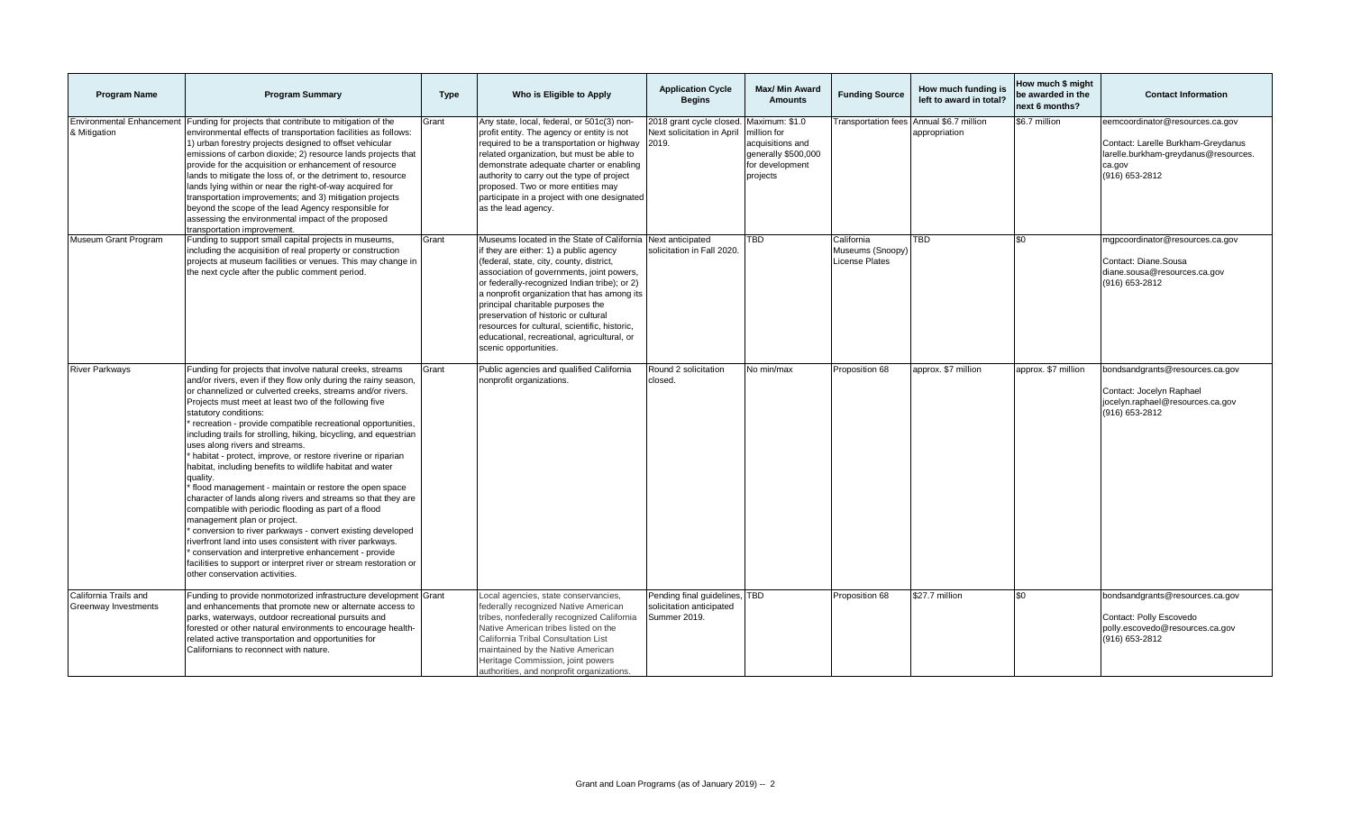| Program Name | Program Summary | Type | Who is Eligible to Apply | Application Cycle Begins | Max/ Min Award Amounts | Funding Source | How much funding is left to award in total? | How much $ might be awarded in the next 6 months? | Contact Information |
|---|---|---|---|---|---|---|---|---|---|
| Environmental Enhancement & Mitigation | Funding for projects that contribute to mitigation of the environmental effects of transportation facilities as follows: 1) urban forestry projects designed to offset vehicular emissions of carbon dioxide; 2) resource lands projects that provide for the acquisition or enhancement of resource lands to mitigate the loss of, or the detriment to, resource lands lying within or near the right-of-way acquired for transportation improvements; and 3) mitigation projects beyond the scope of the lead Agency responsible for assessing the environmental impact of the proposed transportation improvement. | Grant | Any state, local, federal, or 501c(3) non-profit entity. The agency or entity is not required to be a transportation or highway related organization, but must be able to demonstrate adequate charter or enabling authority to carry out the type of project proposed. Two or more entities may participate in a project with one designated as the lead agency. | 2018 grant cycle closed. Next solicitation in April 2019. | Maximum: $1.0 million for acquisitions and generally $500,000 for development projects | Transportation fees | Annual $6.7 million appropriation | $6.7 million | eemcoordinator@resources.ca.gov<br><br>Contact: Larelle Burkham-Greydanus<br>larelle.burkham-greydanus@resources.ca.gov<br>(916) 653-2812 |
| Museum Grant Program | Funding to support small capital projects in museums, including the acquisition of real property or construction projects at museum facilities or venues. This may change in the next cycle after the public comment period. | Grant | Museums located in the State of California if they are either: 1) a public agency (federal, state, city, county, district, association of governments, joint powers, or federally-recognized Indian tribe); or 2) a nonprofit organization that has among its principal charitable purposes the preservation of historic or cultural resources for cultural, scientific, historic, educational, recreational, agricultural, or scenic opportunities. | Next anticipated solicitation in Fall 2020. | TBD | California Museums (Snoopy) License Plates | TBD | $0 | mgpcoordinator@resources.ca.gov<br><br>Contact: Diane.Sousa<br>diane.sousa@resources.ca.gov<br>(916) 653-2812 |
| River Parkways | Funding for projects that involve natural creeks, streams and/or rivers, even if they flow only during the rainy season, or channelized or culverted creeks, streams and/or rivers. Projects must meet at least two of the following five statutory conditions:<br>* recreation - provide compatible recreational opportunities, including trails for strolling, hiking, bicycling, and equestrian uses along rivers and streams.<br>* habitat - protect, improve, or restore riverine or riparian habitat, including benefits to wildlife habitat and water quality.<br>* flood management - maintain or restore the open space character of lands along rivers and streams so that they are compatible with periodic flooding as part of a flood management plan or project.<br>* conversion to river parkways - convert existing developed riverfront land into uses consistent with river parkways.<br>* conservation and interpretive enhancement - provide facilities to support or interpret river or stream restoration or other conservation activities. | Grant | Public agencies and qualified California nonprofit organizations. | Round 2 solicitation closed. | No min/max | Proposition 68 | approx. $7 million | approx. $7 million | bondsandgrants@resources.ca.gov<br><br>Contact: Jocelyn Raphael<br>jocelyn.raphael@resources.ca.gov<br>(916) 653-2812 |
| California Trails and Greenway Investments | Funding to provide nonmotorized infrastructure development and enhancements that promote new or alternate access to parks, waterways, outdoor recreational pursuits and forested or other natural environments to encourage health-related active transportation and opportunities for Californians to reconnect with nature. | Grant | Local agencies, state conservancies, federally recognized Native American tribes, nonfederally recognized California Native American tribes listed on the California Tribal Consultation List maintained by the Native American Heritage Commission, joint powers authorities, and nonprofit organizations. | Pending final guidelines, solicitation anticipated Summer 2019. | TBD | Proposition 68 | $27.7 million | $0 | bondsandgrants@resources.ca.gov<br><br>Contact: Polly Escovedo<br>polly.escovedo@resources.ca.gov<br>(916) 653-2812 |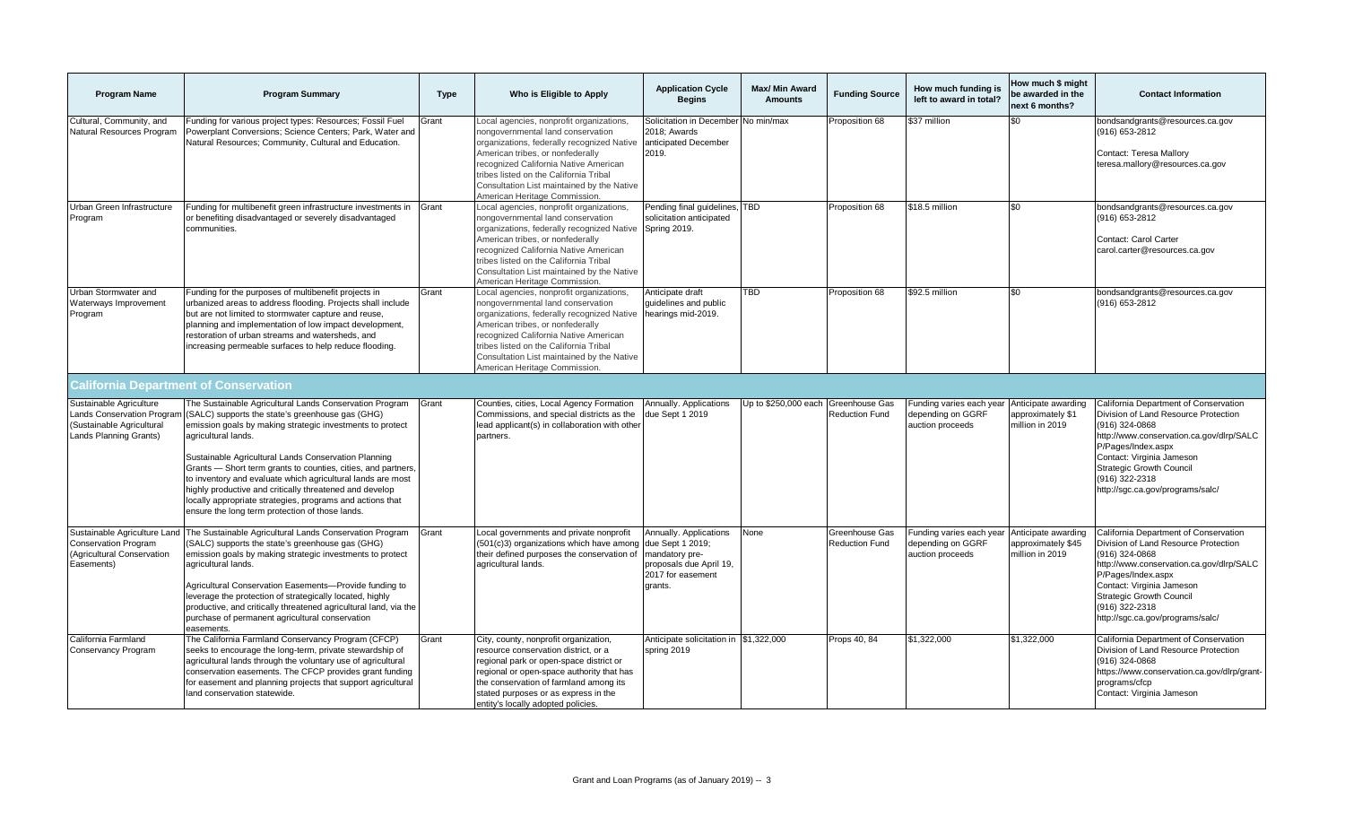| Program Name | Program Summary | Type | Who is Eligible to Apply | Application Cycle Begins | Max/ Min Award Amounts | Funding Source | How much funding is left to award in total? | How much $ might be awarded in the next 6 months? | Contact Information |
|---|---|---|---|---|---|---|---|---|---|
| Cultural, Community, and Natural Resources Program | Funding for various project types: Resources; Fossil Fuel Powerplant Conversions; Science Centers; Park, Water and Natural Resources; Community, Cultural and Education. | Grant | Local agencies, nonprofit organizations, nongovernmental land conservation organizations, federally recognized Native American tribes, or nonfederally recognized California Native American tribes listed on the California Tribal Consultation List maintained by the Native American Heritage Commission. | Solicitation in December 2018; Awards anticipated December 2019. | No min/max | Proposition 68 | $37 million | $0 | bondsandgrants@resources.ca.gov (916) 653-2812<br><br>Contact: Teresa Mallory teresa.mallory@resources.ca.gov |
| Urban Green Infrastructure Program | Funding for multibenefit green infrastructure investments in or benefiting disadvantaged or severely disadvantaged communities. | Grant | Local agencies, nonprofit organizations, nongovernmental land conservation organizations, federally recognized Native American tribes, or nonfederally recognized California Native American tribes listed on the California Tribal Consultation List maintained by the Native American Heritage Commission. | Pending final guidelines, solicitation anticipated Spring 2019. | TBD | Proposition 68 | $18.5 million | $0 | bondsandgrants@resources.ca.gov (916) 653-2812<br><br>Contact: Carol Carter carol.carter@resources.ca.gov |
| Urban Stormwater and Waterways Improvement Program | Funding for the purposes of multibenefit projects in urbanized areas to address flooding. Projects shall include but are not limited to stormwater capture and reuse, planning and implementation of low impact development, restoration of urban streams and watersheds, and increasing permeable surfaces to help reduce flooding. | Grant | Local agencies, nonprofit organizations, nongovernmental land conservation organizations, federally recognized Native American tribes, or nonfederally recognized California Native American tribes listed on the California Tribal Consultation List maintained by the Native American Heritage Commission. | Anticipate draft guidelines and public hearings mid-2019. | TBD | Proposition 68 | $92.5 million | $0 | bondsandgrants@resources.ca.gov (916) 653-2812 |
| **California Department of Conservation** | | | | | | | | | |
| Sustainable Agriculture Lands Conservation Program (Sustainable Agricultural Lands Planning Grants) | The Sustainable Agricultural Lands Conservation Program (SALC) supports the state's greenhouse gas (GHG) emission goals by making strategic investments to protect agricultural lands.<br><br>Sustainable Agricultural Lands Conservation Planning Grants — Short term grants to counties, cities, and partners, to inventory and evaluate which agricultural lands are most highly productive and critically threatened and develop locally appropriate strategies, programs and actions that ensure the long term protection of those lands. | Grant | Counties, cities, Local Agency Formation Commissions, and special districts as the lead applicant(s) in collaboration with other partners. | Annually. Applications due Sept 1 2019 | Up to $250,000 each | Greenhouse Gas Reduction Fund | Funding varies each year depending on GGRF auction proceeds | Anticipate awarding approximately $1 million in 2019 | California Department of Conservation Division of Land Resource Protection (916) 324-0868 http://www.conservation.ca.gov/dlrp/SALCP/Pages/Index.aspx Contact: Virginia Jameson Strategic Growth Council (916) 322-2318 http://sgc.ca.gov/programs/salc/ |
| Sustainable Agriculture Land Conservation Program (Agricultural Conservation Easements) | The Sustainable Agricultural Lands Conservation Program (SALC) supports the state's greenhouse gas (GHG) emission goals by making strategic investments to protect agricultural lands.<br><br>Agricultural Conservation Easements—Provide funding to leverage the protection of strategically located, highly productive, and critically threatened agricultural land, via the purchase of permanent agricultural conservation easements. | Grant | Local governments and private nonprofit (501(c)3) organizations which have among their defined purposes the conservation of agricultural lands. | Annually. Applications due Sept 1 2019; mandatory pre-proposals due April 19, 2017 for easement grants. | None | Greenhouse Gas Reduction Fund | Funding varies each year depending on GGRF auction proceeds | Anticipate awarding approximately $45 million in 2019 | California Department of Conservation Division of Land Resource Protection (916) 324-0868 http://www.conservation.ca.gov/dlrp/SALCP/Pages/Index.aspx Contact: Virginia Jameson Strategic Growth Council (916) 322-2318 http://sgc.ca.gov/programs/salc/ |
| California Farmland Conservancy Program | The California Farmland Conservancy Program (CFCP) seeks to encourage the long-term, private stewardship of agricultural lands through the voluntary use of agricultural conservation easements. The CFCP provides grant funding for easement and planning projects that support agricultural land conservation statewide. | Grant | City, county, nonprofit organization, resource conservation district, or a regional park or open-space district or regional or open-space authority that has the conservation of farmland among its stated purposes or as express in the entity's locally adopted policies. | Anticipate solicitation in spring 2019 | $1,322,000 | Props 40, 84 | $1,322,000 | $1,322,000 | California Department of Conservation Division of Land Resource Protection (916) 324-0868 https://www.conservation.ca.gov/dlrp/grant-programs/cfcp Contact: Virginia Jameson |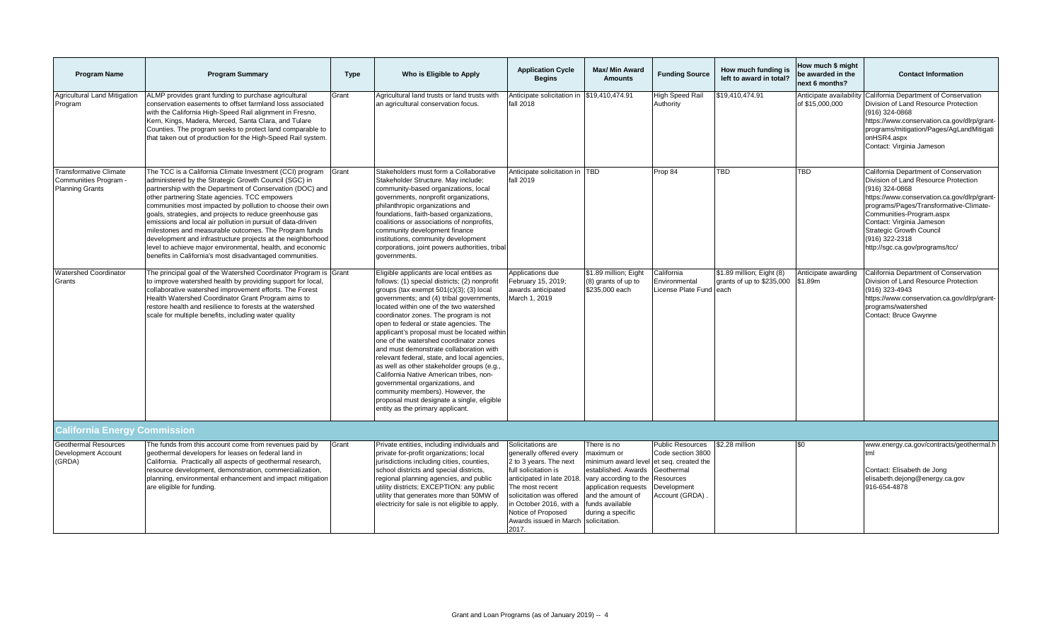| Program Name | Program Summary | Type | Who is Eligible to Apply | Application Cycle Begins | Max/ Min Award Amounts | Funding Source | How much funding is left to award in total? | How much $ might be awarded in the next 6 months? | Contact Information |
|---|---|---|---|---|---|---|---|---|---|
| Agricultural Land Mitigation Program | ALMP provides grant funding to purchase agricultural conservation easements to offset farmland loss associated with the California High-Speed Rail alignment in Fresno, Kern, Kings, Madera, Merced, Santa Clara, and Tulare Counties. The program seeks to protect land comparable to that taken out of production for the High-Speed Rail system. | Grant | Agricultural land trusts or land trusts with an agricultural conservation focus. | Anticipate solicitation in fall 2018 | $19,410,474.91 | High Speed Rail Authority | $19,410,474.91 | Anticipate availability of $15,000,000 | California Department of Conservation Division of Land Resource Protection (916) 324-0868 https://www.conservation.ca.gov/dlrp/grant-programs/mitigation/Pages/AgLandMitigationHSR4.aspx Contact: Virginia Jameson |
| Transformative Climate Communities Program - Planning Grants | The TCC is a California Climate Investment (CCI) program administered by the Strategic Growth Council (SGC) in partnership with the Department of Conservation (DOC) and other partnering State agencies. TCC empowers communities most impacted by pollution to choose their own goals, strategies, and projects to reduce greenhouse gas emissions and local air pollution in pursuit of data-driven milestones and measurable outcomes. The Program funds development and infrastructure projects at the neighborhood level to achieve major environmental, health, and economic benefits in California's most disadvantaged communities. | Grant | Stakeholders must form a Collaborative Stakeholder Structure. May include: community-based organizations, local governments, nonprofit organizations, philanthropic organizations and foundations, faith-based organizations, coalitions or associations of nonprofits, community development finance institutions, community development corporations, joint powers authorities, tribal governments. | Anticipate solicitation in fall 2019 | TBD | Prop 84 | TBD | TBD | California Department of Conservation Division of Land Resource Protection (916) 324-0868 https://www.conservation.ca.gov/dlrp/grant-programs/Pages/Transformative-Climate-Communities-Program.aspx Contact: Virginia Jameson Strategic Growth Council (916) 322-2318 http://sgc.ca.gov/programs/tcc/ |
| Watershed Coordinator Grants | The principal goal of the Watershed Coordinator Program is to improve watershed health by providing support for local, collaborative watershed improvement efforts. The Forest Health Watershed Coordinator Grant Program aims to restore health and resilience to forests at the watershed scale for multiple benefits, including water quality | Grant | Eligible applicants are local entities as follows: (1) special districts; (2) nonprofit groups (tax exempt 501(c)(3); (3) local governments; and (4) tribal governments, located within one of the two watershed coordinator zones. The program is not open to federal or state agencies. The applicant's proposal must be located within one of the watershed coordinator zones and must demonstrate collaboration with relevant federal, state, and local agencies, as well as other stakeholder groups (e.g., California Native American tribes, non-governmental organizations, and community members). However, the proposal must designate a single, eligible entity as the primary applicant. | Applications due February 15, 2019; awards anticipated March 1, 2019 | $1.89 million; Eight (8) grants of up to $235,000 each | California Environmental License Plate Fund | $1.89 million; Eight (8) grants of up to $235,000 each | Anticipate awarding $1.89m | California Department of Conservation Division of Land Resource Protection (916) 323-4943 https://www.conservation.ca.gov/dlrp/grant-programs/watershed Contact: Bruce Gwynne |
| **California Energy Commission** | | | | | | | | | |
| Geothermal Resources Development Account (GRDA) | The funds from this account come from revenues paid by geothermal developers for leases on federal land in California. Practically all aspects of geothermal research, resource development, demonstration, commercialization, planning, environmental enhancement and impact mitigation are eligible for funding. | Grant | Private entities, including individuals and private for-profit organizations; local jurisdictions including cities, counties, school districts and special districts, regional planning agencies, and public utility districts; EXCEPTION: any public utility that generates more than 50MW of electricity for sale is not eligible to apply. | Solicitations are generally offered every 2 to 3 years. The next full solicitation is anticipated in late 2018. The most recent solicitation was offered in October 2016, with a Notice of Proposed Awards issued in March 2017. | There is no maximum or minimum award level established. Awards vary according to the application requests and the amount of funds available during a specific solicitation. | Public Resources Code section 3800 et seq. created the Geothermal Resources Development Account (GRDA). | $2.28 million | $0 | www.energy.ca.gov/contracts/geothermal.html Contact: Elisabeth de Jong elisabeth.dejong@energy.ca.gov 916-654-4878 |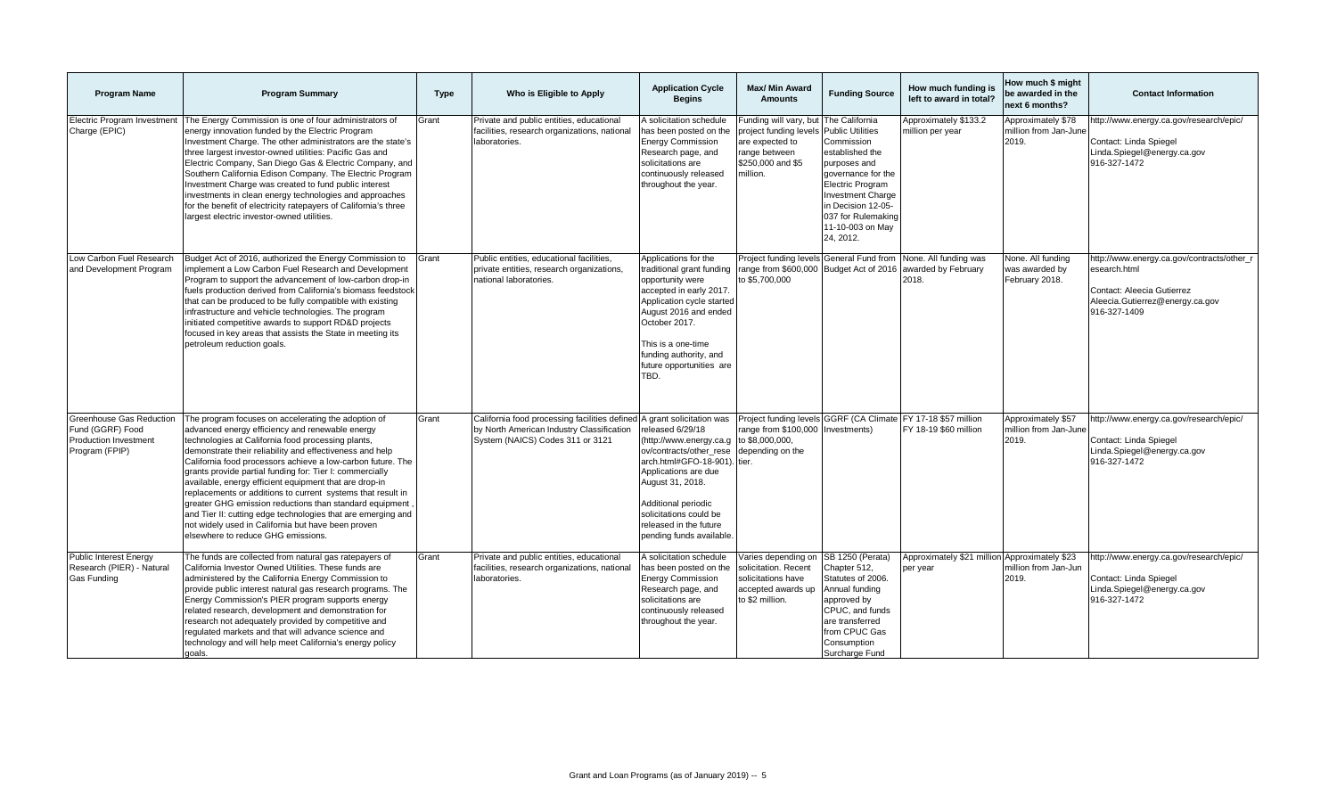| Program Name | Program Summary | Type | Who is Eligible to Apply | Application Cycle Begins | Max/ Min Award Amounts | Funding Source | How much funding is left to award in total? | How much $ might be awarded in the next 6 months? | Contact Information |
|---|---|---|---|---|---|---|---|---|---|
| Electric Program Investment Charge (EPIC) | The Energy Commission is one of four administrators of energy innovation funded by the Electric Program Investment Charge. The other administrators are the state's three largest investor-owned utilities: Pacific Gas and Electric Company, San Diego Gas & Electric Company, and Southern California Edison Company. The Electric Program Investment Charge was created to fund public interest investments in clean energy technologies and approaches for the benefit of electricity ratepayers of California's three largest electric investor-owned utilities. | Grant | Private and public entities, educational facilities, research organizations, national laboratories. | A solicitation schedule has been posted on the Energy Commission Research page, and solicitations are continuously released throughout the year. | Funding will vary, but project funding levels are expected to range between $250,000 and $5 million. | The California Public Utilities Commission established the purposes and governance for the Electric Program Investment Charge in Decision 12-05-037 for Rulemaking 11-10-003 on May 24, 2012. | Approximately $133.2 million per year | Approximately $78 million from Jan-June 2019. | http://www.energy.ca.gov/research/epic/<br><br>Contact: Linda Spiegel<br>Linda.Spiegel@energy.ca.gov<br>916-327-1472 |
| Low Carbon Fuel Research and Development Program | Budget Act of 2016, authorized the Energy Commission to implement a Low Carbon Fuel Research and Development Program to support the advancement of low-carbon drop-in fuels production derived from California's biomass feedstock that can be produced to be fully compatible with existing infrastructure and vehicle technologies. The program initiated competitive awards to support RD&D projects focused in key areas that assists the State in meeting its petroleum reduction goals. | Grant | Public entities, educational facilities, private entities, research organizations, national laboratories. | Applications for the traditional grant funding opportunity were accepted in early 2017. Application cycle started August 2016 and ended October 2017.<br><br>This is a one-time funding authority, and future opportunities are TBD. | Project funding levels range from $600,000 to $5,700,000 | General Fund from Budget Act of 2016 | None. All funding was awarded by February 2018. | None. All funding was awarded by February 2018. | http://www.energy.ca.gov/contracts/other_research.html<br><br>Contact: Aleecia Gutierrez<br>Aleecia.Gutierrez@energy.ca.gov<br>916-327-1409 |
| Greenhouse Gas Reduction Fund (GGRF) Food Production Investment Program (FPIP) | The program focuses on accelerating the adoption of advanced energy efficiency and renewable energy technologies at California food processing plants, demonstrate their reliability and effectiveness and help California food processors achieve a low-carbon future. The grants provide partial funding for: Tier I: commercially available, energy efficient equipment that are drop-in replacements or additions to current systems that result in greater GHG emission reductions than standard equipment , and Tier II: cutting edge technologies that are emerging and not widely used in California but have been proven elsewhere to reduce GHG emissions. | Grant | California food processing facilities defined by North American Industry Classification System (NAICS) Codes 311 or 3121 | A grant solicitation was released 6/29/18 (http://www.energy.ca.gov/contracts/other_research.html#GFO-18-901). Applications are due August 31, 2018.<br><br>Additional periodic solicitations could be released in the future pending funds available. | Project funding levels range from $100,000 to $8,000,000, depending on the tier. | GGRF (CA Climate Investments) | FY 17-18 $57 million<br>FY 18-19 $60 million | Approximately $57 million from Jan-June 2019. | http://www.energy.ca.gov/research/epic/<br><br>Contact: Linda Spiegel<br>Linda.Spiegel@energy.ca.gov<br>916-327-1472 |
| Public Interest Energy Research (PIER) - Natural Gas Funding | The funds are collected from natural gas ratepayers of California Investor Owned Utilities. These funds are administered by the California Energy Commission to provide public interest natural gas research programs. The Energy Commission's PIER program supports energy related research, development and demonstration for research not adequately provided by competitive and regulated markets and that will advance science and technology and will help meet California's energy policy goals. | Grant | Private and public entities, educational facilities, research organizations, national laboratories. | A solicitation schedule has been posted on the Energy Commission Research page, and solicitations are continuously released throughout the year. | Varies depending on solicitation. Recent solicitations have accepted awards up to $2 million. | SB 1250 (Perata) Chapter 512, Statutes of 2006. Annual funding approved by CPUC, and funds are transferred from CPUC Gas Consumption Surcharge Fund | Approximately $21 million per year | Approximately $23 million from Jan-Jun 2019. | http://www.energy.ca.gov/research/epic/<br><br>Contact: Linda Spiegel<br>Linda.Spiegel@energy.ca.gov<br>916-327-1472 |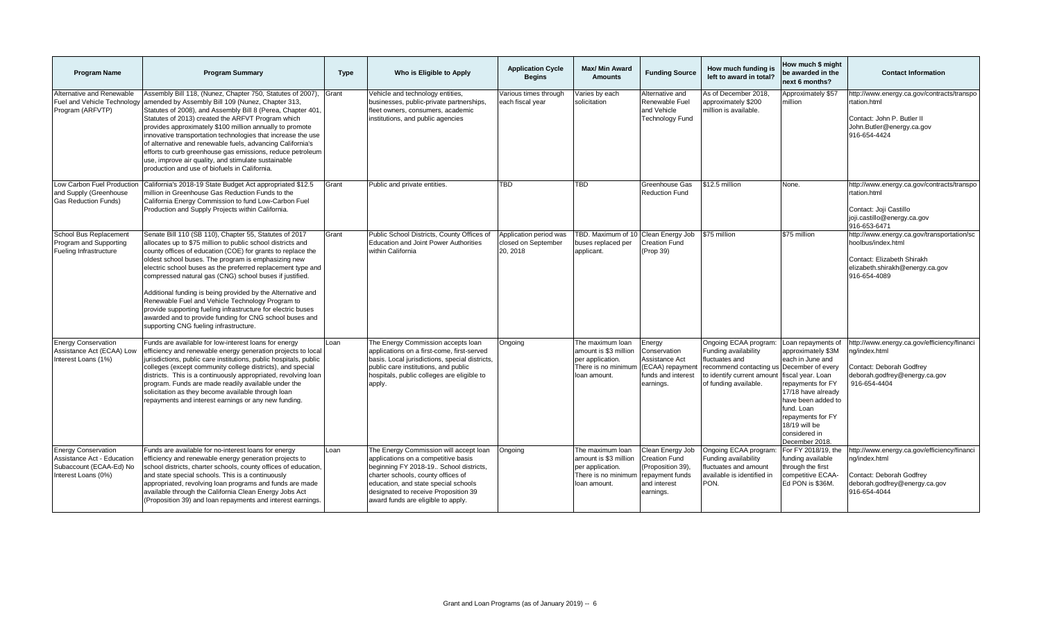| Program Name | Program Summary | Type | Who is Eligible to Apply | Application Cycle Begins | Max/ Min Award Amounts | Funding Source | How much funding is left to award in total? | How much $ might be awarded in the next 6 months? | Contact Information |
|---|---|---|---|---|---|---|---|---|---|
| Alternative and Renewable Fuel and Vehicle Technology Program (ARFVTP) | Assembly Bill 118, (Nunez, Chapter 750, Statutes of 2007), amended by Assembly Bill 109 (Nunez, Chapter 313, Statutes of 2008), and Assembly Bill 8 (Perea, Chapter 401, Statutes of 2013) created the ARFVT Program which provides approximately $100 million annually to promote innovative transportation technologies that increase the use of alternative and renewable fuels, advancing California's efforts to curb greenhouse gas emissions, reduce petroleum use, improve air quality, and stimulate sustainable production and use of biofuels in California. | Grant | Vehicle and technology entities, businesses, public-private partnerships, fleet owners, consumers, academic institutions, and public agencies | Various times through each fiscal year | Varies by each solicitation | Alternative and Renewable Fuel and Vehicle Technology Fund | As of December 2018, approximately $200 million is available. | Approximately $57 million | http://www.energy.ca.gov/contracts/transportation.html<br><br>Contact: John P. Butler II<br>John.Butler@energy.ca.gov<br>916-654-4424 |
| Low Carbon Fuel Production and Supply (Greenhouse Gas Reduction Funds) | California's 2018-19 State Budget Act appropriated $12.5 million in Greenhouse Gas Reduction Funds to the California Energy Commission to fund Low-Carbon Fuel Production and Supply Projects within California. | Grant | Public and private entities. | TBD | TBD | Greenhouse Gas Reduction Fund | $12.5 million | None. | http://www.energy.ca.gov/contracts/transportation.html<br><br>Contact: Joji Castillo<br>joji.castillo@energy.ca.gov<br>916-653-6471 |
| School Bus Replacement Program and Supporting Fueling Infrastructure | Senate Bill 110 (SB 110), Chapter 55, Statutes of 2017 allocates up to $75 million to public school districts and county offices of education (COE) for grants to replace the oldest school buses. The program is emphasizing new electric school buses as the preferred replacement type and compressed natural gas (CNG) school buses if justified.<br><br>Additional funding is being provided by the Alternative and Renewable Fuel and Vehicle Technology Program to provide supporting fueling infrastructure for electric buses awarded and to provide funding for CNG school buses and supporting CNG fueling infrastructure. | Grant | Public School Districts, County Offices of Education and Joint Power Authorities within California | Application period was closed on September 20, 2018 | TBD. Maximum of 10 buses replaced per applicant. | Clean Energy Job Creation Fund (Prop 39) | $75 million | $75 million | http://www.energy.ca.gov/transportation/schoolbus/index.html<br><br>Contact: Elizabeth Shirakh<br>elizabeth.shirakh@energy.ca.gov<br>916-654-4089 |
| Energy Conservation Assistance Act (ECAA) Low Interest Loans (1%) | Funds are available for low-interest loans for energy efficiency and renewable energy generation projects to local jurisdictions, public care institutions, public hospitals, public colleges (except community college districts), and special districts. This is a continuously appropriated, revolving loan program. Funds are made readily available under the solicitation as they become available through loan repayments and interest earnings or any new funding. | Loan | The Energy Commission accepts loan applications on a first-come, first-served basis. Local jurisdictions, special districts, public care institutions, and public hospitals, public colleges are eligible to apply. | Ongoing | The maximum loan amount is $3 million per application. There is no minimum loan amount. | Energy Conservation Assistance Act (ECAA) repayment funds and interest earnings. | Ongoing ECAA program: Funding availability fluctuates and recommend contacting us to identify current amount of funding available. | Loan repayments of approximately $3M each in June and December of every fiscal year. Loan repayments for FY 17/18 have already have been added to fund. Loan repayments for FY 18/19 will be considered in December 2018. | http://www.energy.ca.gov/efficiency/financing/index.html<br><br>Contact: Deborah Godfrey<br>deborah.godfrey@energy.ca.gov<br>916-654-4404 |
| Energy Conservation Assistance Act - Education Subaccount (ECAA-Ed) No Interest Loans (0%) | Funds are available for no-interest loans for energy efficiency and renewable energy generation projects to school districts, charter schools, county offices of education, and state special schools. This is a continuously appropriated, revolving loan programs and funds are made available through the California Clean Energy Jobs Act (Proposition 39) and loan repayments and interest earnings. | Loan | The Energy Commission will accept loan applications on a competitive basis beginning FY 2018-19.. School districts, charter schools, county offices of education, and state special schools designated to receive Proposition 39 award funds are eligible to apply. | Ongoing | The maximum loan amount is $3 million per application. There is no minimum loan amount. | Clean Energy Job Creation Fund (Proposition 39), repayment funds and interest earnings. | Ongoing ECAA program: Funding availability fluctuates and amount available is identified in PON. | For FY 2018/19, the funding available through the first competitive ECAA-Ed PON is $36M. | http://www.energy.ca.gov/efficiency/financing/index.html<br><br>Contact: Deborah Godfrey<br>deborah.godfrey@energy.ca.gov<br>916-654-4044 |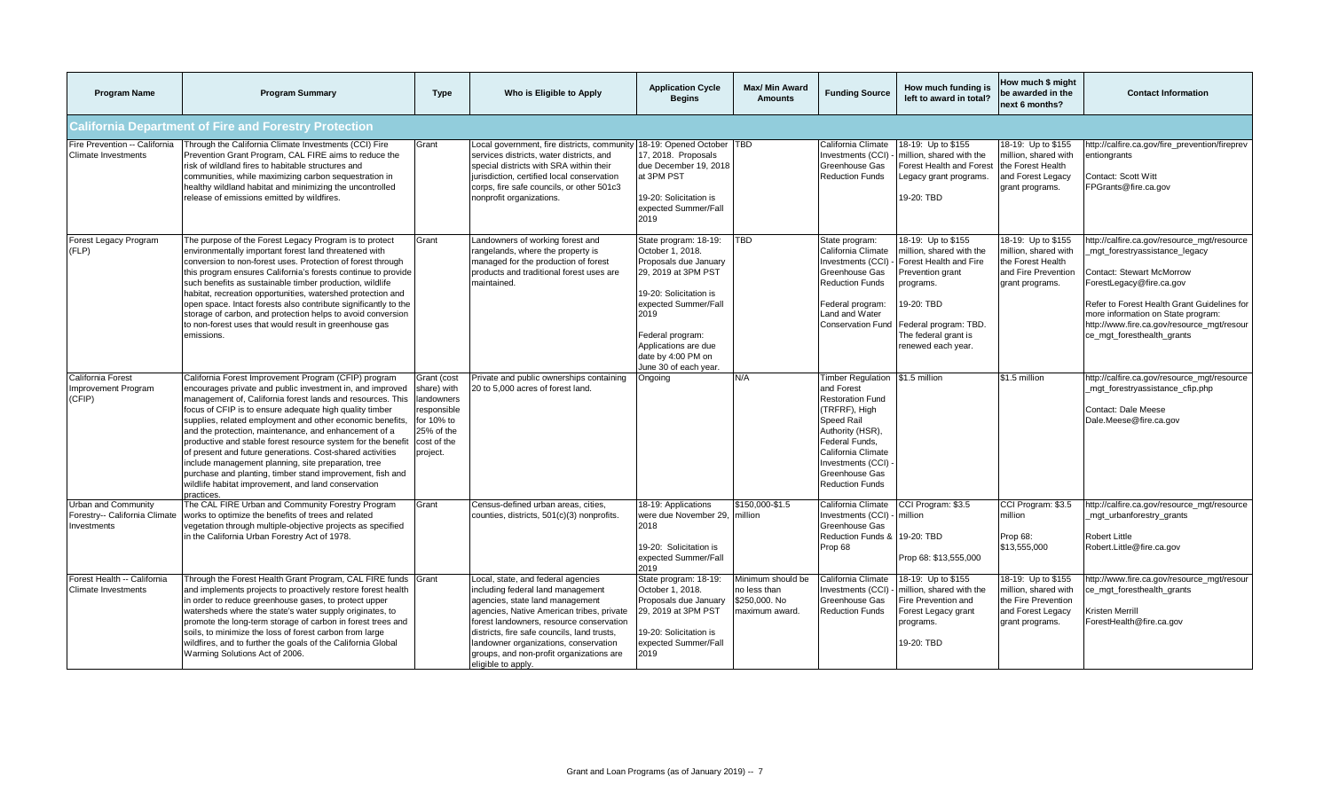| Program Name | Program Summary | Type | Who is Eligible to Apply | Application Cycle Begins | Max/ Min Award Amounts | Funding Source | How much funding is left to award in total? | How much $ might be awarded in the next 6 months? | Contact Information |
|---|---|---|---|---|---|---|---|---|---|
| **California Department of Fire and Forestry Protection** | | | | | | | | | |
| Fire Prevention -- California Climate Investments | Through the California Climate Investments (CCI) Fire Prevention Grant Program, CAL FIRE aims to reduce the risk of wildland fires to habitable structures and communities, while maximizing carbon sequestration in healthy wildland habitat and minimizing the uncontrolled release of emissions emitted by wildfires. | Grant | Local government, fire districts, community services districts, water districts, and special districts with SRA within their jurisdiction, certified local conservation corps, fire safe councils, or other 501c3 nonprofit organizations. | 18-19: Opened October 17, 2018. Proposals due December 19, 2018 at 3PM PST<br><br>19-20: Solicitation is expected Summer/Fall 2019 | TBD | California Climate Investments (CCI) - Greenhouse Gas Reduction Funds | 18-19: Up to $155 million, shared with the Forest Health and Forest Legacy grant programs.<br><br>19-20: TBD | 18-19: Up to $155 million, shared with the Forest Health and Forest Legacy grant programs. | http://calfire.ca.gov/fire_prevention/fireprev entiongrants<br><br>Contact: Scott Witt<br>FPGrants@fire.ca.gov |
| Forest Legacy Program (FLP) | The purpose of the Forest Legacy Program is to protect environmentally important forest land threatened with conversion to non-forest uses. Protection of forest through this program ensures California's forests continue to provide such benefits as sustainable timber production, wildlife habitat, recreation opportunities, watershed protection and open space. Intact forests also contribute significantly to the storage of carbon, and protection helps to avoid conversion to non-forest uses that would result in greenhouse gas emissions. | Grant | Landowners of working forest and rangelands, where the property is managed for the production of forest products and traditional forest uses are maintained. | State program: 18-19: October 1, 2018. Proposals due January 29, 2019 at 3PM PST<br><br>19-20: Solicitation is expected Summer/Fall 2019<br><br>Federal program: Applications are due date by 4:00 PM on June 30 of each year. | TBD | State program: California Climate Investments (CCI) - Greenhouse Gas Reduction Funds<br><br>Federal program: Land and Water Conservation Fund | 18-19: Up to $155 million, shared with the Forest Health and Fire Prevention grant programs.<br><br>19-20: TBD<br><br>Federal program: TBD. The federal grant is renewed each year. | 18-19: Up to $155 million, shared with the Forest Health and Fire Prevention grant programs. | http://calfire.ca.gov/resource_mgt/resource _mgt_forestryassistance_legacy<br><br>Contact: Stewart McMorrow<br>ForestLegacy@fire.ca.gov<br><br>Refer to Forest Health Grant Guidelines for more information on State program: http://www.fire.ca.gov/resource_mgt/resour ce_mgt_foresthealth_grants |
| California Forest Improvement Program (CFIP) | California Forest Improvement Program (CFIP) program encourages private and public investment in, and improved management of, California forest lands and resources. This focus of CFIP is to ensure adequate high quality timber supplies, related employment and other economic benefits, and the protection, maintenance, and enhancement of a productive and stable forest resource system for the benefit of present and future generations. Cost-shared activities include management planning, site preparation, tree purchase and planting, timber stand improvement, fish and wildlife habitat improvement, and land conservation practices. | Grant (cost share) with landowners responsible for 10% to 25% of the cost of the project. | Private and public ownerships containing 20 to 5,000 acres of forest land. | Ongoing | N/A | Timber Regulation and Forest Restoration Fund (TRFRF), High Speed Rail Authority (HSR), Federal Funds, California Climate Investments (CCI) - Greenhouse Gas Reduction Funds | $1.5 million | $1.5 million | http://calfire.ca.gov/resource_mgt/resource _mgt_forestryassistance_cfip.php<br><br>Contact: Dale Meese<br>Dale.Meese@fire.ca.gov |
| Urban and Community Forestry-- California Climate Investments | The CAL FIRE Urban and Community Forestry Program works to optimize the benefits of trees and related vegetation through multiple-objective projects as specified in the California Urban Forestry Act of 1978. | Grant | Census-defined urban areas, cities, counties, districts, 501(c)(3) nonprofits. | 18-19: Applications were due November 29, 2018<br><br>19-20: Solicitation is expected Summer/Fall 2019 | $150,000-$1.5 million | California Climate Investments (CCI) - Greenhouse Gas Reduction Funds & Prop 68 | CCI Program: $3.5 million<br><br>19-20: TBD<br><br>Prop 68: $13,555,000 | CCI Program: $3.5 million<br><br>Prop 68: $13,555,000 | http://calfire.ca.gov/resource_mgt/resource _mgt_urbanforestry_grants<br><br>Robert Little<br>Robert.Little@fire.ca.gov |
| Forest Health -- California Climate Investments | Through the Forest Health Grant Program, CAL FIRE funds and implements projects to proactively restore forest health in order to reduce greenhouse gases, to protect upper watersheds where the state's water supply originates, to promote the long-term storage of carbon in forest trees and soils, to minimize the loss of forest carbon from large wildfires, and to further the goals of the California Global Warming Solutions Act of 2006. | Grant | Local, state, and federal agencies including federal land management agencies, state land management agencies, Native American tribes, private forest landowners, resource conservation districts, fire safe councils, land trusts, landowner organizations, conservation groups, and non-profit organizations are eligible to apply. | State program: 18-19: October 1, 2018. Proposals due January 29, 2019 at 3PM PST<br><br>19-20: Solicitation is expected Summer/Fall 2019 | Minimum should be no less than $250,000. No maximum award. | California Climate Investments (CCI) - Greenhouse Gas Reduction Funds | 18-19: Up to $155 million, shared with the Fire Prevention and Forest Legacy grant programs.<br><br>19-20: TBD | 18-19: Up to $155 million, shared with the Fire Prevention and Forest Legacy grant programs. | http://www.fire.ca.gov/resource_mgt/resour ce_mgt_foresthealth_grants<br><br>Kristen Merrill<br>ForestHealth@fire.ca.gov |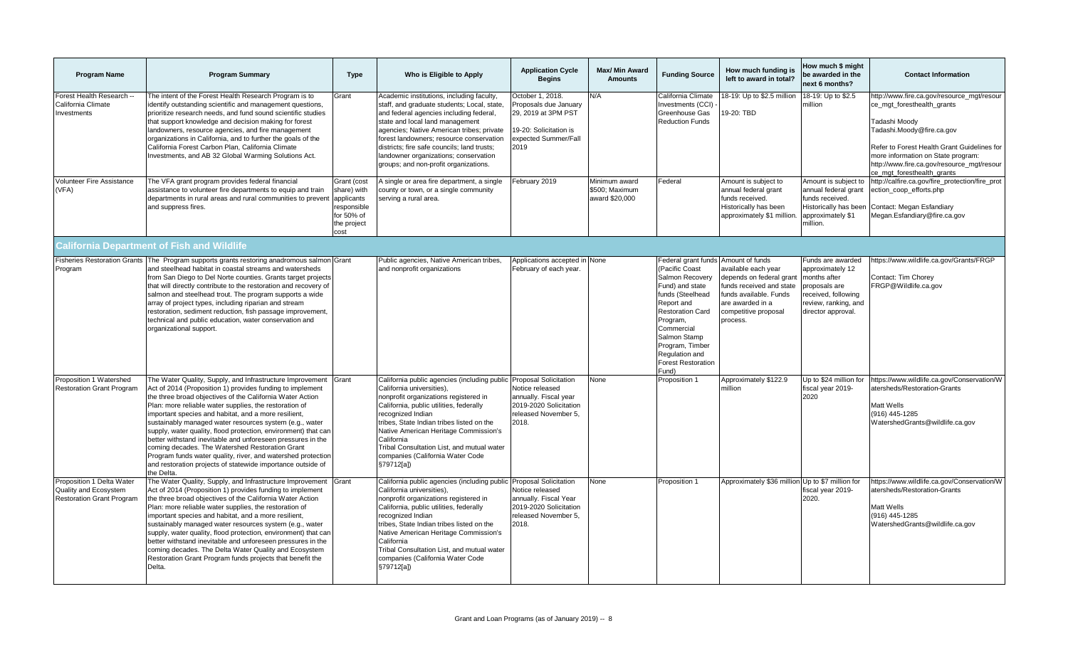| Program Name | Program Summary | Type | Who is Eligible to Apply | Application Cycle Begins | Max/ Min Award Amounts | Funding Source | How much funding is left to award in total? | How much $ might be awarded in the next 6 months? | Contact Information |
|---|---|---|---|---|---|---|---|---|---|
| Forest Health Research -- California Climate Investments | The intent of the Forest Health Research Program is to identify outstanding scientific and management questions, prioritize research needs, and fund sound scientific studies that support knowledge and decision making for forest landowners, resource agencies, and fire management organizations in California, and to further the goals of the California Forest Carbon Plan, California Climate Investments, and AB 32 Global Warming Solutions Act. | Grant | Academic institutions, including faculty, staff, and graduate students; Local, state, and federal agencies including federal, state and local land management agencies; Native American tribes; private forest landowners; resource conservation districts; fire safe councils; land trusts; landowner organizations; conservation groups; and non-profit organizations. | October 1, 2018. Proposals due January 29, 2019 at 3PM PST<br><br>19-20: Solicitation is expected Summer/Fall 2019 | N/A | California Climate Investments (CCI) - Greenhouse Gas Reduction Funds | 18-19: Up to $2.5 million<br><br>19-20: TBD | 18-19: Up to $2.5 million | http://www.fire.ca.gov/resource_mgt/resource_mgt_foresthealth_grants<br><br>Tadashi Moody<br>Tadashi.Moody@fire.ca.gov<br><br>Refer to Forest Health Grant Guidelines for more information on State program: http://www.fire.ca.gov/resource_mgt/resource_mgt_foresthealth_grants |
| Volunteer Fire Assistance (VFA) | The VFA grant program provides federal financial assistance to volunteer fire departments to equip and train departments in rural areas and rural communities to prevent and suppress fires. | Grant (cost share) with applicants responsible for 50% of the project cost | A single or area fire department, a single county or town, or a single community serving a rural area. | February 2019 | Minimum award $500; Maximum award $20,000 | Federal | Amount is subject to annual federal grant funds received. Historically has been approximately $1 million. | Amount is subject to annual federal grant funds received. Historically has been approximately $1 million. | http://calfire.ca.gov/fire_protection/fire_protection_coop_efforts.php<br><br>Contact: Megan Esfandiary<br>Megan.Esfandiary@fire.ca.gov |
| **California Department of Fish and Wildlife** | | | | | | | | | |
| Fisheries Restoration Grants Program | The Program supports grants restoring anadromous salmon and steelhead habitat in coastal streams and watersheds from San Diego to Del Norte counties. Grants target projects that will directly contribute to the restoration and recovery of salmon and steelhead trout. The program supports a wide array of project types, including riparian and stream restoration, sediment reduction, fish passage improvement, technical and public education, water conservation and organizational support. | Grant | Public agencies, Native American tribes, and nonprofit organizations | Applications accepted in February of each year. | None | Federal grant funds (Pacific Coast Salmon Recovery Fund) and state funds (Steelhead Report and Restoration Card Program, Commercial Salmon Stamp Program, Timber Regulation and Forest Restoration Fund) | Amount of funds available each year depends on federal grant funds received and state funds available. Funds are awarded in a competitive proposal process. | Funds are awarded approximately 12 months after proposals are received, following review, ranking, and director approval. | https://www.wildlife.ca.gov/Grants/FRGP<br><br>Contact: Tim Chorey<br>FRGP@Wildlife.ca.gov |
| Proposition 1 Watershed Restoration Grant Program | The Water Quality, Supply, and Infrastructure Improvement Act of 2014 (Proposition 1) provides funding to implement the three broad objectives of the California Water Action Plan: more reliable water supplies, the restoration of important species and habitat, and a more resilient, sustainably managed water resources system (e.g., water supply, water quality, flood protection, environment) that can better withstand inevitable and unforeseen pressures in the coming decades. The Watershed Restoration Grant Program funds water quality, river, and watershed protection and restoration projects of statewide importance outside of the Delta. | Grant | California public agencies (including public California universities), nonprofit organizations registered in California, public utilities, federally recognized Indian tribes, State Indian tribes listed on the Native American Heritage Commission's California Tribal Consultation List, and mutual water companies (California Water Code §79712[a]) | Proposal Solicitation Notice released annually. Fiscal year 2019-2020 Solicitation released November 5, 2018. | None | Proposition 1 | Approximately $122.9 million | Up to $24 million for fiscal year 2019-2020 | https://www.wildlife.ca.gov/Conservation/Watersheds/Restoration-Grants<br><br>Matt Wells<br>(916) 445-1285<br>WatershedGrants@wildlife.ca.gov |
| Proposition 1 Delta Water Quality and Ecosystem Restoration Grant Program | The Water Quality, Supply, and Infrastructure Improvement Act of 2014 (Proposition 1) provides funding to implement the three broad objectives of the California Water Action Plan: more reliable water supplies, the restoration of important species and habitat, and a more resilient, sustainably managed water resources system (e.g., water supply, water quality, flood protection, environment) that can better withstand inevitable and unforeseen pressures in the coming decades. The Delta Water Quality and Ecosystem Restoration Grant Program funds projects that benefit the Delta. | Grant | California public agencies (including public California universities), nonprofit organizations registered in California, public utilities, federally recognized Indian tribes, State Indian tribes listed on the Native American Heritage Commission's California Tribal Consultation List, and mutual water companies (California Water Code §79712[a]) | Proposal Solicitation Notice released annually. Fiscal Year 2019-2020 Solicitation released November 5, 2018. | None | Proposition 1 | Approximately $36 million | Up to $7 million for fiscal year 2019-2020. | https://www.wildlife.ca.gov/Conservation/Watersheds/Restoration-Grants<br><br>Matt Wells<br>(916) 445-1285<br>WatershedGrants@wildlife.ca.gov |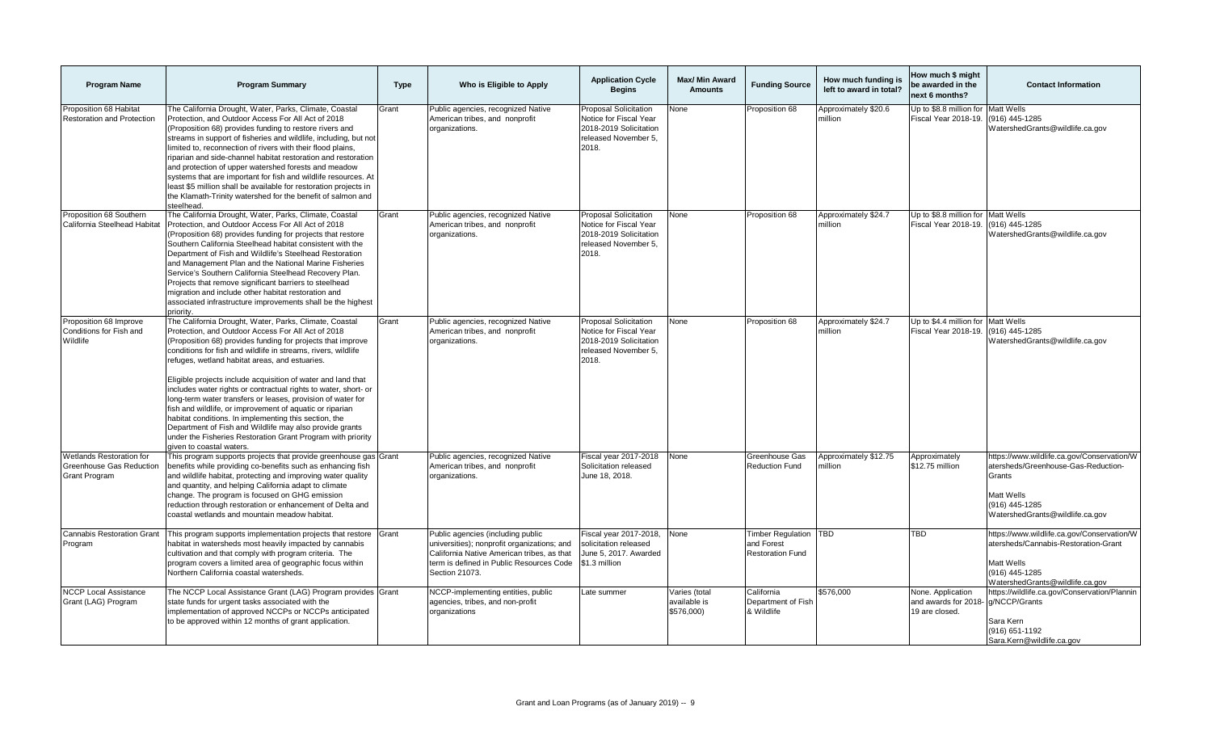| Program Name | Program Summary | Type | Who is Eligible to Apply | Application Cycle Begins | Max/ Min Award Amounts | Funding Source | How much funding is left to award in total? | How much $ might be awarded in the next 6 months? | Contact Information |
|---|---|---|---|---|---|---|---|---|---|
| Proposition 68 Habitat Restoration and Protection | The California Drought, Water, Parks, Climate, Coastal Protection, and Outdoor Access For All Act of 2018 (Proposition 68) provides funding to restore rivers and streams in support of fisheries and wildlife, including, but not limited to, reconnection of rivers with their flood plains, riparian and side-channel habitat restoration and restoration and protection of upper watershed forests and meadow systems that are important for fish and wildlife resources. At least $5 million shall be available for restoration projects in the Klamath-Trinity watershed for the benefit of salmon and steelhead. | Grant | Public agencies, recognized Native American tribes, and nonprofit organizations. | Proposal Solicitation Notice for Fiscal Year 2018-2019 Solicitation released November 5, 2018. | None | Proposition 68 | Approximately $20.6 million | Up to $8.8 million for Fiscal Year 2018-19. | Matt Wells (916) 445-1285 WatershedGrants@wildlife.ca.gov |
| Proposition 68 Southern California Steelhead Habitat | The California Drought, Water, Parks, Climate, Coastal Protection, and Outdoor Access For All Act of 2018 (Proposition 68) provides funding for projects that restore Southern California Steelhead habitat consistent with the Department of Fish and Wildlife's Steelhead Restoration and Management Plan and the National Marine Fisheries Service's Southern California Steelhead Recovery Plan. Projects that remove significant barriers to steelhead migration and include other habitat restoration and associated infrastructure improvements shall be the highest priority. | Grant | Public agencies, recognized Native American tribes, and nonprofit organizations. | Proposal Solicitation Notice for Fiscal Year 2018-2019 Solicitation released November 5, 2018. | None | Proposition 68 | Approximately $24.7 million | Up to $8.8 million for Fiscal Year 2018-19. | Matt Wells (916) 445-1285 WatershedGrants@wildlife.ca.gov |
| Proposition 68 Improve Conditions for Fish and Wildlife | The California Drought, Water, Parks, Climate, Coastal Protection, and Outdoor Access For All Act of 2018 (Proposition 68) provides funding for projects that improve conditions for fish and wildlife in streams, rivers, wildlife refuges, wetland habitat areas, and estuaries.<br><br>Eligible projects include acquisition of water and land that includes water rights or contractual rights to water, short- or long-term water transfers or leases, provision of water for fish and wildlife, or improvement of aquatic or riparian habitat conditions. In implementing this section, the Department of Fish and Wildlife may also provide grants under the Fisheries Restoration Grant Program with priority given to coastal waters. | Grant | Public agencies, recognized Native American tribes, and nonprofit organizations. | Proposal Solicitation Notice for Fiscal Year 2018-2019 Solicitation released November 5, 2018. | None | Proposition 68 | Approximately $24.7 million | Up to $4.4 million for Fiscal Year 2018-19. | Matt Wells (916) 445-1285 WatershedGrants@wildlife.ca.gov |
| Wetlands Restoration for Greenhouse Gas Reduction Grant Program | This program supports projects that provide greenhouse gas benefits while providing co-benefits such as enhancing fish and wildlife habitat, protecting and improving water quality and quantity, and helping California adapt to climate change. The program is focused on GHG emission reduction through restoration or enhancement of Delta and coastal wetlands and mountain meadow habitat. | Grant | Public agencies, recognized Native American tribes, and nonprofit organizations. | Fiscal year 2017-2018 Solicitation released June 18, 2018. | None | Greenhouse Gas Reduction Fund | Approximately $12.75 million | Approximately $12.75 million | https://www.wildlife.ca.gov/Conservation/Watersheds/Greenhouse-Gas-Reduction-Grants<br><br>Matt Wells (916) 445-1285 WatershedGrants@wildlife.ca.gov |
| Cannabis Restoration Grant Program | This program supports implementation projects that restore habitat in watersheds most heavily impacted by cannabis cultivation and that comply with program criteria. The program covers a limited area of geographic focus within Northern California coastal watersheds. | Grant | Public agencies (including public universities); nonprofit organizations; and California Native American tribes, as that term is defined in Public Resources Code Section 21073. | Fiscal year 2017-2018, solicitation released June 5, 2017. Awarded $1.3 million | None | Timber Regulation and Forest Restoration Fund | TBD | TBD | https://www.wildlife.ca.gov/Conservation/Watersheds/Cannabis-Restoration-Grant<br><br>Matt Wells (916) 445-1285 WatershedGrants@wildlife.ca.gov |
| NCCP Local Assistance Grant (LAG) Program | The NCCP Local Assistance Grant (LAG) Program provides state funds for urgent tasks associated with the implementation of approved NCCPs or NCCPs anticipated to be approved within 12 months of grant application. | Grant | NCCP-implementing entities, public agencies, tribes, and non-profit organizations | Late summer | Varies (total available is $576,000) | California Department of Fish & Wildlife | $576,000 | None. Application and awards for 2018-19 are closed. | https://wildlife.ca.gov/Conservation/Planning/NCCP/Grants<br><br>Sara Kern (916) 651-1192 Sara.Kern@wildlife.ca.gov |

Grant and Loan Programs (as of January 2019)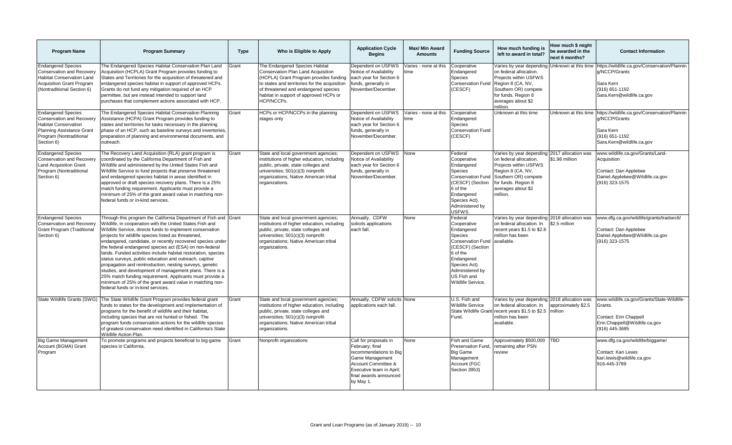| Program Name | Program Summary | Type | Who is Eligible to Apply | Application Cycle Begins | Max/ Min Award Amounts | Funding Source | How much funding is left to award in total? | How much $ might be awarded in the next 6 months? | Contact Information |
|---|---|---|---|---|---|---|---|---|---|
| Endangered Species Conservation and Recovery Habitat Conservation Land Acquisition Grant Program (Nontraditional Section 6) | The Endangered Species Habitat Conservation Plan Land Acquisition (HCPLA) Grant Program provides funding to States and Territories for the acquisition of threatened and endangered species habitat in support of approved HCPs. Grants do not fund any mitigation required of an HCP permittee, but are instead intended to support land purchases that complement actions associated with HCP. | Grant | The Endangered Species Habitat Conservation Plan Land Acquisition (HCPLA) Grant Program provides funding to states and territories for the acquisition of threatened and endangered species habitat in support of approved HCPs or HCP/NCCPs. | Dependent on USFWS Notice of Availability each year for Section 6 funds, generally in November/December. | Varies - none at this time | Cooperative Endangered Species Conservation Fund (CESCF) | Varies by year depending on federal allocation. Projects within USFWS Region 8 (CA, NV, Southern OR) compete for funds. Region 8 averages about $2 million. | Unknown at this time | https://wildlife.ca.gov/Conservation/Planning/NCCP/Grants<br><br>Sara Kern<br>(916) 651-1192<br>Sara.Kern@wildlife.ca.gov |
| Endangered Species Conservation and Recovery Habitat Conservation Planning Assistance Grant Program (Nontraditional Section 6) | The Endangered Species Habitat Conservation Planning Assistance (HCPA) Grant Program provides funding to states and territories for tasks necessary in the planning phase of an HCP, such as baseline surveys and inventories, preparation of planning and environmental documents, and outreach. | Grant | HCPs or HCP/NCCPs in the planning stages only | Dependent on USFWS Notice of Availability each year for Section 6 funds, generally in November/December. | Varies - none at this time | Cooperative Endangered Species Conservation Fund (CESCF) | Unknown at this time | Unknown at this time | https://wildlife.ca.gov/Conservation/Planning/NCCP/Grants<br><br>Sara Kern<br>(916) 651-1192<br>Sara.Kern@wildlife.ca.gov |
| Endangered Species Conservation and Recovery Land Acquisition Grant Program (Nontraditional Section 6) | The Recovery Land Acquisition (RLA) grant program is coordinated by the California Department of Fish and Wildlife and administered by the United States Fish and Wildlife Service to fund projects that preserve threatened and endangered species habitat in areas identified in approved or draft species recovery plans. There is a 25% match funding requirement. Applicants must provide a minimum of 25% of the grant award value in matching non-federal funds or in-kind services. | Grant | State and local government agencies; institutions of higher education, including public, private, state colleges and universities; 501(c)(3) nonprofit organizations; Native American tribal organizations. | Dependent on USFWS Notice of Availability each year for Section 6 funds, generally in November/December. | None | Federal Cooperative Endangered Species Conservation Fund (CESCF) (Section 6 of the Endangered Species Act). Administered by USFWS. | Varies by year depending on federal allocation. Projects within USFWS Region 8 (CA, NV, Southern OR) compete for funds. Region 8 averages about $2 million. | 2017 allocation was $1.98 million | www.wildlife.ca.gov/Grants/Land-Acquisition<br><br>Contact: Dan Applebee<br>Daniel.Applebee@Wildlife.ca.gov<br>(916) 323-1575 |
| Endangered Species Conservation and Recovery Grant Program (Traditional Section 6) | Through this program the California Department of Fish and Wildlife, in cooperation with the United States Fish and Wildlife Service, directs funds to implement conservation projects for wildlife species listed as threatened, endangered, candidate, or recently recovered species under the federal endangered species act (ESA) on non-federal lands. Funded activities include habitat restoration, species status surveys, public education and outreach, captive propagation and reintroduction, nesting surveys, genetic studies, and development of management plans. There is a 25% match funding requirement. Applicants must provide a minimum of 25% of the grant award value in matching non-federal funds or in-kind services. | Grant | State and local government agencies; institutions of higher education, including public, private, state colleges and universities; 501(c)(3) nonprofit organizations; Native American tribal organizations. | Annually. CDFW solicits applications each fall. | None | Federal Cooperative Endangered Species Conservation Fund (CESCF) (Section 6 of the Endangered Species Act). Administered by US Fish and Wildlife Service. | Varies by year depending on federal allocation. In recent years $1.5 to $2.8 million has been available. | 2018 allocation was $2.5 million | www.dfg.ca.gov/wildlife/grants/tradsec6/<br><br>Contact: Dan Applebee<br>Daniel.Applebee@Wildlife.ca.gov<br>(916) 323-1575 |
| State Wildlife Grants (SWG) | The State Wildlife Grant Program provides federal grant funds to states for the development and implementation of programs for the benefit of wildlife and their habitat, including species that are not hunted or fished. The program funds conservation actions for the wildlife species of greatest conservation need identified in California's State Wildlife Action Plan. | Grant | State and local government agencies; institutions of higher education, including public, private, state colleges and universities; 501(c)(3) nonprofit organizations; Native American tribal organizations. | Annually. CDFW solicits applications each fall. | None | U.S. Fish and Wildlife Service State Wildlife Grant Fund. | Varies by year depending on federal allocation. In recent years $1.5 to $2.5 million has been available. | 2018 allocation was approximately $2.5 million | www.wildlife.ca.gov/Grants/State-Wildlife-Grants<br><br>Contact: Erin Chappell<br>Erin.Chappell@Wildlife.ca.gov<br>(916) 445-3685 |
| Big Game Management Account (BGMA) Grant Program | To promote programs and projects beneficial to big-game species in California. | Grant | Nonprofit organizations | Call for proposals in February; final recommendations to Big Game Management Account Committee & Executive team in April; final awards announced by May 1. | None | Fish and Game Preservation Fund, Big Game Management Account (FGC Section 3953) | Approximately $500,000 remaining after PSN review | TBD | www.dfg.ca.gov/wildlife/biggame/<br><br>Contact: Kari Lewis<br>kari.lewis@wildlife.ca.gov<br>916-445-3789 |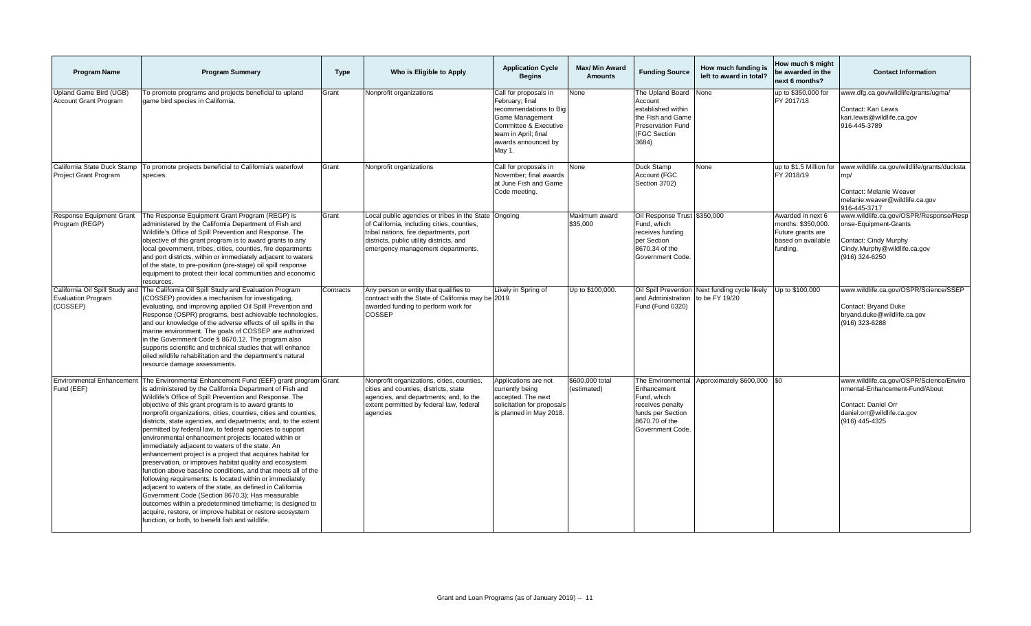| Program Name | Program Summary | Type | Who is Eligible to Apply | Application Cycle Begins | Max/ Min Award Amounts | Funding Source | How much funding is left to award in total? | How much $ might be awarded in the next 6 months? | Contact Information |
|---|---|---|---|---|---|---|---|---|---|
| Upland Game Bird (UGB) Account Grant Program | To promote programs and projects beneficial to upland game bird species in California. | Grant | Nonprofit organizations | Call for proposals in February; final recommendations to Big Game Management Committee & Executive team in April; final awards announced by May 1. | None | The Upland Board Account established within the Fish and Game Preservation Fund (FGC Section 3684) | None | up to $350,000 for FY 2017/18 | www.dfg.ca.gov/wildlife/grants/ugma/ Contact: Kari Lewis kari.lewis@wildlife.ca.gov 916-445-3789 |
| California State Duck Stamp Project Grant Program | To promote projects beneficial to California's waterfowl species. | Grant | Nonprofit organizations | Call for proposals in November; final awards at June Fish and Game Code meeting. | None | Duck Stamp Account (FGC Section 3702) | None | up to $1.5 Million for FY 2018/19 | www.wildlife.ca.gov/wildlife/grants/duckstamp/ Contact: Melanie Weaver melanie.weaver@wildlife.ca.gov 916-445-3717 |
| Response Equipment Grant Program (REGP) | The Response Equipment Grant Program (REGP) is administered by the California Department of Fish and Wildlife's Office of Spill Prevention and Response. The objective of this grant program is to award grants to any local government, tribes, cities, counties, fire departments and port districts, within or immediately adjacent to waters of the state, to pre-position (pre-stage) oil spill response equipment to protect their local communities and economic resources. | Grant | Local public agencies or tribes in the State of California, including cities, counties, tribal nations, fire departments, port districts, public utility districts, and emergency management departments. | Ongoing | Maximum award $35,000 | Oil Response Trust Fund, which receives funding per Section 8670.34 of the Government Code. | $350,000 | Awarded in next 6 months: $350,000. Future grants are based on available funding. | www.wildlife.ca.gov/OSPR/Response/Response-Equipment-Grants Contact: Cindy Murphy Cindy.Murphy@wildlife.ca.gov (916) 324-6250 |
| California Oil Spill Study and Evaluation Program (COSSEP) | The California Oil Spill Study and Evaluation Program (COSSEP) provides a mechanism for investigating, evaluating, and improving applied Oil Spill Prevention and Response (OSPR) programs, best achievable technologies, and our knowledge of the adverse effects of oil spills in the marine environment. The goals of COSSEP are authorized in the Government Code § 8670.12. The program also supports scientific and technical studies that will enhance oiled wildlife rehabilitation and the department's natural resource damage assessments. | Contracts | Any person or entity that qualifies to contract with the State of California may be awarded funding to perform work for COSSEP | Likely in Spring of 2019. | Up to $100,000. | Oil Spill Prevention and Administration Fund (Fund 0320) | Next funding cycle likely to be FY 19/20 | Up to $100,000 | www.wildlife.ca.gov/OSPR/Science/SSEP Contact: Bryand Duke bryand.duke@wildlife.ca.gov (916) 323-6288 |
| Environmental Enhancement Fund (EEF) | The Environmental Enhancement Fund (EEF) grant program is administered by the California Department of Fish and Wildlife's Office of Spill Prevention and Response. The objective of this grant program is to award grants to nonprofit organizations, cities, counties, cities and counties, districts, state agencies, and departments; and, to the extent permitted by federal law, to federal agencies to support environmental enhancement projects located within or immediately adjacent to waters of the state. An enhancement project is a project that acquires habitat for preservation, or improves habitat quality and ecosystem function above baseline conditions, and that meets all of the following requirements: Is located within or immediately adjacent to waters of the state, as defined in California Government Code (Section 8670.3); Has measurable outcomes within a predetermined timeframe; Is designed to acquire, restore, or improve habitat or restore ecosystem function, or both, to benefit fish and wildlife. | Grant | Nonprofit organizations, cities, counties, cities and counties, districts, state agencies, and departments; and, to the extent permitted by federal law, federal agencies | Applications are not currently being accepted. The next solicitation for proposals is planned in May 2018. | $600,000 total (estimated) | The Environmental Enhancement Fund, which receives penalty funds per Section 8670.70 of the Government Code. | Approximately $600,000 | $0 | www.wildlife.ca.gov/OSPR/Science/Environmental-Enhancement-Fund/About Contact: Daniel Orr daniel.orr@wildlife.ca.gov (916) 445-4325 |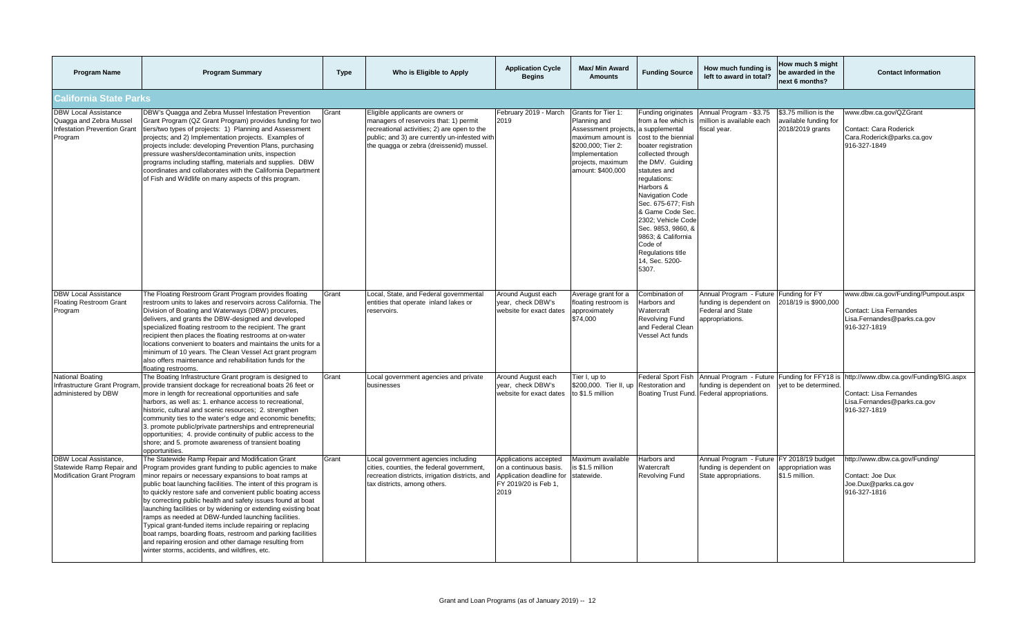| Program Name | Program Summary | Type | Who is Eligible to Apply | Application Cycle Begins | Max/ Min Award Amounts | Funding Source | How much funding is left to award in total? | How much $ might be awarded in the next 6 months? | Contact Information |
|---|---|---|---|---|---|---|---|---|---|
| **California State Parks** | | | | | | | | | |
| DBW Local Assistance Quagga and Zebra Mussel Infestation Prevention Grant Program | DBW's Quagga and Zebra Mussel Infestation Prevention Grant Program (QZ Grant Program) provides funding for two tiers/two types of projects: 1) Planning and Assessment projects; and 2) Implementation projects. Examples of projects include: developing Prevention Plans, purchasing pressure washers/decontamination units, inspection programs including staffing, materials and supplies. DBW coordinates and collaborates with the California Department of Fish and Wildlife on many aspects of this program. | Grant | Eligible applicants are owners or managers of reservoirs that: 1) permit recreational activities; 2) are open to the public; and 3) are currently un-infested with the quagga or zebra (dreissenid) mussel. | February 2019 - March 2019 | Grants for Tier 1: Planning and Assessment projects, maximum amount is $200,000; Tier 2: Implementation projects, maximum amount: $400,000 | Funding originates from a fee which is a supplemental cost to the biennial boater registration collected through the DMV. Guiding statutes and regulations: Harbors & Navigation Code Sec. 675-677; Fish & Game Code Sec. 2302; Vehicle Code Sec. 9853, 9860, & 9863; & California Code of Regulations title 14, Sec. 5200-5307. | Annual Program - $3.75 million is available each fiscal year. | $3.75 million is the available funding for 2018/2019 grants | www.dbw.ca.gov/QZGrant<br><br>Contact: Cara Roderick<br>Cara.Roderick@parks.ca.gov<br>916-327-1849 |
| DBW Local Assistance Floating Restroom Grant Program | The Floating Restroom Grant Program provides floating restroom units to lakes and reservoirs across California. The Division of Boating and Waterways (DBW) procures, delivers, and grants the DBW-designed and developed specialized floating restroom to the recipient. The grant recipient then places the floating restrooms at on-water locations convenient to boaters and maintains the units for a minimum of 10 years. The Clean Vessel Act grant program also offers maintenance and rehabilitation funds for the floating restrooms. | Grant | Local, State, and Federal governmental entities that operate inland lakes or reservoirs. | Around August each year, check DBW's website for exact dates | Average grant for a floating restroom is approximately $74,000 | Combination of Harbors and Watercraft Revolving Fund and Federal Clean Vessel Act funds | Annual Program - Future funding is dependent on Federal and State appropriations. | Funding for FY 2018/19 is $900,000 | www.dbw.ca.gov/Funding/Pumpout.aspx<br><br>Contact: Lisa Fernandes<br>Lisa.Fernandes@parks.ca.gov<br>916-327-1819 |
| National Boating Infrastructure Grant Program, administered by DBW | The Boating Infrastructure Grant program is designed to provide transient dockage for recreational boats 26 feet or more in length for recreational opportunities and safe harbors, as well as: 1. enhance access to recreational, historic, cultural and scenic resources; 2. strengthen community ties to the water's edge and economic benefits; 3. promote public/private partnerships and entrepreneurial opportunities; 4. provide continuity of public access to the shore; and 5. promote awareness of transient boating opportunities. | Grant | Local government agencies and private businesses | Around August each year, check DBW's website for exact dates | Tier I, up to $200,000. Tier II, up to $1.5 million | Federal Sport Fish Restoration and Boating Trust Fund. | Annual Program - Future funding is dependent on Federal appropriations. | Funding for FFY18 is yet to be determined. | http://www.dbw.ca.gov/Funding/BIG.aspx<br><br>Contact: Lisa Fernandes<br>Lisa.Fernandes@parks.ca.gov<br>916-327-1819 |
| DBW Local Assistance, Statewide Ramp Repair and Modification Grant Program | The Statewide Ramp Repair and Modification Grant Program provides grant funding to public agencies to make minor repairs or necessary expansions to boat ramps at public boat launching facilities. The intent of this program is to quickly restore safe and convenient public boating access by correcting public health and safety issues found at boat launching facilities or by widening or extending existing boat ramps as needed at DBW-funded launching facilities. Typical grant-funded items include repairing or replacing boat ramps, boarding floats, restroom and parking facilities and repairing erosion and other damage resulting from winter storms, accidents, and wildfires, etc. | Grant | Local government agencies including cities, counties, the federal government, recreation districts, irrigation districts, and tax districts, among others. | Applications accepted on a continuous basis. Application deadline for FY 2019/20 is Feb 1, 2019 | Maximum available is $1.5 million statewide. | Harbors and Watercraft Revolving Fund | Annual Program - Future funding is dependent on State appropriations. | FY 2018/19 budget appropriation was $1.5 million. | http://www.dbw.ca.gov/Funding/<br><br>Contact: Joe Dux<br>Joe.Dux@parks.ca.gov<br>916-327-1816 |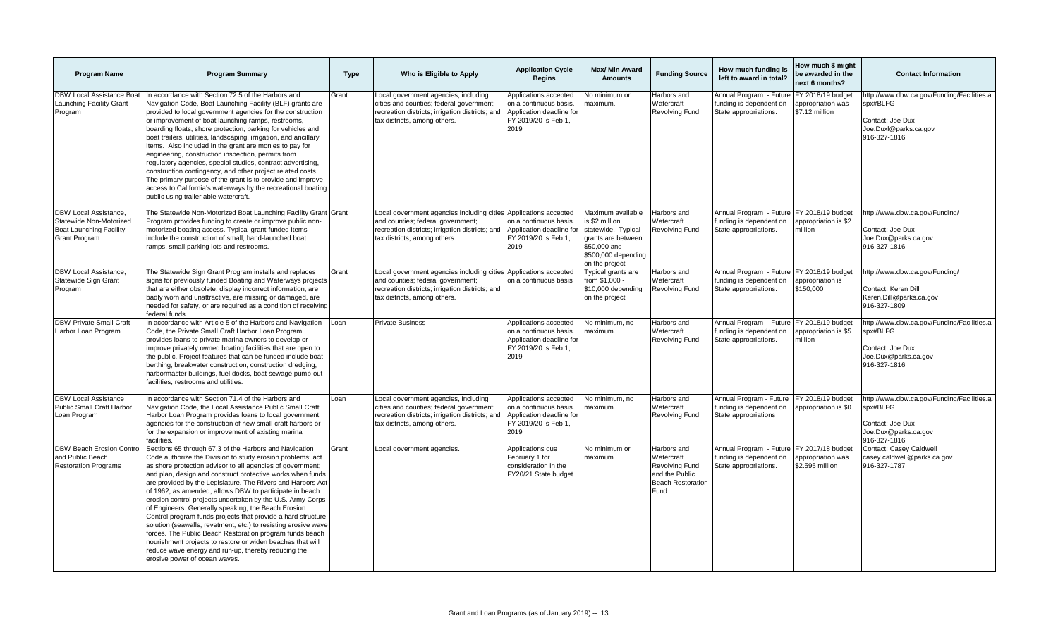| Program Name | Program Summary | Type | Who is Eligible to Apply | Application Cycle Begins | Max/ Min Award Amounts | Funding Source | How much funding is left to award in total? | How much $ might be awarded in the next 6 months? | Contact Information |
|---|---|---|---|---|---|---|---|---|---|
| DBW Local Assistance Boat Launching Facility Grant Program | In accordance with Section 72.5 of the Harbors and Navigation Code, Boat Launching Facility (BLF) grants are provided to local government agencies for the construction or improvement of boat launching ramps, restrooms, boarding floats, shore protection, parking for vehicles and boat trailers, utilities, landscaping, irrigation, and ancillary items. Also included in the grant are monies to pay for engineering, construction inspection, permits from regulatory agencies, special studies, contract advertising, construction contingency, and other project related costs. The primary purpose of the grant is to provide and improve access to California's waterways by the recreational boating public using trailer able watercraft. | Grant | Local government agencies, including cities and counties; federal government; recreation districts; irrigation districts; and tax districts, among others. | Applications accepted on a continuous basis. Application deadline for FY 2019/20 is Feb 1, 2019 | No minimum or maximum. | Harbors and Watercraft Revolving Fund | Annual Program - Future funding is dependent on State appropriations. | FY 2018/19 budget appropriation was $7.12 million | http://www.dbw.ca.gov/Funding/Facilities.aspx#BLFG<br><br>Contact: Joe Dux<br>Joe.Duxl@parks.ca.gov<br>916-327-1816 |
| DBW Local Assistance, Statewide Non-Motorized Boat Launching Facility Grant Program | The Statewide Non-Motorized Boat Launching Facility Grant Program provides funding to create or improve public non-motorized boating access. Typical grant-funded items include the construction of small, hand-launched boat ramps, small parking lots and restrooms. | Grant | Local government agencies including cities and counties; federal government; recreation districts; irrigation districts; and tax districts, among others. | Applications accepted on a continuous basis. Application deadline for FY 2019/20 is Feb 1, 2019 | Maximum available is $2 million statewide. Typical grants are between $50,000 and $500,000 depending on the project | Harbors and Watercraft Revolving Fund | Annual Program - Future funding is dependent on State appropriations. | FY 2018/19 budget appropriation is $2 million | http://www.dbw.ca.gov/Funding/<br><br>Contact: Joe Dux<br>Joe.Dux@parks.ca.gov<br>916-327-1816 |
| DBW Local Assistance, Statewide Sign Grant Program | The Statewide Sign Grant Program installs and replaces signs for previously funded Boating and Waterways projects that are either obsolete, display incorrect information, are badly worn and unattractive, are missing or damaged, are needed for safety, or are required as a condition of receiving federal funds. | Grant | Local government agencies including cities and counties; federal government; recreation districts; irrigation districts; and tax districts, among others. | Applications accepted on a continuous basis | Typical grants are from $1,000 - $10,000 depending on the project | Harbors and Watercraft Revolving Fund | Annual Program - Future funding is dependent on State appropriations. | FY 2018/19 budget appropriation is $150,000 | http://www.dbw.ca.gov/Funding/<br><br>Contact: Keren Dill<br>Keren.Dill@parks.ca.gov<br>916-327-1809 |
| DBW Private Small Craft Harbor Loan Program | In accordance with Article 5 of the Harbors and Navigation Code, the Private Small Craft Harbor Loan Program provides loans to private marina owners to develop or improve privately owned boating facilities that are open to the public. Project features that can be funded include boat berthing, breakwater construction, construction dredging, harbormaster buildings, fuel docks, boat sewage pump-out facilities, restrooms and utilities. | Loan | Private Business | Applications accepted on a continuous basis. Application deadline for FY 2019/20 is Feb 1, 2019 | No minimum, no maximum. | Harbors and Watercraft Revolving Fund | Annual Program - Future funding is dependent on State appropriations. | FY 2018/19 budget appropriation is $5 million | http://www.dbw.ca.gov/Funding/Facilities.aspx#BLFG<br><br>Contact: Joe Dux<br>Joe.Dux@parks.ca.gov<br>916-327-1816 |
| DBW Local Assistance Public Small Craft Harbor Loan Program | In accordance with Section 71.4 of the Harbors and Navigation Code, the Local Assistance Public Small Craft Harbor Loan Program provides loans to local government agencies for the construction of new small craft harbors or for the expansion or improvement of existing marina facilities. | Loan | Local government agencies, including cities and counties; federal government; recreation districts; irrigation districts; and tax districts, among others. | Applications accepted on a continuous basis. Application deadline for FY 2019/20 is Feb 1, 2019 | No minimum, no maximum. | Harbors and Watercraft Revolving Fund | Annual Program - Future funding is dependent on State appropriations | FY 2018/19 budget appropriation is $0 | http://www.dbw.ca.gov/Funding/Facilities.aspx#BLFG<br><br>Contact: Joe Dux<br>Joe.Dux@parks.ca.gov<br>916-327-1816 |
| DBW Beach Erosion Control and Public Beach Restoration Programs | Sections 65 through 67.3 of the Harbors and Navigation Code authorize the Division to study erosion problems; act as shore protection advisor to all agencies of government; and plan, design and construct protective works when funds are provided by the Legislature. The Rivers and Harbors Act of 1962, as amended, allows DBW to participate in beach erosion control projects undertaken by the U.S. Army Corps of Engineers. Generally speaking, the Beach Erosion Control program funds projects that provide a hard structure solution (seawalls, revetment, etc.) to resisting erosive wave forces. The Public Beach Restoration program funds beach nourishment projects to restore or widen beaches that will reduce wave energy and run-up, thereby reducing the erosive power of ocean waves. | Grant | Local government agencies. | Applications due February 1 for consideration in the FY20/21 State budget | No minimum or maximum | Harbors and Watercraft Revolving Fund and the Public Beach Restoration Fund | Annual Program - Future funding is dependent on State appropriations. | FY 2017/18 budget appropriation was $2.595 million | Contact: Casey Caldwell<br>casey.caldwell@parks.ca.gov<br>916-327-1787 |

Grant and Loan Programs (as of January 2019) -- 13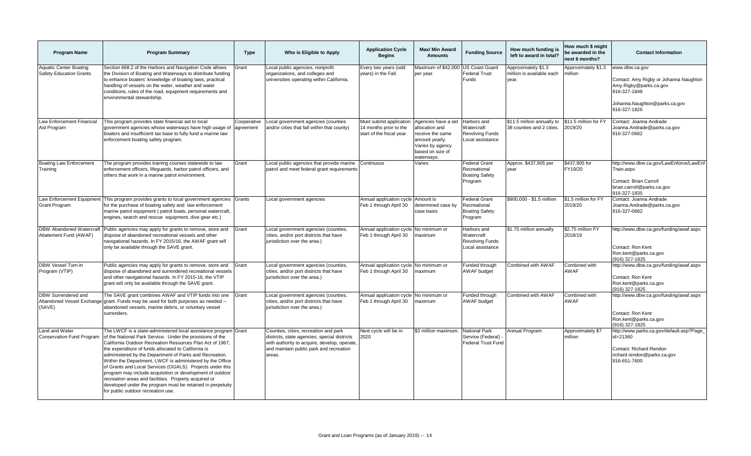| Program Name | Program Summary | Type | Who is Eligible to Apply | Application Cycle Begins | Max/ Min Award Amounts | Funding Source | How much funding is left to award in total? | How much $ might be awarded in the next 6 months? | Contact Information |
|---|---|---|---|---|---|---|---|---|---|
| Aquatic Center Boating Safety Education Grants | Section 668.2 of the Harbors and Navigation Code allows the Division of Boating and Waterways to distribute funding to enhance boaters' knowledge of boating laws, practical handling of vessels on the water, weather and water conditions, rules of the road, equipment requirements and environmental stewardship. | Grant | Local public agencies, nonprofit organizations, and colleges and universities operating within California. | Every two years (odd years) in the Fall. | Maximum of $42,000 per year. | US Coast Guard Federal Trust Funds | Approximately $1.3 million is available each year. | Approximately $1.3 million | www.dbw.ca.gov<br><br>Contact: Amy Rigby or Johanna Naughton<br>Amy.Rigby@parks.ca.gov<br>916-327-1848<br><br>Johanna.Naughton@parks.ca.gov<br>916-327-1826 |
| Law Enforcement Financial Aid Program | This program provides state financial aid to local government agencies whose waterways have high usage of boaters and insufficient tax base to fully fund a marine law enforcement boating safety program. | Cooperative agreement | Local government agencies (counties and/or cities that fall within that county) | Must submit application 14 months prior to the start of the fiscal year. | Agencies have a set allocation and receive the same amount yearly. Varies by agency based on size of waterways. | Harbors and Watercraft Revolving Funds Local assistance | $11.5 million annually to 38 counties and 2 cities. | $11.5 million for FY 2019/20 | Contact: Joanna Andrade<br>Joanna.Andrade@parks.ca.gov<br>916-327-0682 |
| Boating Law Enforcement Training | The program provides training courses statewide to law enforcement officers, lifeguards, harbor patrol officers, and others that work in a marine patrol environment. | Grant | Local public agencies that provide marine patrol and meet federal grant requirements | Continuous | Varies | Federal Grant Recreational Boating Safety Program | Approx. $437,905 per year | $437,905 for FY19/20 | http://www.dbw.ca.gov/LawEnforce/LawEnfTrain.aspx<br><br>Contact: Brian Carroll<br>brian.carroll@parks.ca.gov<br>916-327-1835 |
| Law Enforcement Equipment Grant Program | This program provides grants to local government agencies for the purchase of boating safety and law enforcement marine patrol equipment ( patrol boats, personal watercraft, engines, search and rescue equipment, dive gear etc.) | Grants | Local government agencies | Annual application cycle Feb 1 through April 30 | Amount is determined case by case basis | Federal Grant Recreational Boating Safety Program | $900,000 - $1.5 million | $1.5 million for FY 2019/20 | Contact: Joanna Andrade<br>Joanna.Andrade@parks.ca.gov<br>916-327-0682 |
| DBW Abandoned Watercraft Abatement Fund (AWAF) | Public agencies may apply for grants to remove, store and dispose of abandoned recreational vessels and other navigational hazards. In FY 2015/16, the AWAF grant will only be available through the SAVE grant. | Grant | Local government agencies (counties, cities, and/or port districts that have jurisdiction over the area.) | Annual application cycle Feb 1 through April 30 | No minimum or maximum | Harbors and Watercraft Revolving Funds Local assistance | $1.75 million annually | $2.75 million FY 2018/19 | http://www.dbw.ca.gov/funding/awaf.aspx<br><br>Contact: Ron Kent<br>Ron.kent@parks.ca.gov<br>(916) 327-1825 |
| DBW Vessel Turn-In Program (VTIP) | Public agencies may apply for grants to remove, store and dispose of abandoned and surrendered recreational vessels and other navigational hazards. In FY 2015-16, the VTIP grant will only be available through the SAVE grant. | Grant | Local government agencies (counties, cities, and/or port districts that have jurisdiction over the area.) | Annual application cycle Feb 1 through April 30 | No minimum or maximum | Funded through AWAF budget | Combined with AWAF | Combined with AWAF | http://www.dbw.ca.gov/funding/awaf.aspx<br><br>Contact: Ron Kent<br>Ron.kent@parks.ca.gov<br>(916) 327-1825 |
| DBW Surrendered and Abandoned Vessel Exchange (SAVE) | The SAVE grant combines AWAF and VTIP funds into one grant. Funds may be used for both purposes as needed -- abandoned vessels, marine debris, or voluntary vessel surrenders. | Grant | Local government agencies (counties, cities, and/or port districts that have jurisdiction over the area.) | Annual application cycle Feb 1 through April 30 | No minimum or maximum | Funded through AWAF budget | Combined with AWAF | Combined with AWAF | http://www.dbw.ca.gov/funding/awaf.aspx<br><br>Contact: Ron Kent<br>Ron.kent@parks.ca.gov<br>(916) 327-1825 |
| Land and Water Conservation Fund Program | The LWCF is a state-administered local assistance program of the National Park Service. Under the provisions of the California Outdoor Recreation Resources Plan Act of 1967, the expenditure of funds allocated to California is administered by the Department of Parks and Recreation. Within the Department, LWCF is administered by the Office of Grants and Local Services (OGALS). Projects under this program may include acquisition or development of outdoor recreation areas and facilities. Property acquired or developed under the program must be retained in perpetuity for public outdoor recreation use. | Grant | Counties, cities, recreation and park districts, state agencies, special districts with authority to acquire, develop, operate, and maintain public park and recreation areas. | Next cycle will be in 2020 | $3 million maximum. | National Park Service (Federal) - Federal Trust Fund | Annual Program | Approximately $7 million | http://www.parks.ca.gov/default.asp?Page_id=21360<br><br>Contact: Richard Rendon<br>richard.rendon@parks.ca.gov<br>916-651-7600 |

Grant and Loan Programs (as of January 2019) -- 14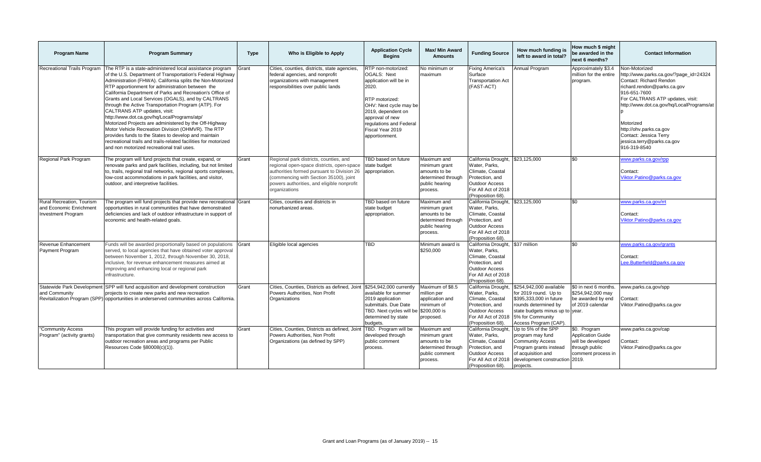| Program Name | Program Summary | Type | Who is Eligible to Apply | Application Cycle Begins | Max/ Min Award Amounts | Funding Source | How much funding is left to award in total? | How much $ might be awarded in the next 6 months? | Contact Information |
|---|---|---|---|---|---|---|---|---|---|
| Recreational Trails Program | The RTP is a state-administered local assistance program of the U.S. Department of Transportation's Federal Highway Administration (FHWA). California splits the Non-Motorized RTP apportionment for administration between the California Department of Parks and Recreation's Office of Grants and Local Services (OGALS), and by CALTRANS through the Active Transportation Program (ATP). For CALTRANS ATP updates, visit: http://www.dot.ca.gov/hq/LocalPrograms/atp/ Motorized Projects are administered by the Off-Highway Motor Vehicle Recreation Division (OHMVR). The RTP provides funds to the States to develop and maintain recreational trails and trails-related facilities for motorized and non motorized recreational trail uses. | Grant | Cities, counties, districts, state agencies, federal agencies, and nonprofit organizations with management responsibilities over public lands | RTP non-motorized: OGALS: Next application will be in 2020. RTP motorized: OHV: Next cycle may be 2019, dependent on approval of new regulations and Federal Fiscal Year 2019 apportionment. | No minimum or maximum | Fixing America's Surface Transportation Act (FAST-ACT) | Annual Program | Approximately $3.4 million for the entire program. | Non-Motorized http://www.parks.ca.gov/?page_id=24324 Contact: Richard Rendon richard.rendon@parks.ca.gov 916-651-7600 For CALTRANS ATP updates, visit: http://www.dot.ca.gov/hq/LocalPrograms/atp Motorized http://ohv.parks.ca.gov Contact: Jessica Terry jessica.terry@parks.ca.gov 916-319-8540 |
| Regional Park Program | The program will fund projects that create, expand, or renovate parks and park facilities, including, but not limited to, trails, regional trail networks, regional sports complexes, low-cost accommodations in park facilities, and visitor, outdoor, and interpretive facilities. | Grant | Regional park districts, counties, and regional open-space districts, open-space authorities formed pursuant to Division 26 (commencing with Section 35100), joint powers authorities, and eligible nonprofit organizations | TBD based on future state budget appropriation. | Maximum and minimum grant amounts to be determined through public hearing process. | California Drought, Water, Parks, Climate, Coastal Protection, and Outdoor Access For All Act of 2018 (Proposition 68). | $23,125,000 | $0 | www.parks.ca.gov/rpp Contact: Viktor.Patino@parks.ca.gov |
| Rural Recreation, Tourism and Economic Enrichment Investment Program | The program will fund projects that provide new recreational opportunities in rural communities that have demonstrated deficiencies and lack of outdoor infrastructure in support of economic and health-related goals. | Grant | Cities, counties and districts in nonurbanized areas. | TBD based on future state budget appropriation. | Maximum and minimum grant amounts to be determined through public hearing process. | California Drought, Water, Parks, Climate, Coastal Protection, and Outdoor Access For All Act of 2018 (Proposition 68). | $23,125,000 | $0 | www.parks.ca.gov/rrt Contact: Viktor.Patino@parks.ca.gov |
| Revenue Enhancement Payment Program | Funds will be awarded proportionally based on populations served, to local agencies that have obtained voter approval between November 1, 2012, through November 30, 2018, inclusive, for revenue enhancement measures aimed at improving and enhancing local or regional park infrastructure. | Grant | Eligible local agencies | TBD | Minimum award is $250,000 | California Drought, Water, Parks, Climate, Coastal Protection, and Outdoor Access For All Act of 2018 (Proposition 68). | $37 million | $0 | www.parks.ca.gov/grants Contact: Lee.Butterfield@parks.ca.gov |
| Statewide Park Development and Community Revitalization Program (SPP) | SPP will fund acquisition and development construction projects to create new parks and new recreation opportunities in underserved communities across California. | Grant | Cities, Counties, Districts as defined, Joint Powers Authorities, Non Profit Organizations | $254,942,000 currently available for summer 2019 application submittals. Due Date TBD. Next cycles will be determined by state budgets. | Maximum of $8.5 million per application and minimum of $200,000 is proposed. | California Drought, Water, Parks, Climate, Coastal Protection, and Outdoor Access For All Act of 2018 (Proposition 68). | $254,942,000 available for 2019 round. Up to $395,333,000 in future rounds determined by state budgets minus up to 5% for Community Access Program (CAP). | $0 in next 6 months. $254,942,000 may be awarded by end of 2019 calendar year. | www.parks.ca.gov/spp Contact: Viktor.Patino@parks.ca.gov |
| "Community Access Program" (activity grants) | This program will provide funding for activities and transportation that give community residents new access to outdoor recreation areas and programs per Public Resources Code §80008(c)(1)). | Grant | Cities, Counties, Districts as defined, Joint Powers Authorities, Non Profit Organizations (as defined by SPP) | TBD. Program will be developed through public comment process. | Maximum and minimum grant amounts to be determined through public comment process. | California Drought, Water, Parks, Climate, Coastal Protection, and Outdoor Access For All Act of 2018 (Proposition 68). | Up to 5% of the SPP program may fund Community Access Program grants instead of acquisition and development construction projects. | $0. Program Application Guide will be developed through public comment process in 2019. | www.parks.ca.gov/cap Contact: Viktor.Patino@parks.ca.gov |

Grant and Loan Programs (as of January 2019) -- 15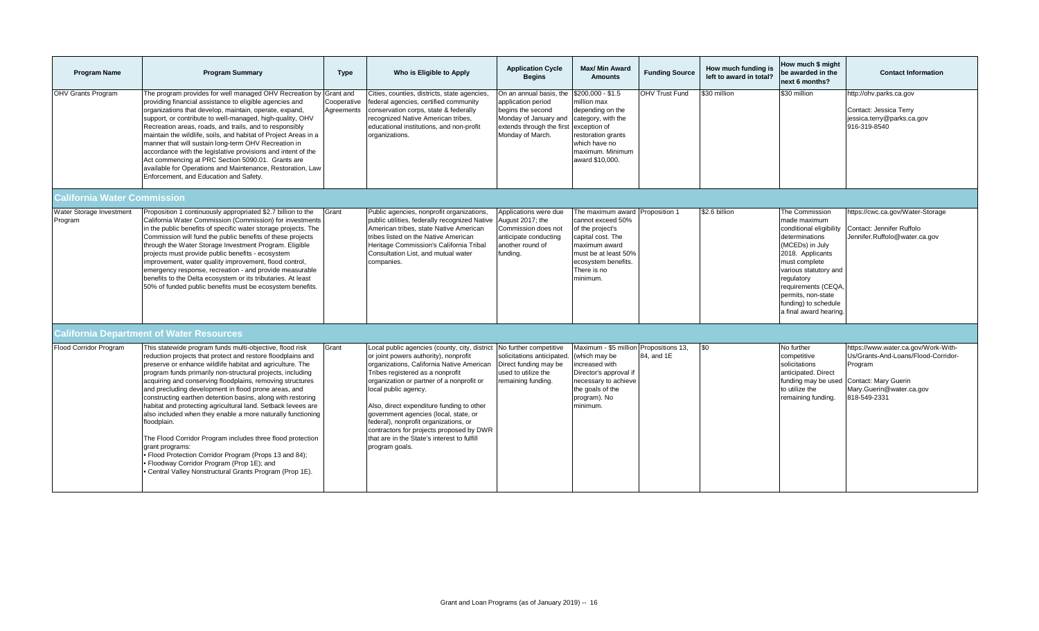| Program Name | Program Summary | Type | Who is Eligible to Apply | Application Cycle Begins | Max/ Min Award Amounts | Funding Source | How much funding is left to award in total? | How much $ might be awarded in the next 6 months? | Contact Information |
|---|---|---|---|---|---|---|---|---|---|
| OHV Grants Program | The program provides for well managed OHV Recreation by providing financial assistance to eligible agencies and organizations that develop, maintain, operate, expand, support, or contribute to well-managed, high-quality, OHV Recreation areas, roads, and trails, and to responsibly maintain the wildlife, soils, and habitat of Project Areas in a manner that will sustain long-term OHV Recreation in accordance with the legislative provisions and intent of the Act commencing at PRC Section 5090.01. Grants are available for Operations and Maintenance, Restoration, Law Enforcement, and Education and Safety. | Grant and Cooperative Agreements | Cities, counties, districts, state agencies, federal agencies, certified community conservation corps, state & federally recognized Native American tribes, educational institutions, and non-profit organizations. | On an annual basis, the application period begins the second Monday of January and extends through the first Monday of March. | $200,000 - $1.5 million max depending on the category, with the exception of restoration grants which have no maximum. Minimum award $10,000. | OHV Trust Fund | $30 million | $30 million | http://ohv.parks.ca.gov<br><br>Contact: Jessica Terry<br>jessica.terry@parks.ca.gov<br>916-319-8540 |
| **California Water Commission** | | | | | | | | | |
| Water Storage Investment Program | Proposition 1 continuously appropriated $2.7 billion to the California Water Commission (Commission) for investments in the public benefits of specific water storage projects. The Commission will fund the public benefits of these projects through the Water Storage Investment Program. Eligible projects must provide public benefits - ecosystem improvement, water quality improvement, flood control, emergency response, recreation - and provide measurable benefits to the Delta ecosystem or its tributaries. At least 50% of funded public benefits must be ecosystem benefits. | Grant | Public agencies, nonprofit organizations, public utilities, federally recognized Native American tribes, state Native American tribes listed on the Native American Heritage Commission's California Tribal Consultation List, and mutual water companies. | Applications were due August 2017; the Commission does not anticipate conducting another round of funding. | The maximum award cannot exceed 50% of the project's capital cost. The maximum award must be at least 50% ecosystem benefits. There is no minimum. | Proposition 1 | $2.6 billion | The Commission made maximum conditional eligibility determinations (MCEDs) in July 2018. Applicants must complete various statutory and regulatory requirements (CEQA, permits, non-state funding) to schedule a final award hearing. | https://cwc.ca.gov/Water-Storage<br><br>Contact: Jennifer Ruffolo<br>Jennifer.Ruffolo@water.ca.gov |
| **California Department of Water Resources** | | | | | | | | | |
| Flood Corridor Program | This statewide program funds multi-objective, flood risk reduction projects that protect and restore floodplains and preserve or enhance wildlife habitat and agriculture. The program funds primarily non-structural projects, including acquiring and conserving floodplains, removing structures and precluding development in flood prone areas, and constructing earthen detention basins, along with restoring habitat and protecting agricultural land. Setback levees are also included when they enable a more naturally functioning floodplain.<br><br>The Flood Corridor Program includes three flood protection grant programs:<br>• Flood Protection Corridor Program (Props 13 and 84);<br>• Floodway Corridor Program (Prop 1E); and<br>• Central Valley Nonstructural Grants Program (Prop 1E). | Grant | Local public agencies (county, city, district or joint powers authority), nonprofit organizations, California Native American Tribes registered as a nonprofit organization or partner of a nonprofit or local public agency.<br><br>Also, direct expenditure funding to other government agencies (local, state, or federal), nonprofit organizations, or contractors for projects proposed by DWR that are in the State's interest to fulfill program goals. | No further competitive solicitations anticipated. Direct funding may be used to utilize the remaining funding. | Maximum - $5 million (which may be increased with Director's approval if necessary to achieve the goals of the program). No minimum. | Propositions 13, 84, and 1E | $0 | No further competitive solicitations anticipated. Direct funding may be used to utilize the remaining funding. | https://www.water.ca.gov/Work-With-Us/Grants-And-Loans/Flood-Corridor-Program<br><br>Contact: Mary Guerin<br>Mary.Guerin@water.ca.gov<br>818-549-2331 |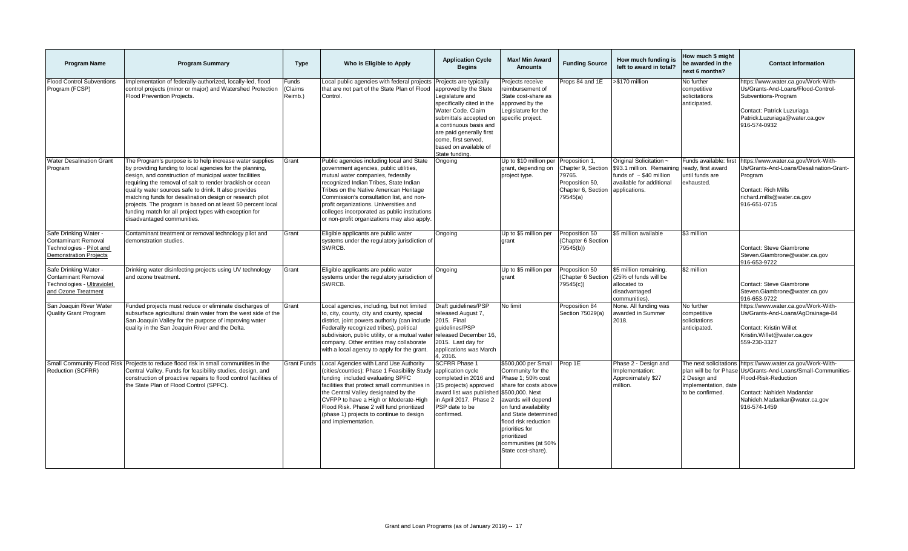| Program Name | Program Summary | Type | Who is Eligible to Apply | Application Cycle Begins | Max/ Min Award Amounts | Funding Source | How much funding is left to award in total? | How much $ might be awarded in the next 6 months? | Contact Information |
|---|---|---|---|---|---|---|---|---|---|
| Flood Control Subventions Program (FCSP) | Implementation of federally-authorized, locally-led, flood control projects (minor or major) and Watershed Protection Flood Prevention Projects. | Funds (Claims Reimb.) | Local public agencies with federal projects that are not part of the State Plan of Flood Control. | Projects are typically approved by the State Legislature and specifically cited in the Water Code. Claim submittals accepted on a continuous basis and are paid generally first come, first served, based on available of State funding. | Projects receive reimbursement of State cost-share as approved by the Legislature for the specific project. | Props 84 and 1E | >$170 million | No further competitive solicitations anticipated. | https://www.water.ca.gov/Work-With-Us/Grants-And-Loans/Flood-Control-Subventions-Program<br><br>Contact: Patrick Luzuriaga<br>Patrick.Luzuriaga@water.ca.gov<br>916-574-0932 |
| Water Desalination Grant Program | The Program's purpose is to help increase water supplies by providing funding to local agencies for the planning, design, and construction of municipal water facilities requiring the removal of salt to render brackish or ocean quality water sources safe to drink. It also provides matching funds for desalination design or research pilot projects. The program is based on at least 50 percent local funding match for all project types with exception for disadvantaged communities. | Grant | Public agencies including local and State government agencies, public utilities, mutual water companies, federally recognized Indian Tribes, State Indian Tribes on the Native American Heritage Commission's consultation list, and non-profit organizations. Universities and colleges incorporated as public institutions or non-profit organizations may also apply. | Ongoing | Up to $10 million per grant, depending on project type. | Proposition 1, Chapter 9, Section 79765. Proposition 50, Chapter 6, Section 79545(a) | Original Solicitation ~ $93.1 million. Remaining funds of ~ $40 million available for additional applications. | Funds available: first ready, first award until funds are exhausted. | https://www.water.ca.gov/Work-With-Us/Grants-And-Loans/Desalination-Grant-Program<br><br>Contact: Rich Mills<br>richard.mills@water.ca.gov<br>916-651-0715 |
| Safe Drinking Water - Contaminant Removal Technologies - Pilot and Demonstration Projects | Contaminant treatment or removal technology pilot and demonstration studies. | Grant | Eligible applicants are public water systems under the regulatory jurisdiction of SWRCB. | Ongoing | Up to $5 million per grant | Proposition 50 (Chapter 6 Section 79545(b)) | $5 million available | $3 million | Contact: Steve Giambrone<br>Steven.Giambrone@water.ca.gov<br>916-653-9722 |
| Safe Drinking Water - Contaminant Removal Technologies - Ultraviolet and Ozone Treatment | Drinking water disinfecting projects using UV technology and ozone treatment. | Grant | Eligible applicants are public water systems under the regulatory jurisdiction of SWRCB. | Ongoing | Up to $5 million per grant | Proposition 50 (Chapter 6 Section 79545(c)) | $5 million remaining. (25% of funds will be allocated to disadvantaged communities). | $2 million | Contact: Steve Giambrone<br>Steven.Giambrone@water.ca.gov<br>916-653-9722 |
| San Joaquin River Water Quality Grant Program | Funded projects must reduce or eliminate discharges of subsurface agricultural drain water from the west side of the San Joaquin Valley for the purpose of improving water quality in the San Joaquin River and the Delta. | Grant | Local agencies, including, but not limited to, city, county, city and county, special district, joint powers authority (can include Federally recognized tribes), political subdivision, public utility, or a mutual water company. Other entities may collaborate with a local agency to apply for the grant. | Draft guidelines/PSP released August 7, 2015. Final guidelines/PSP released December 16, 2015. Last day for applications was March 4, 2016. | No limit | Proposition 84 Section 75029(a) | None. All funding was awarded in Summer 2018. | No further competitive solicitations anticipated. | https://www.water.ca.gov/Work-With-Us/Grants-And-Loans/AgDrainage-84<br><br>Contact: Kristin Willet<br>Kristin.Willet@water.ca.gov<br>559-230-3327 |
| Small Community Flood Risk Reduction (SCFRR) | Projects to reduce flood risk in small communities in the Central Valley. Funds for feasibility studies, design, and construction of proactive repairs to flood control facilities of the State Plan of Flood Control (SPFC). | Grant Funds | Local Agencies with Land Use Authority (cities/counties): Phase 1 Feasibility Study funding included evaluating SPFC facilities that protect small communities in the Central Valley designated by the CVFPP to have a High or Moderate-High Flood Risk. Phase 2 will fund prioritized (phase 1) projects to continue to design and implementation. | SCFRR Phase 1 application cycle completed in 2016 and (35 projects) approved award list was published in April 2017. Phase 2 PSP date to be confirmed. | $500,000 per Small Community for the Phase 1; 50% cost share for costs above $500,000. Next awards will depend on fund availability and State determined flood risk reduction priorities for prioritized communities (at 50% State cost-share). | Prop 1E | Phase 2 - Design and Implementation: Approximately $27 million. | The next solicitations plan will be for Phase 2 Design and Implementation, date to be confirmed. | https://www.water.ca.gov/Work-With-Us/Grants-And-Loans/Small-Communities-Flood-Risk-Reduction<br><br>Contact: Nahideh Madandar<br>Nahideh.Madankar@water.ca.gov<br>916-574-1459 |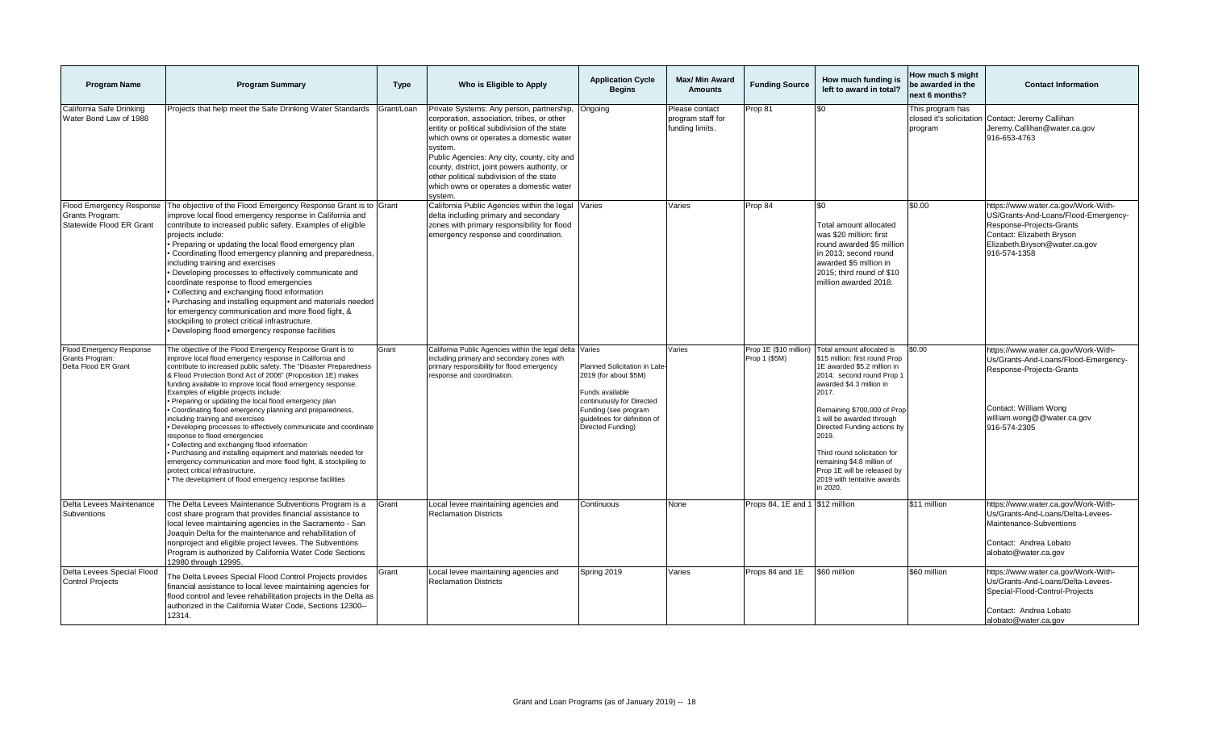| Program Name | Program Summary | Type | Who is Eligible to Apply | Application Cycle Begins | Max/ Min Award Amounts | Funding Source | How much funding is left to award in total? | How much $ might be awarded in the next 6 months? | Contact Information |
|---|---|---|---|---|---|---|---|---|---|
| California Safe Drinking Water Bond Law of 1988 | Projects that help meet the Safe Drinking Water Standards | Grant/Loan | Private Systems: Any person, partnership, corporation, association, tribes, or other entity or political subdivision of the state which owns or operates a domestic water system.<br>Public Agencies: Any city, county, city and county, district, joint powers authority, or other political subdivision of the state which owns or operates a domestic water system. | Ongoing | Please contact program staff for funding limits. | Prop 81 | $0 | This program has closed it's solicitation program | Contact: Jeremy Callihan<br>Jeremy.Callihan@water.ca.gov<br>916-653-4763 |
| Flood Emergency Response Grants Program: Statewide Flood ER Grant | The objective of the Flood Emergency Response Grant is to improve local flood emergency response in California and contribute to increased public safety. Examples of eligible projects include:<br>• Preparing or updating the local flood emergency plan<br>• Coordinating flood emergency planning and preparedness, including training and exercises<br>• Developing processes to effectively communicate and coordinate response to flood emergencies<br>• Collecting and exchanging flood information<br>• Purchasing and installing equipment and materials needed for emergency communication and more flood fight, & stockpiling to protect critical infrastructure.<br>• Developing flood emergency response facilities | Grant | California Public Agencies within the legal delta including primary and secondary zones with primary responsibility for flood emergency response and coordination. | Varies | Varies | Prop 84 | $0<br><br>Total amount allocated was $20 million: first round awarded $5 million in 2013; second round awarded $5 million in 2015; third round of $10 million awarded 2018. | $0.00 | https://www.water.ca.gov/Work-With-US/Grants-And-Loans/Flood-Emergency-Response-Projects-Grants<br>Contact: Elizabeth Bryson<br>Elizabeth.Bryson@water.ca.gov<br>916-574-1358 |
| Flood Emergency Response Grants Program: Delta Flood ER Grant | The objective of the Flood Emergency Response Grant is to improve local flood emergency response in California and contribute to increased public safety. The "Disaster Preparedness & Flood Protection Bond Act of 2006" (Proposition 1E) makes funding available to improve local flood emergency response. Examples of eligible projects include:<br>• Preparing or updating the local flood emergency plan<br>• Coordinating flood emergency planning and preparedness, including training and exercises<br>• Developing processes to effectively communicate and coordinate response to flood emergencies<br>• Collecting and exchanging flood information<br>• Purchasing and installing equipment and materials needed for emergency communication and more flood fight, & stockpiling to protect critical infrastructure.<br>• The development of flood emergency response facilities | Grant | California Public Agencies within the legal delta including primary and secondary zones with primary responsibility for flood emergency response and coordination. | Varies<br><br>Planned Solicitation in Late-2019 (for about $5M)<br><br>Funds available continuously for Directed Funding (see program guidelines for definition of Directed Funding) | Varies | Prop 1E ($10 million) Prop 1 ($5M) | Total amount allocated is $15 million: first round Prop 1E awarded $5.2 million in 2014; second round Prop 1 awarded $4.3 million in 2017.<br><br>Remaining $700,000 of Prop 1 will be awarded through Directed Funding actions by 2019.<br><br>Third round solicitation for remaining $4.8 million of Prop 1E will be released by 2019 with tentative awards in 2020. | $0.00 | https://www.water.ca.gov/Work-With-Us/Grants-And-Loans/Flood-Emergency-Response-Projects-Grants<br><br>Contact: William Wong<br>william.wong@@water.ca.gov<br>916-574-2305 |
| Delta Levees Maintenance Subventions | The Delta Levees Maintenance Subventions Program is a cost share program that provides financial assistance to local levee maintaining agencies in the Sacramento - San Joaquin Delta for the maintenance and rehabilitation of nonproject and eligible project levees. The Subventions Program is authorized by California Water Code Sections 12980 through 12995. | Grant | Local levee maintaining agencies and Reclamation Districts | Continuous | None | Props 84, 1E and 1 | $12 million | $11 million | https://www.water.ca.gov/Work-With-Us/Grants-And-Loans/Delta-Levees-Maintenance-Subventions<br><br>Contact: Andrea Lobato<br>alobato@water.ca.gov |
| Delta Levees Special Flood Control Projects | The Delta Levees Special Flood Control Projects provides financial assistance to local levee maintaining agencies for flood control and levee rehabilitation projects in the Delta as authorized in the California Water Code, Sections 12300--12314. | Grant | Local levee maintaining agencies and Reclamation Districts | Spring 2019 | Varies | Props 84 and 1E | $60 million | $60 million | https://www.water.ca.gov/Work-With-Us/Grants-And-Loans/Delta-Levees-Special-Flood-Control-Projects<br><br>Contact: Andrea Lobato<br>alobato@water.ca.gov |

Grant and Loan Programs (as of January 2019) -- 18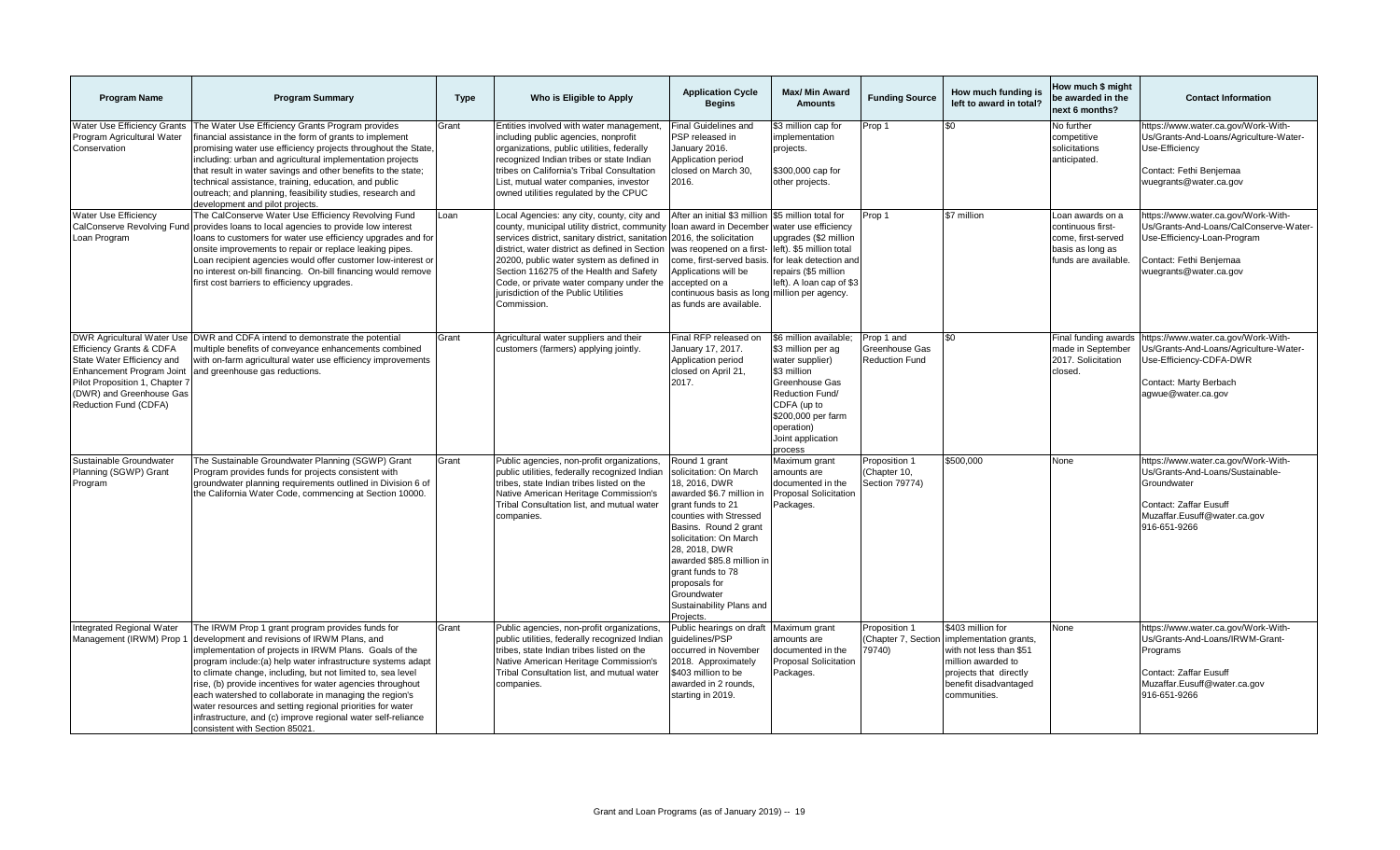| Program Name | Program Summary | Type | Who is Eligible to Apply | Application Cycle Begins | Max/ Min Award Amounts | Funding Source | How much funding is left to award in total? | How much $ might be awarded in the next 6 months? | Contact Information |
|---|---|---|---|---|---|---|---|---|---|
| Water Use Efficiency Grants Program Agricultural Water Conservation | The Water Use Efficiency Grants Program provides financial assistance in the form of grants to implement promising water use efficiency projects throughout the State, including: urban and agricultural implementation projects that result in water savings and other benefits to the state; technical assistance, training, education, and public outreach; and planning, feasibility studies, research and development and pilot projects. | Grant | Entities involved with water management, including public agencies, nonprofit organizations, public utilities, federally recognized Indian tribes or state Indian tribes on California's Tribal Consultation List, mutual water companies, investor owned utilities regulated by the CPUC | Final Guidelines and PSP released in January 2016. Application period closed on March 30, 2016. | $3 million cap for implementation projects. $300,000 cap for other projects. | Prop 1 | $0 | No further competitive solicitations anticipated. | https://www.water.ca.gov/Work-With-Us/Grants-And-Loans/Agriculture-Water-Use-Efficiency Contact: Fethi Benjemaa wuegrants@water.ca.gov |
| Water Use Efficiency CalConserve Revolving Fund Loan Program | The CalConserve Water Use Efficiency Revolving Fund provides loans to local agencies to provide low interest loans to customers for water use efficiency upgrades and for onsite improvements to repair or replace leaking pipes. Loan recipient agencies would offer customer low-interest or no interest on-bill financing. On-bill financing would remove first cost barriers to efficiency upgrades. | Loan | Local Agencies: any city, county, city and county, municipal utility district, community services district, sanitary district, sanitation district, water district as defined in Section 20200, public water system as defined in Section 116275 of the Health and Safety Code, or private water company under the jurisdiction of the Public Utilities Commission. | After an initial $3 million loan award in December 2016, the solicitation was reopened on a first-come, first-served basis. Applications will be accepted on a continuous basis as long as funds are available. | $5 million total for water use efficiency upgrades ($2 million left). $5 million total for leak detection and repairs ($5 million left). A loan cap of $3 million per agency. | Prop 1 | $7 million | Loan awards on a continuous first-come, first-served basis as long as funds are available. | https://www.water.ca.gov/Work-With-Us/Grants-And-Loans/CalConserve-Water-Use-Efficiency-Loan-Program Contact: Fethi Benjemaa wuegrants@water.ca.gov |
| DWR Agricultural Water Use Efficiency Grants & CDFA State Water Efficiency and Enhancement Program Joint Pilot Proposition 1, Chapter 7 (DWR) and Greenhouse Gas Reduction Fund (CDFA) | DWR and CDFA intend to demonstrate the potential multiple benefits of conveyance enhancements combined with on-farm agricultural water use efficiency improvements and greenhouse gas reductions. | Grant | Agricultural water suppliers and their customers (farmers) applying jointly. | Final RFP released on January 17, 2017. Application period closed on April 21, 2017. | $6 million available; $3 million per ag water supplier) $3 million Greenhouse Gas Reduction Fund/ CDFA (up to $200,000 per farm operation) Joint application process | Prop 1 and Greenhouse Gas Reduction Fund | $0 | Final funding awards made in September 2017. Solicitation closed. | https://www.water.ca.gov/Work-With-Us/Grants-And-Loans/Agriculture-Water-Use-Efficiency-CDFA-DWR Contact: Marty Berbach agwue@water.ca.gov |
| Sustainable Groundwater Planning (SGWP) Grant Program | The Sustainable Groundwater Planning (SGWP) Grant Program provides funds for projects consistent with groundwater planning requirements outlined in Division 6 of the California Water Code, commencing at Section 10000. | Grant | Public agencies, non-profit organizations, public utilities, federally recognized Indian tribes, state Indian tribes listed on the Native American Heritage Commission's Tribal Consultation list, and mutual water companies. | Round 1 grant solicitation: On March 18, 2016, DWR awarded $6.7 million in grant funds to 21 counties with Stressed Basins. Round 2 grant solicitation: On March 28, 2018, DWR awarded $85.8 million in grant funds to 78 proposals for Groundwater Sustainability Plans and Projects. | Maximum grant amounts are documented in the Proposal Solicitation Packages. | Proposition 1 (Chapter 10, Section 79774) | $500,000 | None | https://www.water.ca.gov/Work-With-Us/Grants-And-Loans/Sustainable-Groundwater Contact: Zaffar Eusuff Muzaffar.Eusuff@water.ca.gov 916-651-9266 |
| Integrated Regional Water Management (IRWM) Prop 1 | The IRWM Prop 1 grant program provides funds for development and revisions of IRWM Plans, and implementation of projects in IRWM Plans. Goals of the program include:(a) help water infrastructure systems adapt to climate change, including, but not limited to, sea level rise, (b) provide incentives for water agencies throughout each watershed to collaborate in managing the region's water resources and setting regional priorities for water infrastructure, and (c) improve regional water self-reliance consistent with Section 85021. | Grant | Public agencies, non-profit organizations, public utilities, federally recognized Indian tribes, state Indian tribes listed on the Native American Heritage Commission's Tribal Consultation list, and mutual water companies. | Public hearings on draft guidelines/PSP occurred in November 2018. Approximately $403 million to be awarded in 2 rounds, starting in 2019. | Maximum grant amounts are documented in the Proposal Solicitation Packages. | Proposition 1 (Chapter 7, Section 79740) | $403 million for implementation grants, with not less than $51 million awarded to projects that directly benefit disadvantaged communities. | None | https://www.water.ca.gov/Work-With-Us/Grants-And-Loans/IRWM-Grant-Programs Contact: Zaffar Eusuff Muzaffar.Eusuff@water.ca.gov 916-651-9266 |

Grant and Loan Programs (as of January 2019)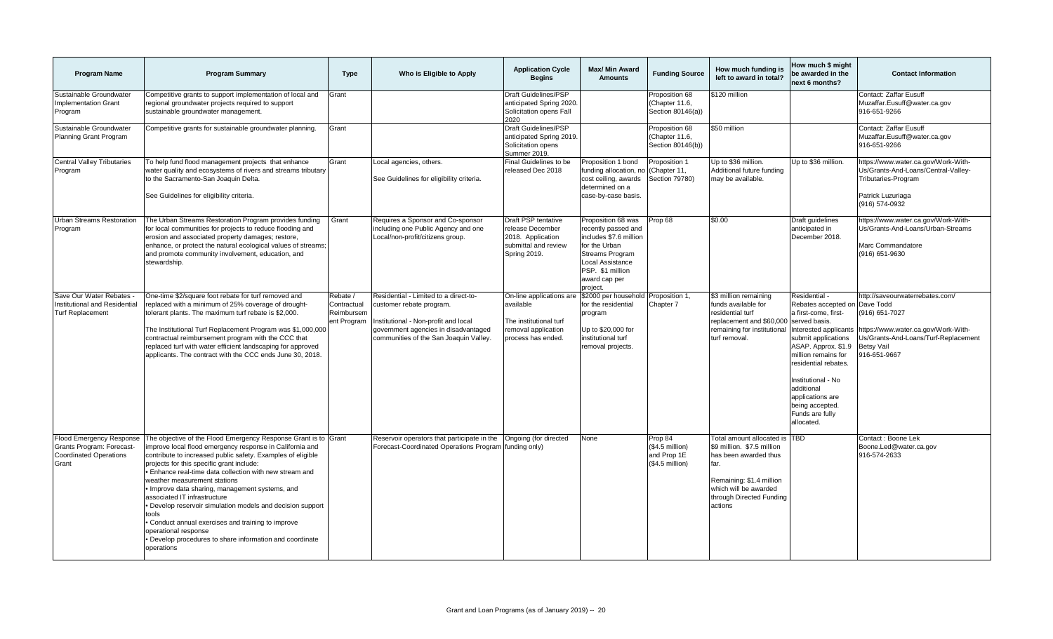| Program Name | Program Summary | Type | Who is Eligible to Apply | Application Cycle Begins | Max/ Min Award Amounts | Funding Source | How much funding is left to award in total? | How much $ might be awarded in the next 6 months? | Contact Information |
|---|---|---|---|---|---|---|---|---|---|
| Sustainable Groundwater Implementation Grant Program | Competitive grants to support implementation of local and regional groundwater projects required to support sustainable groundwater management. | Grant | | Draft Guidelines/PSP anticipated Spring 2020. Solicitation opens Fall 2020 | | Proposition 68 (Chapter 11.6, Section 80146(a)) | $120 million | | Contact: Zaffar Eusuff Muzaffar.Eusuff@water.ca.gov 916-651-9266 |
| Sustainable Groundwater Planning Grant Program | Competitive grants for sustainable groundwater planning. | Grant | | Draft Guidelines/PSP anticipated Spring 2019. Solicitation opens Summer 2019. | | Proposition 68 (Chapter 11.6, Section 80146(b)) | $50 million | | Contact: Zaffar Eusuff Muzaffar.Eusuff@water.ca.gov 916-651-9266 |
| Central Valley Tributaries Program | To help fund flood management projects that enhance water quality and ecosystems of rivers and streams tributary to the Sacramento-San Joaquin Delta.<br><br>See Guidelines for eligibility criteria. | Grant | Local agencies, others.<br><br>See Guidelines for eligibility criteria. | Final Guidelines to be released Dec 2018 | Proposition 1 bond funding allocation, no cost ceiling, awards determined on a case-by-case basis. | Proposition 1 (Chapter 11, Section 79780) | Up to $36 million. Additional future funding may be available. | Up to $36 million. | https://www.water.ca.gov/Work-With-Us/Grants-And-Loans/Central-Valley-Tributaries-Program<br><br>Patrick Luzuriaga (916) 574-0932 |
| Urban Streams Restoration Program | The Urban Streams Restoration Program provides funding for local communities for projects to reduce flooding and erosion and associated property damages; restore, enhance, or protect the natural ecological values of streams; and promote community involvement, education, and stewardship. | Grant | Requires a Sponsor and Co-sponsor including one Public Agency and one Local/non-profit/citizens group. | Draft PSP tentative release December 2018. Application submittal and review Spring 2019. | Proposition 68 was recently passed and includes $7.6 million for the Urban Streams Program Local Assistance PSP. $1 million award cap per project. | Prop 68 | $0.00 | Draft guidelines anticipated in December 2018. | https://www.water.ca.gov/Work-With-Us/Grants-And-Loans/Urban-Streams<br><br>Marc Commandatore (916) 651-9630 |
| Save Our Water Rebates - Institutional and Residential Turf Replacement | One-time $2/square foot rebate for turf removed and replaced with a minimum of 25% coverage of drought-tolerant plants. The maximum turf rebate is $2,000.<br><br>The Institutional Turf Replacement Program was $1,000,000 contractual reimbursement program with the CCC that replaced turf with water efficient landscaping for approved applicants. The contract with the CCC ends June 30, 2018. | Rebate / Contractual Reimbursement Program | Residential - Limited to a direct-to-customer rebate program.<br><br>Institutional - Non-profit and local government agencies in disadvantaged communities of the San Joaquin Valley. | On-line applications are available<br><br>The institutional turf removal application process has ended. | $2000 per household for the residential program<br><br>Up to $20,000 for institutional turf removal projects. | Proposition 1, Chapter 7 | $3 million remaining funds available for residential turf replacement and $60,000 remaining for institutional turf removal. | Residential - Rebates accepted on a first-come, first-served basis. Interested applicants submit applications ASAP. Approx. $1.9 million remains for residential rebates.<br><br>Institutional - No additional applications are being accepted. Funds are fully allocated. | http://saveourwaterrebates.com/ Dave Todd (916) 651-7027<br><br>https://www.water.ca.gov/Work-With-Us/Grants-And-Loans/Turf-Replacement Betsy Vail 916-651-9667 |
| Flood Emergency Response Grants Program: Forecast-Coordinated Operations Grant | The objective of the Flood Emergency Response Grant is to improve local flood emergency response in California and contribute to increased public safety. Examples of eligible projects for this specific grant include:<br>• Enhance real-time data collection with new stream and weather measurement stations<br>• Improve data sharing, management systems, and associated IT infrastructure<br>• Develop reservoir simulation models and decision support tools<br>• Conduct annual exercises and training to improve operational response<br>• Develop procedures to share information and coordinate operations | Grant | Reservoir operators that participate in the Forecast-Coordinated Operations Program | Ongoing (for directed funding only) | None | Prop 84 ($4.5 million) and Prop 1E ($4.5 million) | Total amount allocated is $9 million. $7.5 million has been awarded thus far.<br><br>Remaining: $1.4 million which will be awarded through Directed Funding actions | TBD | Contact : Boone Lek Boone.Led@water.ca.gov 916-574-2633 |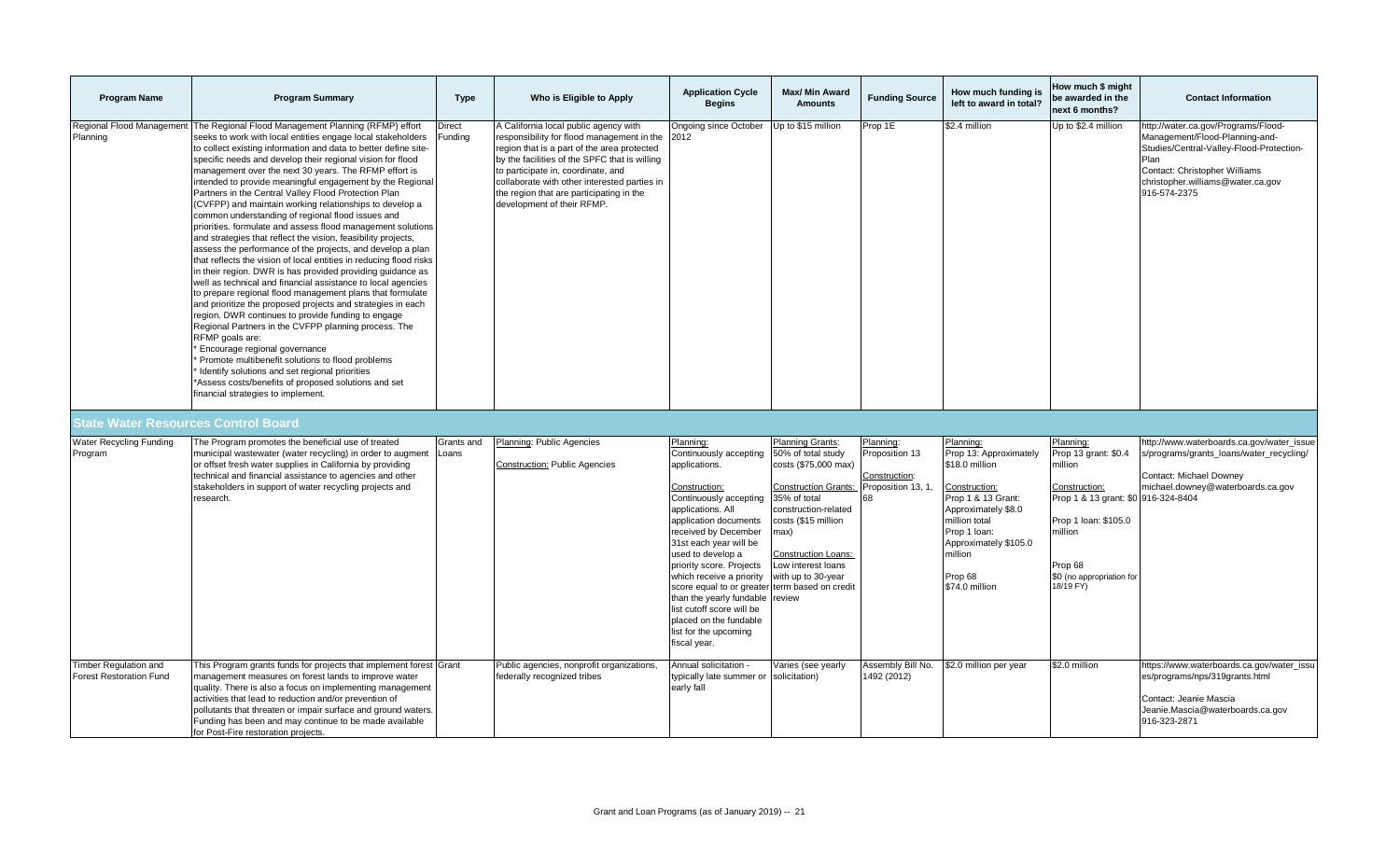| Program Name | Program Summary | Type | Who is Eligible to Apply | Application Cycle Begins | Max/ Min Award Amounts | Funding Source | How much funding is left to award in total? | How much $ might be awarded in the next 6 months? | Contact Information |
|---|---|---|---|---|---|---|---|---|---|
| Regional Flood Management Planning | The Regional Flood Management Planning (RFMP) effort seeks to work with local entities engage local stakeholders to collect existing information and data to better define site-specific needs and develop their regional vision for flood management over the next 30 years. The RFMP effort is intended to provide meaningful engagement by the Regional Partners in the Central Valley Flood Protection Plan (CVFPP) and maintain working relationships to develop a common understanding of regional flood issues and priorities. formulate and assess flood management solutions and strategies that reflect the vision, feasibility projects, assess the performance of the projects, and develop a plan that reflects the vision of local entities in reducing flood risks in their region. DWR is has provided providing guidance as well as technical and financial assistance to local agencies to prepare regional flood management plans that formulate and prioritize the proposed projects and strategies in each region. DWR continues to provide funding to engage Regional Partners in the CVFPP planning process. The RFMP goals are:<br>* Encourage regional governance<br>* Promote multibenefit solutions to flood problems<br>* Identify solutions and set regional priorities<br>*Assess costs/benefits of proposed solutions and set financial strategies to implement. | Direct Funding | A California local public agency with responsibility for flood management in the region that is a part of the area protected by the facilities of the SPFC that is willing to participate in, coordinate, and collaborate with other interested parties in the region that are participating in the development of their RFMP. | Ongoing since October 2012 | Up to $15 million | Prop 1E | $2.4 million | Up to $2.4 million | http://water.ca.gov/Programs/Flood-Management/Flood-Planning-and-Studies/Central-Valley-Flood-Protection-Plan<br>Contact: Christopher Williams<br>christopher.williams@water.ca.gov<br>916-574-2375 |
| **State Water Resources Control Board** | | | | | | | | | |
| Water Recycling Funding Program | The Program promotes the beneficial use of treated municipal wastewater (water recycling) in order to augment or offset fresh water supplies in California by providing technical and financial assistance to agencies and other stakeholders in support of water recycling projects and research. | Grants and Loans | Planning: Public Agencies<br><br>Construction: Public Agencies | Planning:<br>Continuously accepting applications.<br><br>Construction:<br>Continuously accepting applications. All application documents received by December 31st each year will be used to develop a priority score. Projects which receive a priority score equal to or greater than the yearly fundable list cutoff score will be placed on the fundable list for the upcoming fiscal year. | Planning Grants:<br>50% of total study costs ($75,000 max)<br><br>Construction Grants:<br>35% of total construction-related costs ($15 million max)<br><br>Construction Loans:<br>Low interest loans with up to 30-year term based on credit review | Planning:<br>Proposition 13<br><br>Construction:<br>Proposition 13, 1, 68 | Planning:<br>Prop 13: Approximately $18.0 million<br><br>Construction:<br>Prop 1 & 13 Grant: Approximately $8.0 million total<br>Prop 1 loan: Approximately $105.0 million<br><br>Prop 68<br>$74.0 million | Planning:<br>Prop 13 grant: $0.4 million<br><br>Construction:<br>Prop 1 & 13 grant: $0<br><br>Prop 1 loan: $105.0 million<br><br>Prop 68<br>$0 (no appropriation for 18/19 FY) | http://www.waterboards.ca.gov/water_issues/programs/grants_loans/water_recycling/<br><br>Contact: Michael Downey<br>michael.downey@waterboards.ca.gov<br>916-324-8404 |
| Timber Regulation and Forest Restoration Fund | This Program grants funds for projects that implement forest management measures on forest lands to improve water quality. There is also a focus on implementing management activities that lead to reduction and/or prevention of pollutants that threaten or impair surface and ground waters. Funding has been and may continue to be made available for Post-Fire restoration projects. | Grant | Public agencies, nonprofit organizations, federally recognized tribes | Annual solicitation - typically late summer or early fall | Varies (see yearly solicitation) | Assembly Bill No. 1492 (2012) | $2.0 million per year | $2.0 million | https://www.waterboards.ca.gov/water_issues/programs/nps/319grants.html<br><br>Contact: Jeanie Mascia<br>Jeanie.Mascia@waterboards.ca.gov<br>916-323-2871 |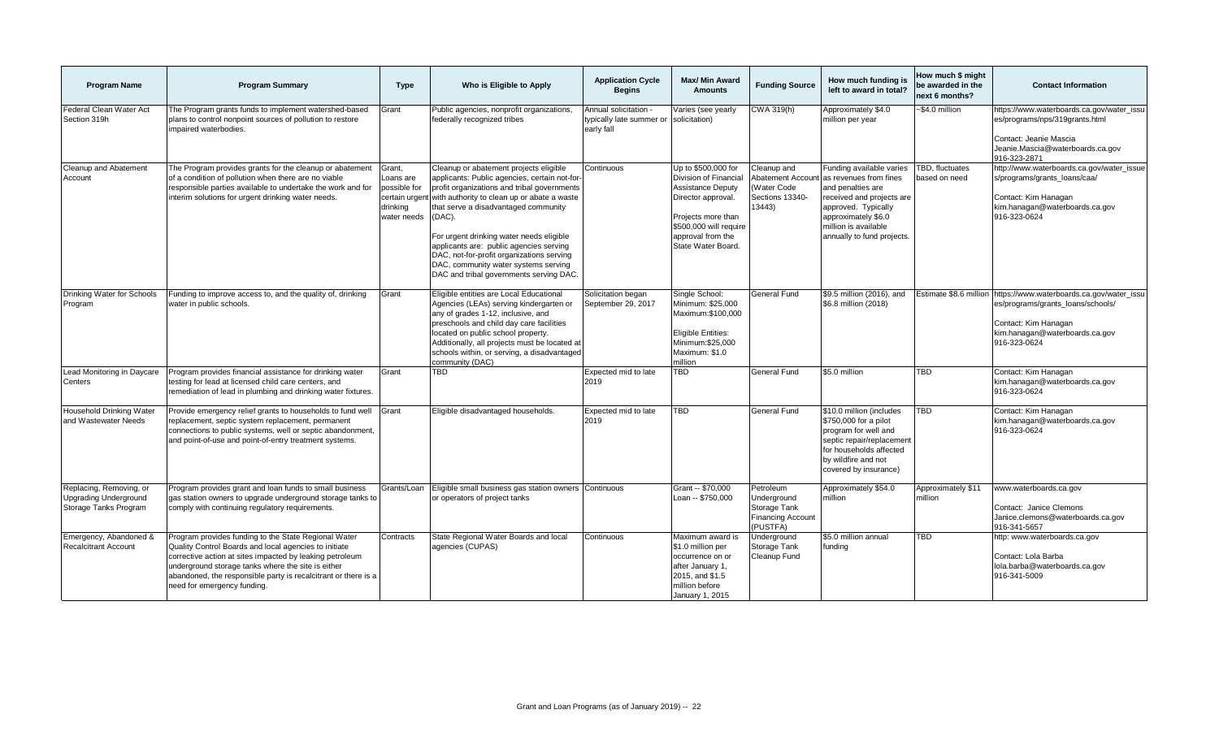| Program Name | Program Summary | Type | Who is Eligible to Apply | Application Cycle Begins | Max/ Min Award Amounts | Funding Source | How much funding is left to award in total? | How much $ might be awarded in the next 6 months? | Contact Information |
|---|---|---|---|---|---|---|---|---|---|
| Federal Clean Water Act Section 319h | The Program grants funds to implement watershed-based plans to control nonpoint sources of pollution to restore impaired waterbodies. | Grant | Public agencies, nonprofit organizations, federally recognized tribes | Annual solicitation - typically late summer or early fall | Varies (see yearly solicitation) | CWA 319(h) | Approximately $4.0 million per year | ~$4.0 million | https://www.waterboards.ca.gov/water_issues/programs/nps/319grants.html<br><br>Contact: Jeanie Mascia<br>Jeanie.Mascia@waterboards.ca.gov<br>916-323-2871 |
| Cleanup and Abatement Account | The Program provides grants for the cleanup or abatement of a condition of pollution when there are no viable responsible parties available to undertake the work and for interim solutions for urgent drinking water needs. | Grant, Loans are possible for certain urgent drinking water needs | Cleanup or abatement projects eligible applicants: Public agencies, certain not-for-profit organizations and tribal governments with authority to clean up or abate a waste that serve a disadvantaged community (DAC).<br><br>For urgent drinking water needs eligible applicants are: public agencies serving DAC, not-for-profit organizations serving DAC, community water systems serving DAC and tribal governments serving DAC. | Continuous | Up to $500,000 for Division of Financial Assistance Deputy Director approval.<br><br>Projects more than $500,000 will require approval from the State Water Board. | Cleanup and Abatement Account (Water Code Sections 13340-13443) | Funding available varies as revenues from fines and penalties are received and projects are approved. Typically approximately $6.0 million is available annually to fund projects. | TBD, fluctuates based on need | http://www.waterboards.ca.gov/water_issues/programs/grants_loans/caa/<br><br>Contact: Kim Hanagan<br>kim.hanagan@waterboards.ca.gov<br>916-323-0624 |
| Drinking Water for Schools Program | Funding to improve access to, and the quality of, drinking water in public schools. | Grant | Eligible entities are Local Educational Agencies (LEAs) serving kindergarten or any of grades 1-12, inclusive, and preschools and child day care facilities located on public school property. Additionally, all projects must be located at schools within, or serving, a disadvantaged community (DAC) | Solicitation began September 29, 2017 | Single School: Minimum: $25,000 Maximum:$100,000<br><br>Eligible Entities: Minimum:$25,000 Maximum: $1.0 million | General Fund | $9.5 million (2016), and $6.8 million (2018) | Estimate $8.6 million | https://www.waterboards.ca.gov/water_issues/programs/grants_loans/schools/<br><br>Contact: Kim Hanagan<br>kim.hanagan@waterboards.ca.gov<br>916-323-0624 |
| Lead Monitoring in Daycare Centers | Program provides financial assistance for drinking water testing for lead at licensed child care centers, and remediation of lead in plumbing and drinking water fixtures. | Grant | TBD | Expected mid to late 2019 | TBD | General Fund | $5.0 million | TBD | Contact: Kim Hanagan<br>kim.hanagan@waterboards.ca.gov<br>916-323-0624 |
| Household Drinking Water and Wastewater Needs | Provide emergency relief grants to households to fund well replacement, septic system replacement, permanent connections to public systems, well or septic abandonment, and point-of-use and point-of-entry treatment systems. | Grant | Eligible disadvantaged households. | Expected mid to late 2019 | TBD | General Fund | $10.0 million (includes $750,000 for a pilot program for well and septic repair/replacement for households affected by wildfire and not covered by insurance) | TBD | Contact: Kim Hanagan<br>kim.hanagan@waterboards.ca.gov<br>916-323-0624 |
| Replacing, Removing, or Upgrading Underground Storage Tanks Program | Program provides grant and loan funds to small business gas station owners to upgrade underground storage tanks to comply with continuing regulatory requirements. | Grants/Loan | Eligible small business gas station owners or operators of project tanks | Continuous | Grant -- $70,000<br>Loan -- $750,000 | Petroleum Underground Storage Tank Financing Account (PUSTFA) | Approximately $54.0 million | Approximately $11 million | www.waterboards.ca.gov<br><br>Contact: Janice Clemons<br>Janice.clemons@waterboards.ca.gov<br>916-341-5657 |
| Emergency, Abandoned & Recalcitrant Account | Program provides funding to the State Regional Water Quality Control Boards and local agencies to initiate corrective action at sites impacted by leaking petroleum underground storage tanks where the site is either abandoned, the responsible party is recalcitrant or there is a need for emergency funding. | Contracts | State Regional Water Boards and local agencies (CUPAS) | Continuous | Maximum award is $1.0 million per occurrence on or after January 1, 2015, and $1.5 million before January 1, 2015 | Underground Storage Tank Cleanup Fund | $5.0 million annual funding | TBD | http: www.waterboards.ca.gov<br><br>Contact: Lola Barba<br>lola.barba@waterboards.ca.gov<br>916-341-5009 |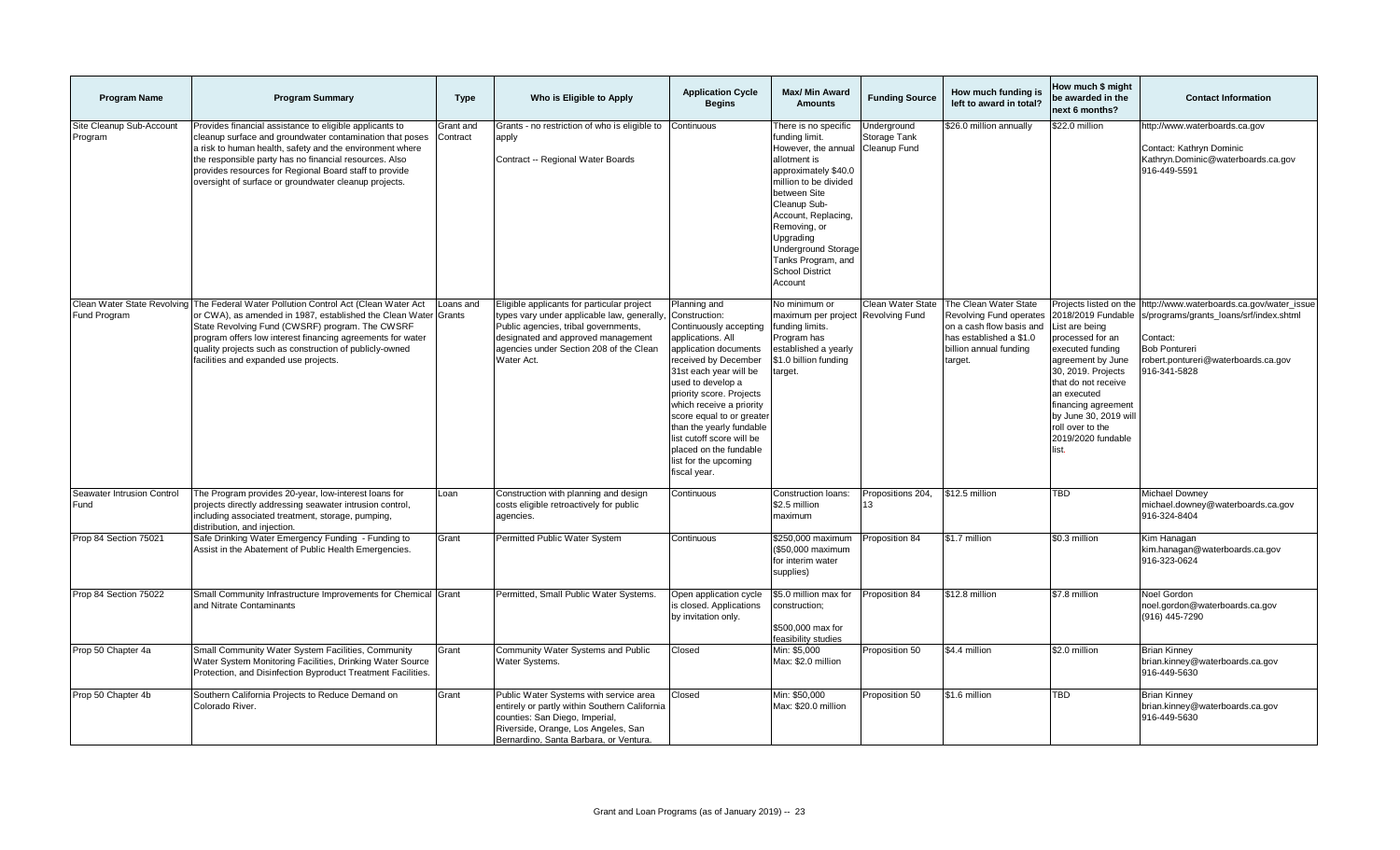| Program Name | Program Summary | Type | Who is Eligible to Apply | Application Cycle Begins | Max/ Min Award Amounts | Funding Source | How much funding is left to award in total? | How much $ might be awarded in the next 6 months? | Contact Information |
|---|---|---|---|---|---|---|---|---|---|
| Site Cleanup Sub-Account Program | Provides financial assistance to eligible applicants to cleanup surface and groundwater contamination that poses a risk to human health, safety and the environment where the responsible party has no financial resources. Also provides resources for Regional Board staff to provide oversight of surface or groundwater cleanup projects. | Grant and Contract | Grants - no restriction of who is eligible to apply<br><br>Contract -- Regional Water Boards | Continuous | There is no specific funding limit. However, the annual allotment is approximately $40.0 million to be divided between Site Cleanup Sub-Account, Replacing, Removing, or Upgrading Underground Storage Tanks Program, and School District Account | Underground Storage Tank Cleanup Fund | $26.0 million annually | $22.0 million | http://www.waterboards.ca.gov<br><br>Contact: Kathryn Dominic<br>Kathryn.Dominic@waterboards.ca.gov<br>916-449-5591 |
| Clean Water State Revolving Fund Program | The Federal Water Pollution Control Act (Clean Water Act or CWA), as amended in 1987, established the Clean Water State Revolving Fund (CWSRF) program. The CWSRF program offers low interest financing agreements for water quality projects such as construction of publicly-owned facilities and expanded use projects. | Loans and Grants | Eligible applicants for particular project types vary under applicable law, generally, Public agencies, tribal governments, designated and approved management agencies under Section 208 of the Clean Water Act. | Planning and Construction: Continuously accepting applications. All application documents received by December 31st each year will be used to develop a priority score. Projects which receive a priority score equal to or greater than the yearly fundable list cutoff score will be placed on the fundable list for the upcoming fiscal year. | No minimum or maximum per project funding limits. Program has established a yearly $1.0 billion funding target. | Clean Water State Revolving Fund | The Clean Water State Revolving Fund operates on a cash flow basis and has established a $1.0 billion annual funding target. | Projects listed on the 2018/2019 Fundable List are being processed for an executed funding agreement by June 30, 2019. Projects that do not receive an executed financing agreement by June 30, 2019 will roll over to the 2019/2020 fundable list. | http://www.waterboards.ca.gov/water_issues/programs/grants_loans/srf/index.shtml<br><br>Contact:<br>Bob Pontureri<br>robert.pontureri@waterboards.ca.gov<br>916-341-5828 |
| Seawater Intrusion Control Fund | The Program provides 20-year, low-interest loans for projects directly addressing seawater intrusion control, including associated treatment, storage, pumping, distribution, and injection. | Loan | Construction with planning and design costs eligible retroactively for public agencies. | Continuous | Construction loans: $2.5 million maximum | Propositions 204, 13 | $12.5 million | TBD | Michael Downey<br>michael.downey@waterboards.ca.gov<br>916-324-8404 |
| Prop 84 Section 75021 | Safe Drinking Water Emergency Funding - Funding to Assist in the Abatement of Public Health Emergencies. | Grant | Permitted Public Water System | Continuous | $250,000 maximum ($50,000 maximum for interim water supplies) | Proposition 84 | $1.7 million | $0.3 million | Kim Hanagan<br>kim.hanagan@waterboards.ca.gov<br>916-323-0624 |
| Prop 84 Section 75022 | Small Community Infrastructure Improvements for Chemical and Nitrate Contaminants | Grant | Permitted, Small Public Water Systems. | Open application cycle is closed. Applications by invitation only. | $5.0 million max for construction;<br><br>$500,000 max for feasibility studies | Proposition 84 | $12.8 million | $7.8 million | Noel Gordon<br>noel.gordon@waterboards.ca.gov<br>(916) 445-7290 |
| Prop 50 Chapter 4a | Small Community Water System Facilities, Community Water System Monitoring Facilities, Drinking Water Source Protection, and Disinfection Byproduct Treatment Facilities. | Grant | Community Water Systems and Public Water Systems. | Closed | Min: $5,000<br>Max: $2.0 million | Proposition 50 | $4.4 million | $2.0 million | Brian Kinney<br>brian.kinney@waterboards.ca.gov<br>916-449-5630 |
| Prop 50 Chapter 4b | Southern California Projects to Reduce Demand on Colorado River. | Grant | Public Water Systems with service area entirely or partly within Southern California counties: San Diego, Imperial, Riverside, Orange, Los Angeles, San Bernardino, Santa Barbara, or Ventura. | Closed | Min: $50,000<br>Max: $20.0 million | Proposition 50 | $1.6 million | TBD | Brian Kinney<br>brian.kinney@waterboards.ca.gov<br>916-449-5630 |

Grant and Loan Programs (as of January 2019) -- 23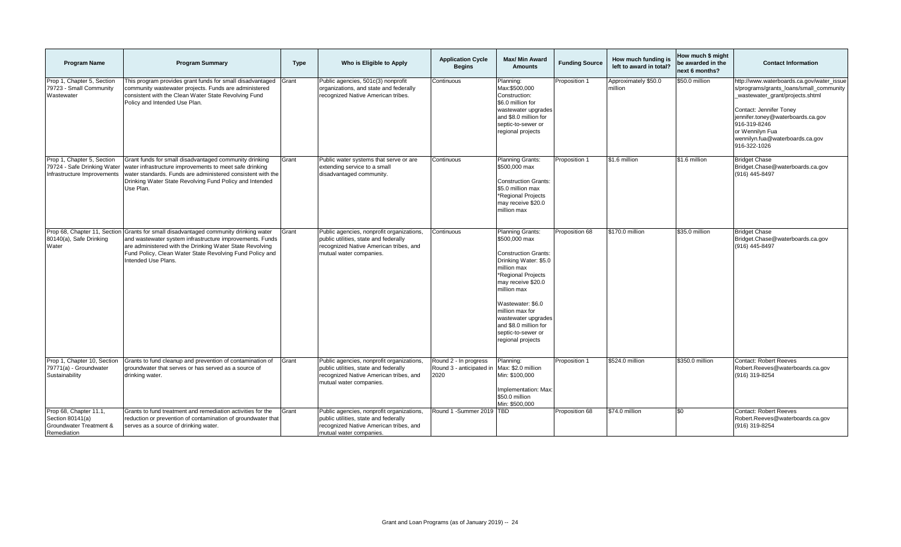| Program Name | Program Summary | Type | Who is Eligible to Apply | Application Cycle Begins | Max/ Min Award Amounts | Funding Source | How much funding is left to award in total? | How much $ might be awarded in the next 6 months? | Contact Information |
|---|---|---|---|---|---|---|---|---|---|
| Prop 1, Chapter 5, Section 79723 - Small Community Wastewater | This program provides grant funds for small disadvantaged community wastewater projects. Funds are administered consistent with the Clean Water State Revolving Fund Policy and Intended Use Plan. | Grant | Public agencies, 501c(3) nonprofit organizations, and state and federally recognized Native American tribes. | Continuous | Planning: Max:$500,000 Construction: $6.0 million for wastewater upgrades and $8.0 million for septic-to-sewer or regional projects | Proposition 1 | Approximately $50.0 million | $50.0 million | http://www.waterboards.ca.gov/water_issues/programs/grants_loans/small_community_wastewater_grant/projects.shtml Contact: Jennifer Toney jennifer.toney@waterboards.ca.gov 916-319-8246 or Wennilyn Fua wennilyn.fua@waterboards.ca.gov 916-322-1026 |
| Prop 1, Chapter 5, Section 79724 - Safe Drinking Water Infrastructure Improvements | Grant funds for small disadvantaged community drinking water infrastructure improvements to meet safe drinking water standards. Funds are administered consistent with the Drinking Water State Revolving Fund Policy and Intended Use Plan. | Grant | Public water systems that serve or are extending service to a small disadvantaged community. | Continuous | Planning Grants: $500,000 max<br><br>Construction Grants: $5.0 million max *Regional Projects may receive $20.0 million max | Proposition 1 | $1.6 million | $1.6 million | Bridget Chase Bridget.Chase@waterboards.ca.gov (916) 445-8497 |
| Prop 68, Chapter 11, Section 80140(a), Safe Drinking Water | Grants for small disadvantaged community drinking water and wastewater system infrastructure improvements. Funds are administered with the Drinking Water State Revolving Fund Policy, Clean Water State Revolving Fund Policy and Intended Use Plans. | Grant | Public agencies, nonprofit organizations, public utilities, state and federally recognized Native American tribes, and mutual water companies. | Continuous | Planning Grants: $500,000 max<br><br>Construction Grants: Drinking Water: $5.0 million max *Regional Projects may receive $20.0 million max<br><br>Wastewater: $6.0 million max for wastewater upgrades and $8.0 million for septic-to-sewer or regional projects | Proposition 68 | $170.0 million | $35.0 million | Bridget Chase Bridget.Chase@waterboards.ca.gov (916) 445-8497 |
| Prop 1, Chapter 10, Section 79771(a) - Groundwater Sustainability | Grants to fund cleanup and prevention of contamination of groundwater that serves or has served as a source of drinking water. | Grant | Public agencies, nonprofit organizations, public utilities, state and federally recognized Native American tribes, and mutual water companies. | Round 2 - In progress Round 3 - anticipated in 2020 | Planning: Max: $2.0 million Min: $100,000<br><br>Implementation: Max: $50.0 million Min: $500,000 | Proposition 1 | $524.0 million | $350.0 million | Contact: Robert Reeves Robert.Reeves@waterboards.ca.gov (916) 319-8254 |
| Prop 68, Chapter 11.1, Section 80141(a) Groundwater Treatment & Remediation | Grants to fund treatment and remediation activities for the reduction or prevention of contamination of groundwater that serves as a source of drinking water. | Grant | Public agencies, nonprofit organizations, public utilities, state and federally recognized Native American tribes, and mutual water companies. | Round 1 -Summer 2019 | TBD | Proposition 68 | $74.0 million | $0 | Contact: Robert Reeves Robert.Reeves@waterboards.ca.gov (916) 319-8254 |

Grant and Loan Programs (as of January 2019) -- 24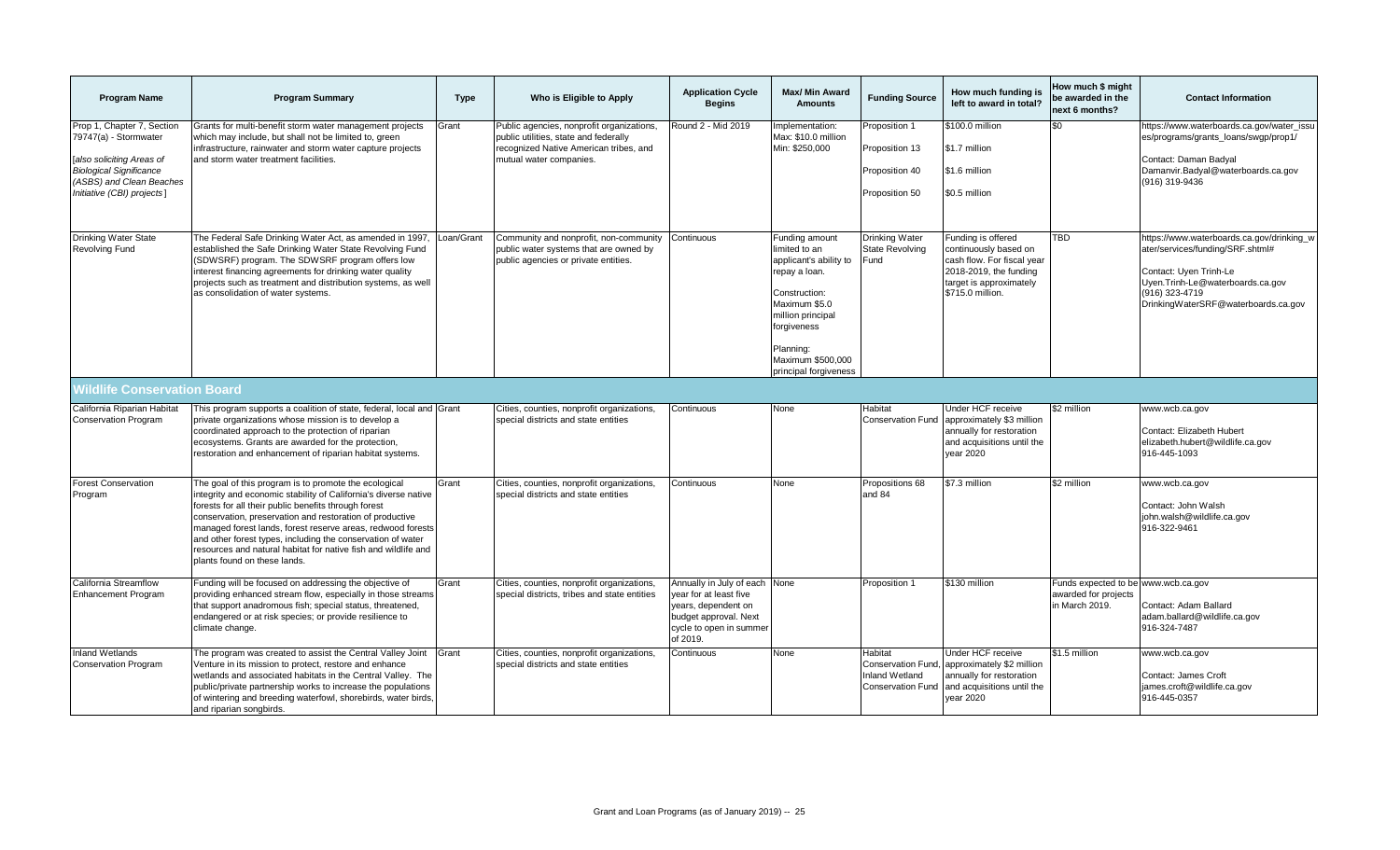| Program Name | Program Summary | Type | Who is Eligible to Apply | Application Cycle Begins | Max/ Min Award Amounts | Funding Source | How much funding is left to award in total? | How much $ might be awarded in the next 6 months? | Contact Information |
|---|---|---|---|---|---|---|---|---|---|
| Prop 1, Chapter 7, Section 79747(a) - Stormwater *[also soliciting Areas of Biological Significance (ASBS) and Clean Beaches Initiative (CBI) projects]* | Grants for multi-benefit storm water management projects which may include, but shall not be limited to, green infrastructure, rainwater and storm water capture projects and storm water treatment facilities. | Grant | Public agencies, nonprofit organizations, public utilities, state and federally recognized Native American tribes, and mutual water companies. | Round 2 - Mid 2019 | Implementation: Max: $10.0 million Min: $250,000 | Proposition 1<br>Proposition 13<br>Proposition 40<br>Proposition 50 | $100.0 million<br>$1.7 million<br>$1.6 million<br>$0.5 million | $0 | https://www.waterboards.ca.gov/water_issues/programs/grants_loans/swgp/prop1/<br>Contact: Daman Badyal<br>Damanvir.Badyal@waterboards.ca.gov<br>(916) 319-9436 |
| Drinking Water State Revolving Fund | The Federal Safe Drinking Water Act, as amended in 1997, established the Safe Drinking Water State Revolving Fund (SDWSRF) program. The SDWSRF program offers low interest financing agreements for drinking water quality projects such as treatment and distribution systems, as well as consolidation of water systems. | Loan/Grant | Community and nonprofit, non-community public water systems that are owned by public agencies or private entities. | Continuous | Funding amount limited to an applicant's ability to repay a loan.<br>Construction: Maximum $5.0 million principal forgiveness<br>Planning: Maximum $500,000 principal forgiveness | Drinking Water State Revolving Fund | Funding is offered continuously based on cash flow. For fiscal year 2018-2019, the funding target is approximately $715.0 million. | TBD | https://www.waterboards.ca.gov/drinking_water/services/funding/SRF.shtml#<br>Contact: Uyen Trinh-Le<br>Uyen.Trinh-Le@waterboards.ca.gov<br>(916) 323-4719<br>DrinkingWaterSRF@waterboards.ca.gov |
| **Wildlife Conservation Board** | | | | | | | | | |
| California Riparian Habitat Conservation Program | This program supports a coalition of state, federal, local and private organizations whose mission is to develop a coordinated approach to the protection of riparian ecosystems. Grants are awarded for the protection, restoration and enhancement of riparian habitat systems. | Grant | Cities, counties, nonprofit organizations, special districts and state entities | Continuous | None | Habitat Conservation Fund | Under HCF receive approximately $3 million annually for restoration and acquisitions until the year 2020 | $2 million | www.wcb.ca.gov<br>Contact: Elizabeth Hubert<br>elizabeth.hubert@wildlife.ca.gov<br>916-445-1093 |
| Forest Conservation Program | The goal of this program is to promote the ecological integrity and economic stability of California's diverse native forests for all their public benefits through forest conservation, preservation and restoration of productive managed forest lands, forest reserve areas, redwood forests and other forest types, including the conservation of water resources and natural habitat for native fish and wildlife and plants found on these lands. | Grant | Cities, counties, nonprofit organizations, special districts and state entities | Continuous | None | Propositions 68 and 84 | $7.3 million | $2 million | www.wcb.ca.gov<br>Contact: John Walsh<br>john.walsh@wildlife.ca.gov<br>916-322-9461 |
| California Streamflow Enhancement Program | Funding will be focused on addressing the objective of providing enhanced stream flow, especially in those streams that support anadromous fish; special status, threatened, endangered or at risk species; or provide resilience to climate change. | Grant | Cities, counties, nonprofit organizations, special districts, tribes and state entities | Annually in July of each year for at least five years, dependent on budget approval. Next cycle to open in summer of 2019. | None | Proposition 1 | $130 million | Funds expected to be awarded for projects in March 2019. | www.wcb.ca.gov<br>Contact: Adam Ballard<br>adam.ballard@wildlife.ca.gov<br>916-324-7487 |
| Inland Wetlands Conservation Program | The program was created to assist the Central Valley Joint Venture in its mission to protect, restore and enhance wetlands and associated habitats in the Central Valley. The public/private partnership works to increase the populations of wintering and breeding waterfowl, shorebirds, water birds, and riparian songbirds. | Grant | Cities, counties, nonprofit organizations, special districts and state entities | Continuous | None | Habitat Conservation Fund, Inland Wetland Conservation Fund | Under HCF receive approximately $2 million annually for restoration and acquisitions until the year 2020 | $1.5 million | www.wcb.ca.gov<br>Contact: James Croft<br>james.croft@wildlife.ca.gov<br>916-445-0357 |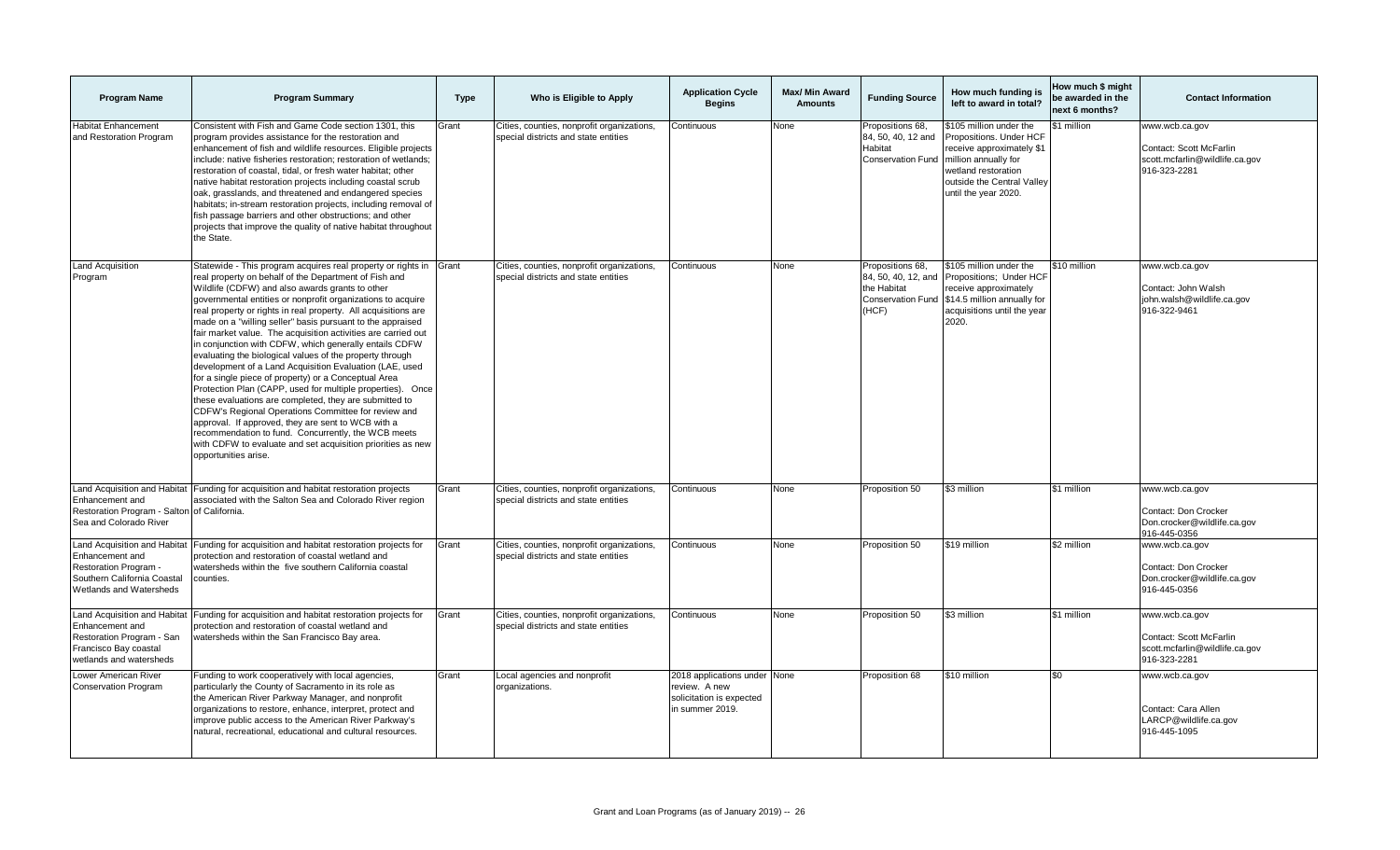| Program Name | Program Summary | Type | Who is Eligible to Apply | Application Cycle Begins | Max/ Min Award Amounts | Funding Source | How much funding is left to award in total? | How much $ might be awarded in the next 6 months? | Contact Information |
|---|---|---|---|---|---|---|---|---|---|
| Habitat Enhancement and Restoration Program | Consistent with Fish and Game Code section 1301, this program provides assistance for the restoration and enhancement of fish and wildlife resources. Eligible projects include: native fisheries restoration; restoration of wetlands; restoration of coastal, tidal, or fresh water habitat; other native habitat restoration projects including coastal scrub oak, grasslands, and threatened and endangered species habitats; in-stream restoration projects, including removal of fish passage barriers and other obstructions; and other projects that improve the quality of native habitat throughout the State. | Grant | Cities, counties, nonprofit organizations, special districts and state entities | Continuous | None | Propositions 68, 84, 50, 40, 12 and Habitat Conservation Fund | $105 million under the Propositions. Under HCF receive approximately $1 million annually for wetland restoration outside the Central Valley until the year 2020. | $1 million | www.wcb.ca.gov<br><br>Contact: Scott McFarlin<br>scott.mcfarlin@wildlife.ca.gov<br>916-323-2281 |
| Land Acquisition Program | Statewide - This program acquires real property or rights in real property on behalf of the Department of Fish and Wildlife (CDFW) and also awards grants to other governmental entities or nonprofit organizations to acquire real property or rights in real property. All acquisitions are made on a "willing seller" basis pursuant to the appraised fair market value. The acquisition activities are carried out in conjunction with CDFW, which generally entails CDFW evaluating the biological values of the property through development of a Land Acquisition Evaluation (LAE, used for a single piece of property) or a Conceptual Area Protection Plan (CAPP, used for multiple properties). Once these evaluations are completed, they are submitted to CDFW's Regional Operations Committee for review and approval. If approved, they are sent to WCB with a recommendation to fund. Concurrently, the WCB meets with CDFW to evaluate and set acquisition priorities as new opportunities arise. | Grant | Cities, counties, nonprofit organizations, special districts and state entities | Continuous | None | Propositions 68, 84, 50, 40, 12, and the Habitat Conservation Fund (HCF) | $105 million under the Propositions; Under HCF receive approximately $14.5 million annually for acquisitions until the year 2020. | $10 million | www.wcb.ca.gov<br><br>Contact: John Walsh<br>john.walsh@wildlife.ca.gov<br>916-322-9461 |
| Land Acquisition and Habitat Enhancement and Restoration Program - Salton Sea and Colorado River | Funding for acquisition and habitat restoration projects associated with the Salton Sea and Colorado River region of California. | Grant | Cities, counties, nonprofit organizations, special districts and state entities | Continuous | None | Proposition 50 | $3 million | $1 million | www.wcb.ca.gov<br><br>Contact: Don Crocker<br>Don.crocker@wildlife.ca.gov<br>916-445-0356 |
| Land Acquisition and Habitat Enhancement and Restoration Program - Southern California Coastal Wetlands and Watersheds | Funding for acquisition and habitat restoration projects for protection and restoration of coastal wetland and watersheds within the five southern California coastal counties. | Grant | Cities, counties, nonprofit organizations, special districts and state entities | Continuous | None | Proposition 50 | $19 million | $2 million | www.wcb.ca.gov<br><br>Contact: Don Crocker<br>Don.crocker@wildlife.ca.gov<br>916-445-0356 |
| Land Acquisition and Habitat Enhancement and Restoration Program - San Francisco Bay coastal wetlands and watersheds | Funding for acquisition and habitat restoration projects for protection and restoration of coastal wetland and watersheds within the San Francisco Bay area. | Grant | Cities, counties, nonprofit organizations, special districts and state entities | Continuous | None | Proposition 50 | $3 million | $1 million | www.wcb.ca.gov<br><br>Contact: Scott McFarlin<br>scott.mcfarlin@wildlife.ca.gov<br>916-323-2281 |
| Lower American River Conservation Program | Funding to work cooperatively with local agencies, particularly the County of Sacramento in its role as the American River Parkway Manager, and nonprofit organizations to restore, enhance, interpret, protect and improve public access to the American River Parkway's natural, recreational, educational and cultural resources. | Grant | Local agencies and nonprofit organizations. | 2018 applications under review. A new solicitation is expected in summer 2019. | None | Proposition 68 | $10 million | $0 | www.wcb.ca.gov<br><br>Contact: Cara Allen<br>LARCP@wildlife.ca.gov<br>916-445-1095 |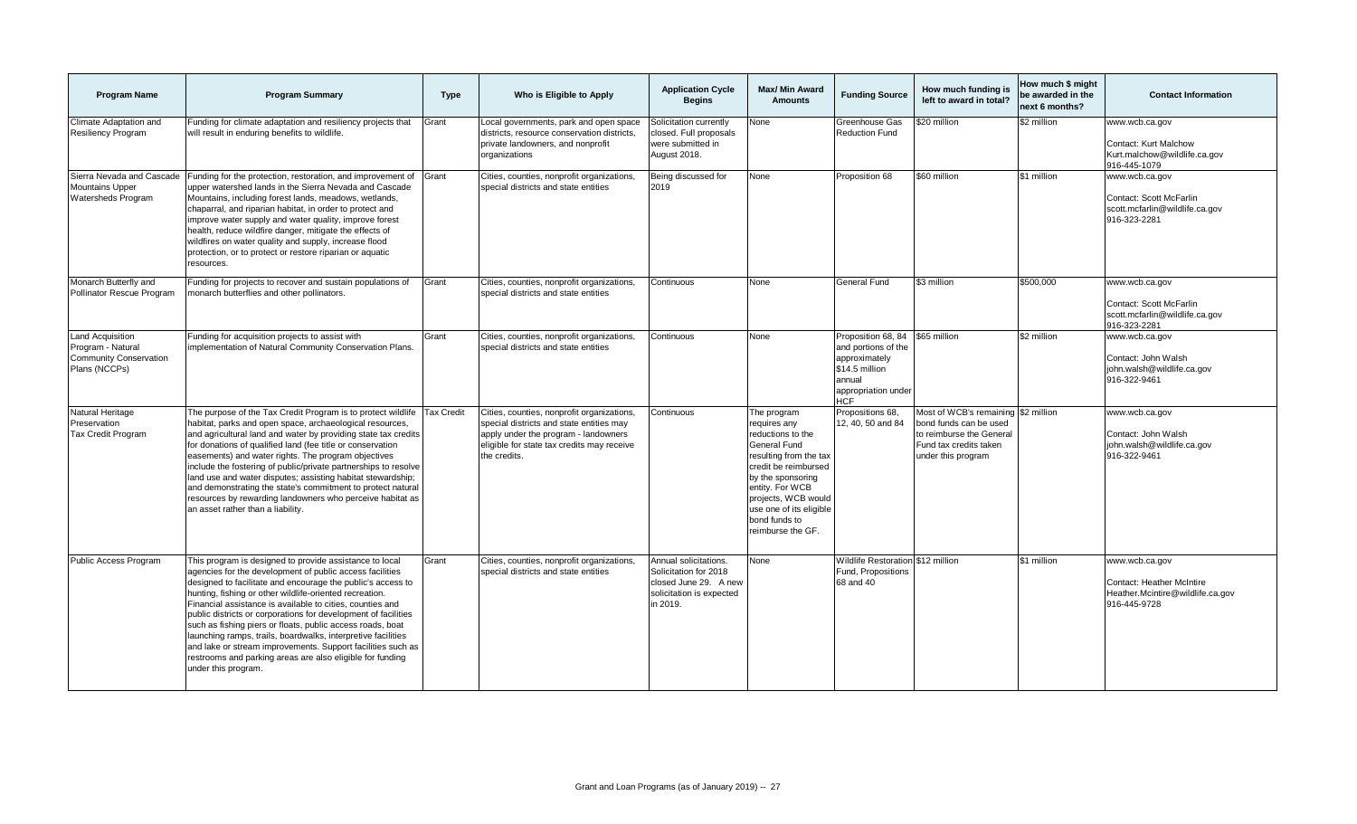| Program Name | Program Summary | Type | Who is Eligible to Apply | Application Cycle Begins | Max/ Min Award Amounts | Funding Source | How much funding is left to award in total? | How much $ might be awarded in the next 6 months? | Contact Information |
|---|---|---|---|---|---|---|---|---|---|
| Climate Adaptation and Resiliency Program | Funding for climate adaptation and resiliency projects that will result in enduring benefits to wildlife. | Grant | Local governments, park and open space districts, resource conservation districts, private landowners, and nonprofit organizations | Solicitation currently closed. Full proposals were submitted in August 2018. | None | Greenhouse Gas Reduction Fund | $20 million | $2 million | www.wcb.ca.gov<br><br>Contact: Kurt Malchow<br>Kurt.malchow@wildlife.ca.gov<br>916-445-1079 |
| Sierra Nevada and Cascade Mountains Upper Watersheds Program | Funding for the protection, restoration, and improvement of upper watershed lands in the Sierra Nevada and Cascade Mountains, including forest lands, meadows, wetlands, chaparral, and riparian habitat, in order to protect and improve water supply and water quality, improve forest health, reduce wildfire danger, mitigate the effects of wildfires on water quality and supply, increase flood protection, or to protect or restore riparian or aquatic resources. | Grant | Cities, counties, nonprofit organizations, special districts and state entities | Being discussed for 2019 | None | Proposition 68 | $60 million | $1 million | www.wcb.ca.gov<br><br>Contact: Scott McFarlin<br>scott.mcfarlin@wildlife.ca.gov<br>916-323-2281 |
| Monarch Butterfly and Pollinator Rescue Program | Funding for projects to recover and sustain populations of monarch butterflies and other pollinators. | Grant | Cities, counties, nonprofit organizations, special districts and state entities | Continuous | None | General Fund | $3 million | $500,000 | www.wcb.ca.gov<br><br>Contact: Scott McFarlin<br>scott.mcfarlin@wildlife.ca.gov<br>916-323-2281 |
| Land Acquisition Program - Natural Community Conservation Plans (NCCPs) | Funding for acquisition projects to assist with implementation of Natural Community Conservation Plans. | Grant | Cities, counties, nonprofit organizations, special districts and state entities | Continuous | None | Proposition 68, 84 and portions of the approximately $14.5 million annual appropriation under HCF | $65 million | $2 million | www.wcb.ca.gov<br><br>Contact: John Walsh<br>john.walsh@wildlife.ca.gov<br>916-322-9461 |
| Natural Heritage Preservation Tax Credit Program | The purpose of the Tax Credit Program is to protect wildlife habitat, parks and open space, archaeological resources, and agricultural land and water by providing state tax credits for donations of qualified land (fee title or conservation easements) and water rights. The program objectives include the fostering of public/private partnerships to resolve land use and water disputes; assisting habitat stewardship; and demonstrating the state's commitment to protect natural resources by rewarding landowners who perceive habitat as an asset rather than a liability. | Tax Credit | Cities, counties, nonprofit organizations, special districts and state entities may apply under the program - landowners eligible for state tax credits may receive the credits. | Continuous | The program requires any reductions to the General Fund resulting from the tax credit be reimbursed by the sponsoring entity. For WCB projects, WCB would use one of its eligible bond funds to reimburse the GF. | Propositions 68, 12, 40, 50 and 84 | Most of WCB's remaining bond funds can be used to reimburse the General Fund tax credits taken under this program | $2 million | www.wcb.ca.gov<br><br>Contact: John Walsh<br>john.walsh@wildlife.ca.gov<br>916-322-9461 |
| Public Access Program | This program is designed to provide assistance to local agencies for the development of public access facilities designed to facilitate and encourage the public's access to hunting, fishing or other wildlife-oriented recreation. Financial assistance is available to cities, counties and public districts or corporations for development of facilities such as fishing piers or floats, public access roads, boat launching ramps, trails, boardwalks, interpretive facilities and lake or stream improvements. Support facilities such as restrooms and parking areas are also eligible for funding under this program. | Grant | Cities, counties, nonprofit organizations, special districts and state entities | Annual solicitations. Solicitation for 2018 closed June 29. A new solicitation is expected in 2019. | None | Wildlife Restoration Fund, Propositions 68 and 40 | $12 million | $1 million | www.wcb.ca.gov<br><br>Contact: Heather McIntire<br>Heather.Mcintire@wildlife.ca.gov<br>916-445-9728 |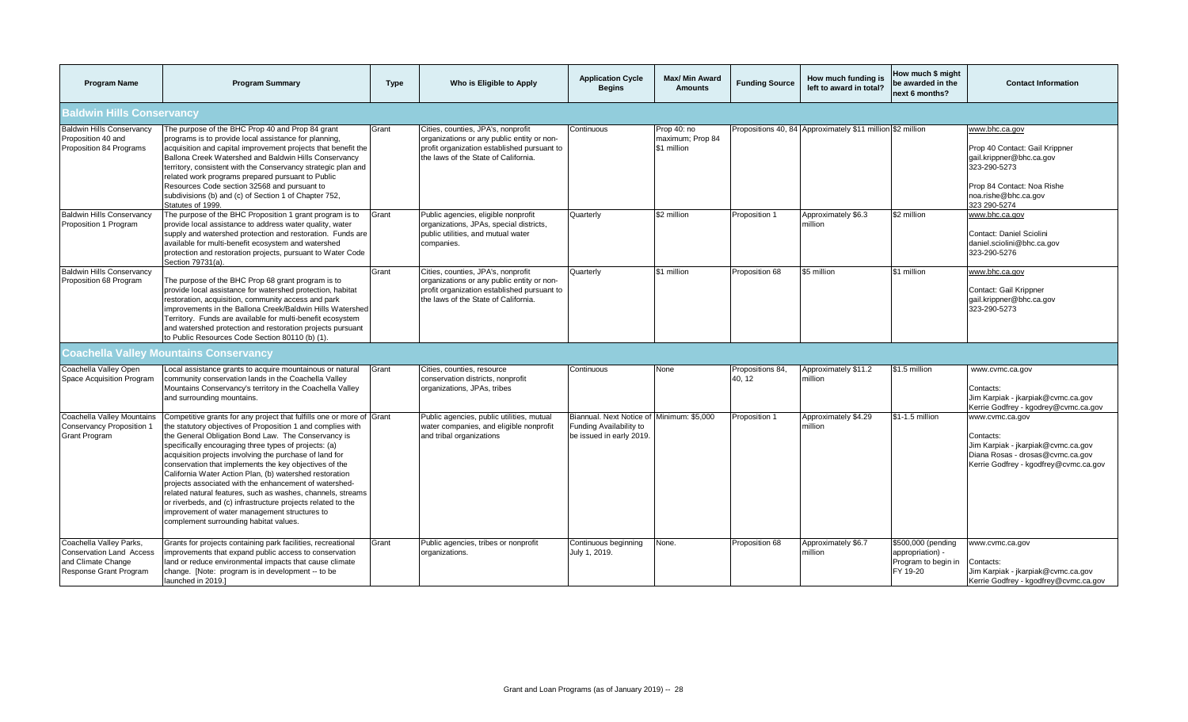| Program Name | Program Summary | Type | Who is Eligible to Apply | Application Cycle Begins | Max/ Min Award Amounts | Funding Source | How much funding is left to award in total? | How much $ might be awarded in the next 6 months? | Contact Information |
|---|---|---|---|---|---|---|---|---|---|
| **Baldwin Hills Conservancy** | | | | | | | | | |
| Baldwin Hills Conservancy Proposition 40 and Proposition 84 Programs | The purpose of the BHC Prop 40 and Prop 84 grant programs is to provide local assistance for planning, acquisition and capital improvement projects that benefit the Ballona Creek Watershed and Baldwin Hills Conservancy territory, consistent with the Conservancy strategic plan and related work programs prepared pursuant to Public Resources Code section 32568 and pursuant to subdivisions (b) and (c) of Section 1 of Chapter 752, Statutes of 1999. | Grant | Cities, counties, JPA's, nonprofit organizations or any public entity or non-profit organization established pursuant to the laws of the State of California. | Continuous | Prop 40: no maximum; Prop 84 $1 million | Propositions 40, 84 | Approximately $11 million | $2 million | www.bhc.ca.gov<br><br>Prop 40 Contact: Gail Krippner<br>gail.krippner@bhc.ca.gov<br>323-290-5273<br><br>Prop 84 Contact: Noa Rishe<br>noa.rishe@bhc.ca.gov<br>323 290-5274 |
| Baldwin Hills Conservancy Proposition 1 Program | The purpose of the BHC Proposition 1 grant program is to provide local assistance to address water quality, water supply and watershed protection and restoration. Funds are available for multi-benefit ecosystem and watershed protection and restoration projects, pursuant to Water Code Section 79731(a). | Grant | Public agencies, eligible nonprofit organizations, JPAs, special districts, public utilities, and mutual water companies. | Quarterly | $2 million | Proposition 1 | Approximately $6.3 million | $2 million | www.bhc.ca.gov<br><br>Contact: Daniel Sciolini<br>daniel.sciolini@bhc.ca.gov<br>323-290-5276 |
| Baldwin Hills Conservancy Proposition 68 Program | The purpose of the BHC Prop 68 grant program is to provide local assistance for watershed protection, habitat restoration, acquisition, community access and park improvements in the Ballona Creek/Baldwin Hills Watershed Territory. Funds are available for multi-benefit ecosystem and watershed protection and restoration projects pursuant to Public Resources Code Section 80110 (b) (1). | Grant | Cities, counties, JPA's, nonprofit organizations or any public entity or non-profit organization established pursuant to the laws of the State of California. | Quarterly | $1 million | Proposition 68 | $5 million | $1 million | www.bhc.ca.gov<br><br>Contact: Gail Krippner<br>gail.krippner@bhc.ca.gov<br>323-290-5273 |
| **Coachella Valley Mountains Conservancy** | | | | | | | | | |
| Coachella Valley Open Space Acquisition Program | Local assistance grants to acquire mountainous or natural community conservation lands in the Coachella Valley Mountains Conservancy's territory in the Coachella Valley and surrounding mountains. | Grant | Cities, counties, resource conservation districts, nonprofit organizations, JPAs, tribes | Continuous | None | Propositions 84, 40, 12 | Approximately $11.2 million | $1.5 million | www.cvmc.ca.gov<br><br>Contacts:<br>Jim Karpiak - jkarpiak@cvmc.ca.gov<br>Kerrie Godfrey - kgodrey@cvmc.ca.gov |
| Coachella Valley Mountains Conservancy Proposition 1 Grant Program | Competitive grants for any project that fulfills one or more of the statutory objectives of Proposition 1 and complies with the General Obligation Bond Law. The Conservancy is specifically encouraging three types of projects: (a) acquisition projects involving the purchase of land for conservation that implements the key objectives of the California Water Action Plan, (b) watershed restoration projects associated with the enhancement of watershed-related natural features, such as washes, channels, streams or riverbeds, and (c) infrastructure projects related to the improvement of water management structures to complement surrounding habitat values. | Grant | Public agencies, public utilities, mutual water companies, and eligible nonprofit and tribal organizations | Biannual. Next Notice of Funding Availability to be issued in early 2019. | Minimum: $5,000 | Proposition 1 | Approximately $4.29 million | $1-1.5 million | www.cvmc.ca.gov<br><br>Contacts:<br>Jim Karpiak - jkarpiak@cvmc.ca.gov<br>Diana Rosas - drosas@cvmc.ca.gov<br>Kerrie Godfrey - kgodfrey@cvmc.ca.gov |
| Coachella Valley Parks, Conservation Land Access and Climate Change Response Grant Program | Grants for projects containing park facilities, recreational improvements that expand public access to conservation land or reduce environmental impacts that cause climate change. [Note: program is in development -- to be launched in 2019.] | Grant | Public agencies, tribes or nonprofit organizations. | Continuous beginning July 1, 2019. | None. | Proposition 68 | Approximately $6.7 million | $500,000 (pending appropriation) - Program to begin in FY 19-20 | www.cvmc.ca.gov<br><br>Contacts:<br>Jim Karpiak - jkarpiak@cvmc.ca.gov<br>Kerrie Godfrey - kgodfrey@cvmc.ca.gov |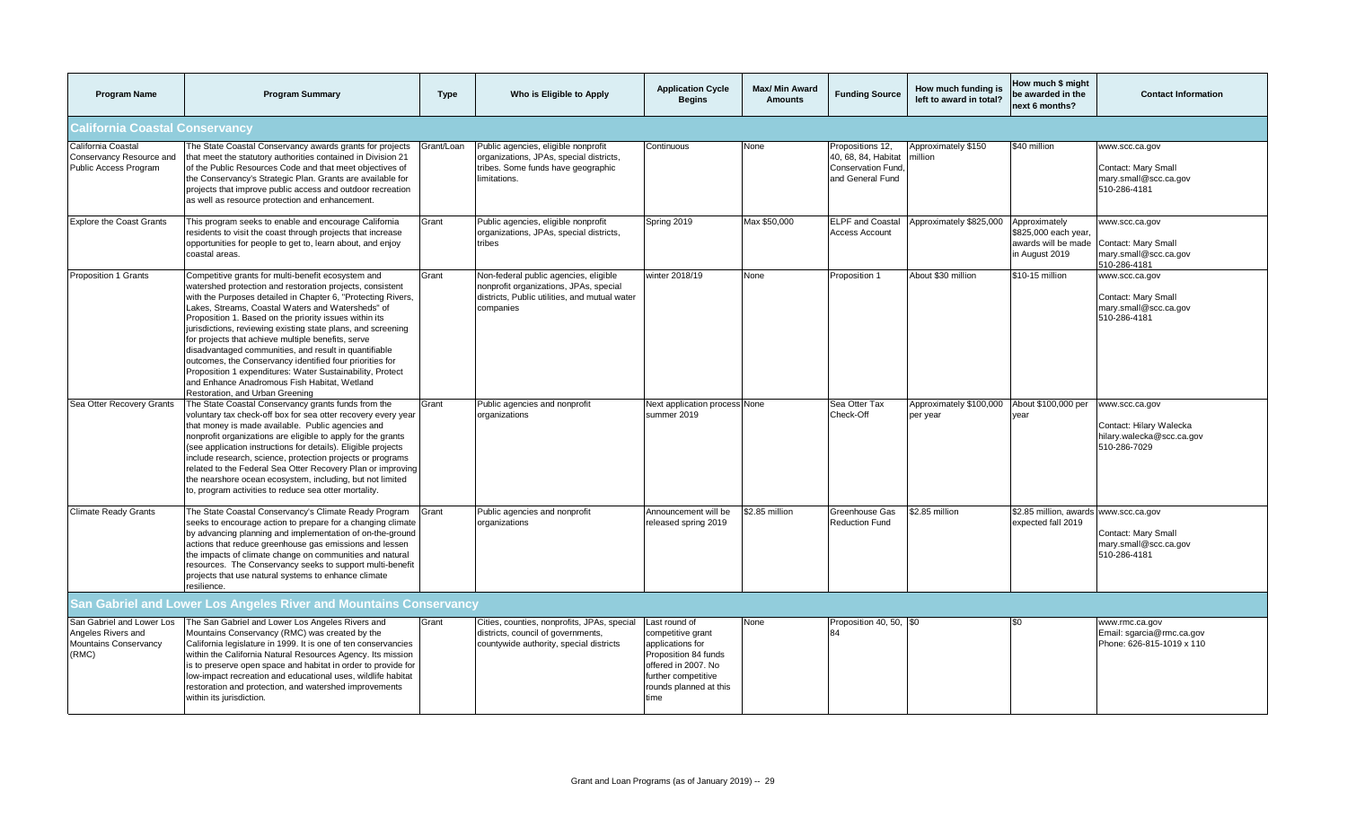| Program Name | Program Summary | Type | Who is Eligible to Apply | Application Cycle Begins | Max/ Min Award Amounts | Funding Source | How much funding is left to award in total? | How much $ might be awarded in the next 6 months? | Contact Information |
|---|---|---|---|---|---|---|---|---|---|
| **California Coastal Conservancy** | | | | | | | | | |
| California Coastal Conservancy Resource and Public Access Program | The State Coastal Conservancy awards grants for projects that meet the statutory authorities contained in Division 21 of the Public Resources Code and that meet objectives of the Conservancy's Strategic Plan. Grants are available for projects that improve public access and outdoor recreation as well as resource protection and enhancement. | Grant/Loan | Public agencies, eligible nonprofit organizations, JPAs, special districts, tribes. Some funds have geographic limitations. | Continuous | None | Propositions 12, 40, 68, 84, Habitat Conservation Fund, and General Fund | Approximately $150 million | $40 million | www.scc.ca.gov<br>Contact: Mary Small<br>mary.small@scc.ca.gov<br>510-286-4181 |
| Explore the Coast Grants | This program seeks to enable and encourage California residents to visit the coast through projects that increase opportunities for people to get to, learn about, and enjoy coastal areas. | Grant | Public agencies, eligible nonprofit organizations, JPAs, special districts, tribes | Spring 2019 | Max $50,000 | ELPF and Coastal Access Account | Approximately $825,000 | Approximately $825,000 each year, awards will be made in August 2019 | www.scc.ca.gov<br>Contact: Mary Small<br>mary.small@scc.ca.gov<br>510-286-4181 |
| Proposition 1 Grants | Competitive grants for multi-benefit ecosystem and watershed protection and restoration projects, consistent with the Purposes detailed in Chapter 6, "Protecting Rivers, Lakes, Streams, Coastal Waters and Watersheds" of Proposition 1. Based on the priority issues within its jurisdictions, reviewing existing state plans, and screening for projects that achieve multiple benefits, serve disadvantaged communities, and result in quantifiable outcomes, the Conservancy identified four priorities for Proposition 1 expenditures: Water Sustainability, Protect and Enhance Anadromous Fish Habitat, Wetland Restoration, and Urban Greening | Grant | Non-federal public agencies, eligible nonprofit organizations, JPAs, special districts, Public utilities, and mutual water companies | winter 2018/19 | None | Proposition 1 | About $30 million | $10-15 million | www.scc.ca.gov<br>Contact: Mary Small<br>mary.small@scc.ca.gov<br>510-286-4181 |
| Sea Otter Recovery Grants | The State Coastal Conservancy grants funds from the voluntary tax check-off box for sea otter recovery every year that money is made available. Public agencies and nonprofit organizations are eligible to apply for the grants (see application instructions for details). Eligible projects include research, science, protection projects or programs related to the Federal Sea Otter Recovery Plan or improving the nearshore ocean ecosystem, including, but not limited to, program activities to reduce sea otter mortality. | Grant | Public agencies and nonprofit organizations | Next application process summer 2019 | None | Sea Otter Tax Check-Off | Approximately $100,000 per year | About $100,000 per year | www.scc.ca.gov<br>Contact: Hilary Walecka<br>hilary.walecka@scc.ca.gov<br>510-286-7029 |
| Climate Ready Grants | The State Coastal Conservancy's Climate Ready Program seeks to encourage action to prepare for a changing climate by advancing planning and implementation of on-the-ground actions that reduce greenhouse gas emissions and lessen the impacts of climate change on communities and natural resources. The Conservancy seeks to support multi-benefit projects that use natural systems to enhance climate resilience. | Grant | Public agencies and nonprofit organizations | Announcement will be released spring 2019 | $2.85 million | Greenhouse Gas Reduction Fund | $2.85 million | $2.85 million, awards expected fall 2019 | www.scc.ca.gov<br>Contact: Mary Small<br>mary.small@scc.ca.gov<br>510-286-4181 |
| **San Gabriel and Lower Los Angeles River and Mountains Conservancy** | | | | | | | | | |
| San Gabriel and Lower Los Angeles Rivers and Mountains Conservancy (RMC) | The San Gabriel and Lower Los Angeles Rivers and Mountains Conservancy (RMC) was created by the California legislature in 1999. It is one of ten conservancies within the California Natural Resources Agency. Its mission is to preserve open space and habitat in order to provide for low-impact recreation and educational uses, wildlife habitat restoration and protection, and watershed improvements within its jurisdiction. | Grant | Cities, counties, nonprofits, JPAs, special districts, council of governments, countywide authority, special districts | Last round of competitive grant applications for Proposition 84 funds offered in 2007. No further competitive rounds planned at this time | None | Proposition 40, 50, 84 | $0 | $0 | www.rmc.ca.gov<br>Email: sgarcia@rmc.ca.gov<br>Phone: 626-815-1019 x 110 |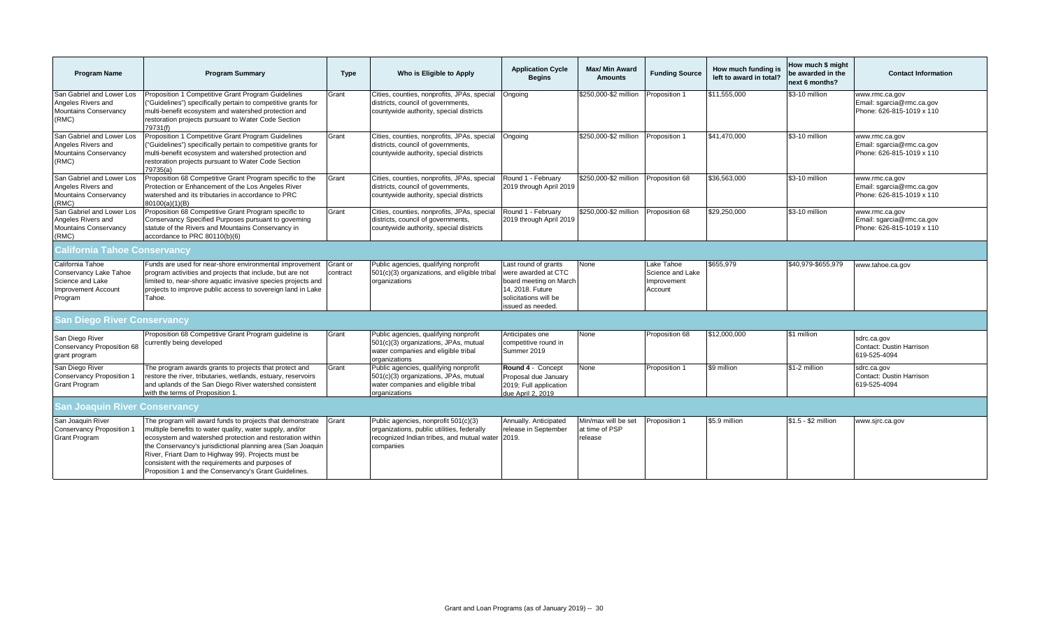| Program Name | Program Summary | Type | Who is Eligible to Apply | Application Cycle Begins | Max/ Min Award Amounts | Funding Source | How much funding is left to award in total? | How much $ might be awarded in the next 6 months? | Contact Information |
|---|---|---|---|---|---|---|---|---|---|
| San Gabriel and Lower Los Angeles Rivers and Mountains Conservancy (RMC) | Proposition 1 Competitive Grant Program Guidelines ("Guidelines") specifically pertain to competitive grants for multi-benefit ecosystem and watershed protection and restoration projects pursuant to Water Code Section 79731(f) | Grant | Cities, counties, nonprofits, JPAs, special districts, council of governments, countywide authority, special districts | Ongoing | $250,000-$2 million | Proposition 1 | $11,555,000 | $3-10 million | www.rmc.ca.gov Email: sgarcia@rmc.ca.gov Phone: 626-815-1019 x 110 |
| San Gabriel and Lower Los Angeles Rivers and Mountains Conservancy (RMC) | Proposition 1 Competitive Grant Program Guidelines ("Guidelines") specifically pertain to competitive grants for multi-benefit ecosystem and watershed protection and restoration projects pursuant to Water Code Section 79735(a) | Grant | Cities, counties, nonprofits, JPAs, special districts, council of governments, countywide authority, special districts | Ongoing | $250,000-$2 million | Proposition 1 | $41,470,000 | $3-10 million | www.rmc.ca.gov Email: sgarcia@rmc.ca.gov Phone: 626-815-1019 x 110 |
| San Gabriel and Lower Los Angeles Rivers and Mountains Conservancy (RMC) | Proposition 68 Competitive Grant Program specific to the Protection or Enhancement of the Los Angeles River watershed and its tributaries in accordance to PRC 80100(a)(1)(B) | Grant | Cities, counties, nonprofits, JPAs, special districts, council of governments, countywide authority, special districts | Round 1 - February 2019 through April 2019 | $250,000-$2 million | Proposition 68 | $36,563,000 | $3-10 million | www.rmc.ca.gov Email: sgarcia@rmc.ca.gov Phone: 626-815-1019 x 110 |
| San Gabriel and Lower Los Angeles Rivers and Mountains Conservancy (RMC) | Proposition 68 Competitive Grant Program specific to Conservancy Specified Purposes pursuant to governing statute of the Rivers and Mountains Conservancy in accordance to PRC 80110(b)(6) | Grant | Cities, counties, nonprofits, JPAs, special districts, council of governments, countywide authority, special districts | Round 1 - February 2019 through April 2019 | $250,000-$2 million | Proposition 68 | $29,250,000 | $3-10 million | www.rmc.ca.gov Email: sgarcia@rmc.ca.gov Phone: 626-815-1019 x 110 |
| **California Tahoe Conservancy** | | | | | | | | | |
| California Tahoe Conservancy Lake Tahoe Science and Lake Improvement Account Program | Funds are used for near-shore environmental improvement program activities and projects that include, but are not limited to, near-shore aquatic invasive species projects and projects to improve public access to sovereign land in Lake Tahoe. | Grant or contract | Public agencies, qualifying nonprofit 501(c)(3) organizations, and eligible tribal organizations | Last round of grants were awarded at CTC board meeting on March 14, 2018. Future solicitations will be issued as needed. | None | Lake Tahoe Science and Lake Improvement Account | $655,979 | $40,979-$655,979 | www.tahoe.ca.gov |
| **San Diego River Conservancy** | | | | | | | | | |
| San Diego River Conservancy Proposition 68 grant program | Proposition 68 Competitive Grant Program guideline is currently being developed | Grant | Public agencies, qualifying nonprofit 501(c)(3) organizations, JPAs, mutual water companies and eligible tribal organizations | Anticipates one competitive round in Summer 2019 | None | Proposition 68 | $12,000,000 | $1 million | sdrc.ca.gov Contact: Dustin Harrison 619-525-4094 |
| San Diego River Conservancy Proposition 1 Grant Program | The program awards grants to projects that protect and restore the river, tributaries, wetlands, estuary, reservoirs and uplands of the San Diego River watershed consistent with the terms of Proposition 1. | Grant | Public agencies, qualifying nonprofit 501(c)(3) organizations, JPAs, mutual water companies and eligible tribal organizations | **Round 4** - Concept Proposal due January 2019; Full application due April 2, 2019 | None | Proposition 1 | $9 million | $1-2 million | sdrc.ca.gov Contact: Dustin Harrison 619-525-4094 |
| **San Joaquin River Conservancy** | | | | | | | | | |
| San Joaquin River Conservancy Proposition 1 Grant Program | The program will award funds to projects that demonstrate multiple benefits to water quality, water supply, and/or ecosystem and watershed protection and restoration within the Conservancy's jurisdictional planning area (San Joaquin River, Friant Dam to Highway 99). Projects must be consistent with the requirements and purposes of Proposition 1 and the Conservancy's Grant Guidelines. | Grant | Public agencies, nonprofit 501(c)(3) organizations, public utilities, federally recognized Indian tribes, and mutual water companies | Annually. Anticipated release in September 2019. | Min/max will be set at time of PSP release | Proposition 1 | $5.9 million | $1.5 - $2 million | www.sjrc.ca.gov |

Grant and Loan Programs (as of January 2019)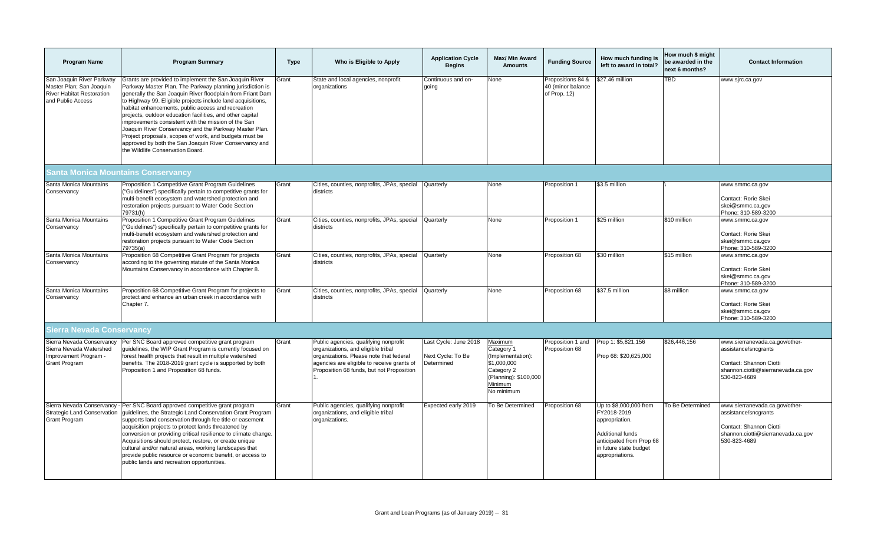| Program Name | Program Summary | Type | Who is Eligible to Apply | Application Cycle Begins | Max/ Min Award Amounts | Funding Source | How much funding is left to award in total? | How much $ might be awarded in the next 6 months? | Contact Information |
|---|---|---|---|---|---|---|---|---|---|
| San Joaquin River Parkway Master Plan; San Joaquin River Habitat Restoration and Public Access | Grants are provided to implement the San Joaquin River Parkway Master Plan. The Parkway planning jurisdiction is generally the San Joaquin River floodplain from Friant Dam to Highway 99. Eligible projects include land acquisitions, habitat enhancements, public access and recreation projects, outdoor education facilities, and other capital improvements consistent with the mission of the San Joaquin River Conservancy and the Parkway Master Plan. Project proposals, scopes of work, and budgets must be approved by both the San Joaquin River Conservancy and the Wildlife Conservation Board. | Grant | State and local agencies, nonprofit organizations | Continuous and on-going | None | Propositions 84 & 40 (minor balance of Prop. 12) | $27.46 million | TBD | www.sjrc.ca.gov |
| **Santa Monica Mountains Conservancy** | | | | | | | | | |
| Santa Monica Mountains Conservancy | Proposition 1 Competitive Grant Program Guidelines ("Guidelines") specifically pertain to competitive grants for multi-benefit ecosystem and watershed protection and restoration projects pursuant to Water Code Section 79731(h) | Grant | Cities, counties, nonprofits, JPAs, special districts | Quarterly | None | Proposition 1 | $3.5 million | \ | www.smmc.ca.gov<br><br>Contact: Rorie Skei<br>skei@smmc.ca.gov<br>Phone: 310-589-3200 |
| Santa Monica Mountains Conservancy | Proposition 1 Competitive Grant Program Guidelines ("Guidelines") specifically pertain to competitive grants for multi-benefit ecosystem and watershed protection and restoration projects pursuant to Water Code Section 79735(a) | Grant | Cities, counties, nonprofits, JPAs, special districts | Quarterly | None | Proposition 1 | $25 million | $10 million | www.smmc.ca.gov<br><br>Contact: Rorie Skei<br>skei@smmc.ca.gov<br>Phone: 310-589-3200 |
| Santa Monica Mountains Conservancy | Proposition 68 Competitive Grant Program for projects according to the governing statute of the Santa Monica Mountains Conservancy in accordance with Chapter 8. | Grant | Cities, counties, nonprofits, JPAs, special districts | Quarterly | None | Proposition 68 | $30 million | $15 million | www.smmc.ca.gov<br><br>Contact: Rorie Skei<br>skei@smmc.ca.gov<br>Phone: 310-589-3200 |
| Santa Monica Mountains Conservancy | Proposition 68 Competitive Grant Program for projects to protect and enhance an urban creek in accordance with Chapter 7. | Grant | Cities, counties, nonprofits, JPAs, special districts | Quarterly | None | Proposition 68 | $37.5 million | $8 million | www.smmc.ca.gov<br><br>Contact: Rorie Skei<br>skei@smmc.ca.gov<br>Phone: 310-589-3200 |
| **Sierra Nevada Conservancy** | | | | | | | | | |
| Sierra Nevada Conservancy Sierra Nevada Watershed Improvement Program - Grant Program | Per SNC Board approved competitive grant program guidelines, the WIP Grant Program is currently focused on forest health projects that result in multiple watershed benefits. The 2018-2019 grant cycle is supported by both Proposition 1 and Proposition 68 funds. | Grant | Public agencies, qualifying nonprofit organizations, and eligible tribal organizations. Please note that federal agencies are eligible to receive grants of Proposition 68 funds, but not Proposition 1. | Last Cycle: June 2018<br><br>Next Cycle: To Be Determined | Maximum<br>Category 1 (Implementation): $1,000,000<br>Category 2 (Planning): $100,000<br>Minimum<br>No minimum | Proposition 1 and Proposition 68 | Prop 1: $5,821,156<br><br>Prop 68: $20,625,000 | $26,446,156 | www.sierranevada.ca.gov/other-assistance/sncgrants<br><br>Contact: Shannon Ciotti<br>shannon.ciotti@sierranevada.ca.gov<br>530-823-4689 |
| Sierra Nevada Conservancy - Strategic Land Conservation Grant Program | Per SNC Board approved competitive grant program guidelines, the Strategic Land Conservation Grant Program supports land conservation through fee title or easement acquisition projects to protect lands threatened by conversion or providing critical resilience to climate change. Acquisitions should protect, restore, or create unique cultural and/or natural areas, working landscapes that provide public resource or economic benefit, or access to public lands and recreation opportunities. | Grant | Public agencies, qualifying nonprofit organizations, and eligible tribal organizations. | Expected early 2019 | To Be Determined | Proposition 68 | Up to $8,000,000 from FY2018-2019 appropriation.<br><br>Additional funds anticipated from Prop 68 in future state budget appropriations. | To Be Determined | www.sierranevada.ca.gov/other-assistance/sncgrants<br><br>Contact: Shannon Ciotti<br>shannon.ciotti@sierranevada.ca.gov<br>530-823-4689 |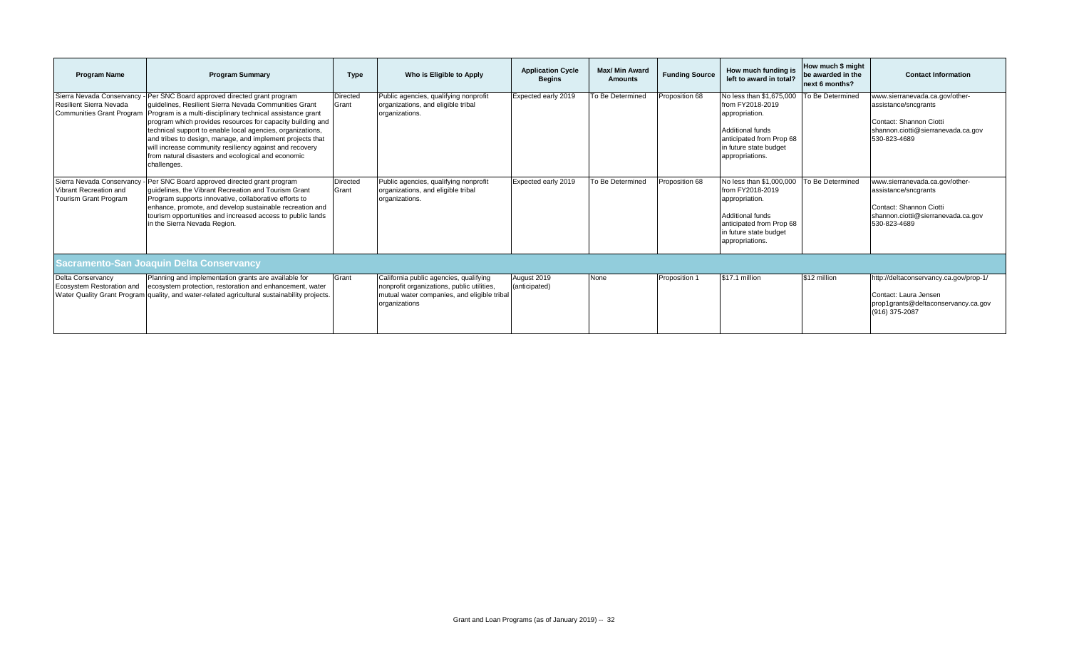| Program Name | Program Summary | Type | Who is Eligible to Apply | Application Cycle Begins | Max/ Min Award Amounts | Funding Source | How much funding is left to award in total? | How much $ might be awarded in the next 6 months? | Contact Information |
|---|---|---|---|---|---|---|---|---|---|
| Sierra Nevada Conservancy - Resilient Sierra Nevada Communities Grant Program | Per SNC Board approved directed grant program guidelines, Resilient Sierra Nevada Communities Grant Program is a multi-disciplinary technical assistance grant program which provides resources for capacity building and technical support to enable local agencies, organizations, and tribes to design, manage, and implement projects that will increase community resiliency against and recovery from natural disasters and ecological and economic challenges. | Directed Grant | Public agencies, qualifying nonprofit organizations, and eligible tribal organizations. | Expected early 2019 | To Be Determined | Proposition 68 | No less than $1,675,000 from FY2018-2019 appropriation.<br><br>Additional funds anticipated from Prop 68 in future state budget appropriations. | To Be Determined | www.sierranevada.ca.gov/other-assistance/sncgrants<br><br>Contact: Shannon Ciotti<br>shannon.ciotti@sierranevada.ca.gov<br>530-823-4689 |
| Sierra Nevada Conservancy - Vibrant Recreation and Tourism Grant Program | Per SNC Board approved directed grant program guidelines, the Vibrant Recreation and Tourism Grant Program supports innovative, collaborative efforts to enhance, promote, and develop sustainable recreation and tourism opportunities and increased access to public lands in the Sierra Nevada Region. | Directed Grant | Public agencies, qualifying nonprofit organizations, and eligible tribal organizations. | Expected early 2019 | To Be Determined | Proposition 68 | No less than $1,000,000 from FY2018-2019 appropriation.<br><br>Additional funds anticipated from Prop 68 in future state budget appropriations. | To Be Determined | www.sierranevada.ca.gov/other-assistance/sncgrants<br><br>Contact: Shannon Ciotti<br>shannon.ciotti@sierranevada.ca.gov<br>530-823-4689 |
| **Sacramento-San Joaquin Delta Conservancy** | | | | | | | | | |
| Delta Conservancy Ecosystem Restoration and Water Quality Grant Program | Planning and implementation grants are available for ecosystem protection, restoration and enhancement, water quality, and water-related agricultural sustainability projects. | Grant | California public agencies, qualifying nonprofit organizations, public utilities, mutual water companies, and eligible tribal organizations | August 2019 (anticipated) | None | Proposition 1 | $17.1 million | $12 million | http://deltaconservancy.ca.gov/prop-1/<br><br>Contact: Laura Jensen<br>prop1grants@deltaconservancy.ca.gov<br>(916) 375-2087 |

Grant and Loan Programs (as of January 2019)